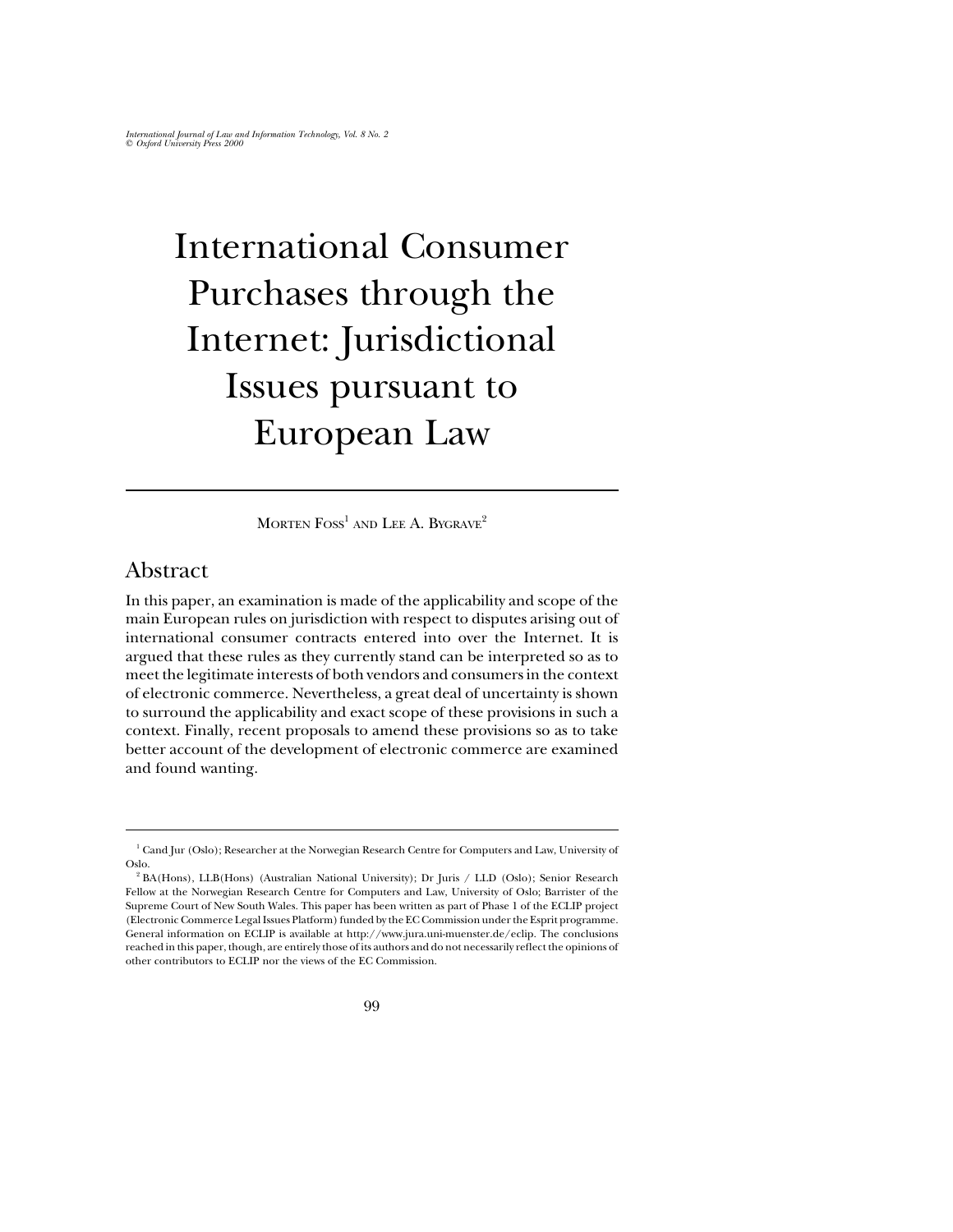# International Consumer Purchases through the Internet: Jurisdictional Issues pursuant to European Law

Morten Foss[1] and Lee A. Bygrave[2]

## Abstract

In this paper, an examination is made of the applicability and scope of the main European rules on jurisdiction with respect to disputes arising out of international consumer contracts entered into over the Internet. It is argued that these rules as they currently stand can be interpreted so as to meet the legitimate interests of both vendors and consumers in the context of electronic commerce. Nevertheless, a great deal of uncertainty is shown to surround the applicability and exact scope of these provisions in such a context. Finally, recent proposals to amend these provisions so as to take better account of the development of electronic commerce are examined and found wanting.

---

[1] Cand Jur (Oslo); Researcher at the Norwegian Research Centre for Computers and Law, University of Oslo.

[2] BA(Hons), LLB(Hons) (Australian National University); Dr Juris / LLD (Oslo); Senior Research Fellow at the Norwegian Research Centre for Computers and Law, University of Oslo; Barrister of the Supreme Court of New South Wales. This paper has been written as part of Phase 1 of the ECLIP project (Electronic Commerce Legal Issues Platform) funded by the EC Commission under the Esprit programme. General information on ECLIP is available at http://www.jura.uni-muenster.de/eclip. The conclusions reached in this paper, though, are entirely those of its authors and do not necessarily reflect the opinions of other contributors to ECLIP nor the views of the EC Commission.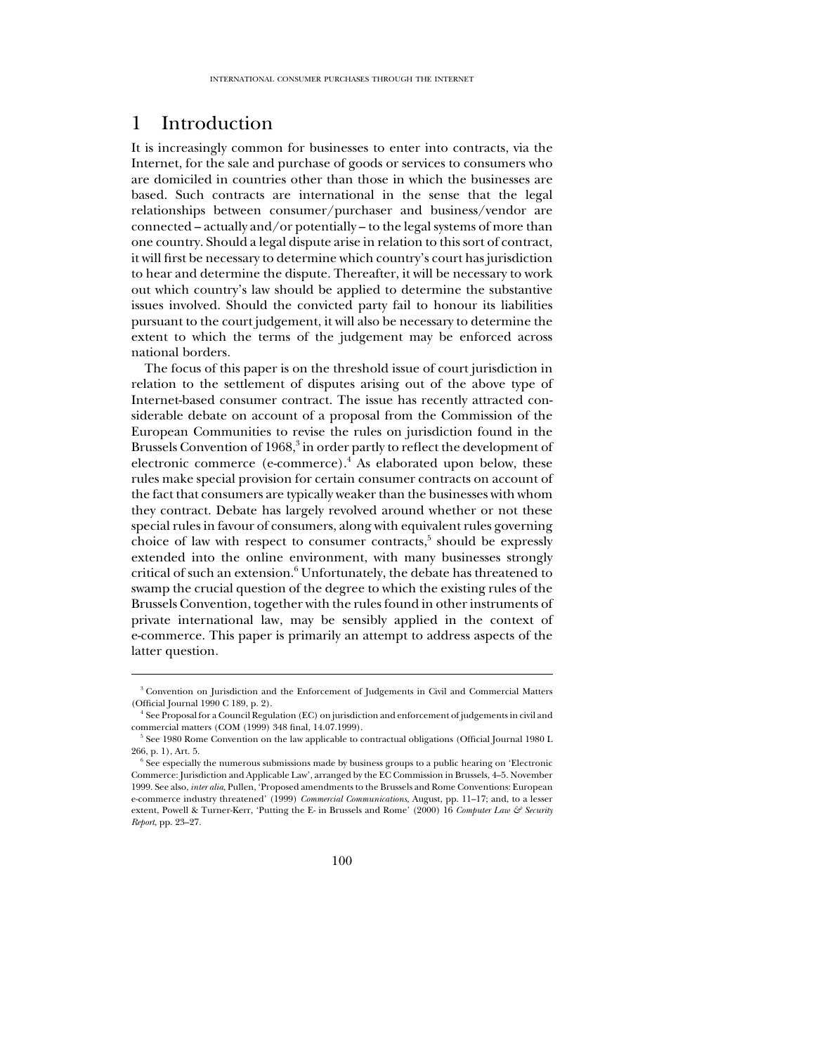# 1 Introduction

It is increasingly common for businesses to enter into contracts, via the Internet, for the sale and purchase of goods or services to consumers who are domiciled in countries other than those in which the businesses are based. Such contracts are international in the sense that the legal relationships between consumer/purchaser and business/vendor are connected – actually and/or potentially – to the legal systems of more than one country. Should a legal dispute arise in relation to this sort of contract, it will first be necessary to determine which country's court has jurisdiction to hear and determine the dispute. Thereafter, it will be necessary to work out which country's law should be applied to determine the substantive issues involved. Should the convicted party fail to honour its liabilities pursuant to the court judgement, it will also be necessary to determine the extent to which the terms of the judgement may be enforced across national borders.

The focus of this paper is on the threshold issue of court jurisdiction in relation to the settlement of disputes arising out of the above type of Internet-based consumer contract. The issue has recently attracted considerable debate on account of a proposal from the Commission of the European Communities to revise the rules on jurisdiction found in the Brussels Convention of 1968,[3] in order partly to reflect the development of electronic commerce (e-commerce).[4] As elaborated upon below, these rules make special provision for certain consumer contracts on account of the fact that consumers are typically weaker than the businesses with whom they contract. Debate has largely revolved around whether or not these special rules in favour of consumers, along with equivalent rules governing choice of law with respect to consumer contracts,[5] should be expressly extended into the online environment, with many businesses strongly critical of such an extension.[6] Unfortunately, the debate has threatened to swamp the crucial question of the degree to which the existing rules of the Brussels Convention, together with the rules found in other instruments of private international law, may be sensibly applied in the context of e-commerce. This paper is primarily an attempt to address aspects of the latter question.

---

[3] Convention on Jurisdiction and the Enforcement of Judgements in Civil and Commercial Matters (Official Journal 1990 C 189, p. 2).

[4] See Proposal for a Council Regulation (EC) on jurisdiction and enforcement of judgements in civil and commercial matters (COM (1999) 348 final, 14.07.1999).

[5] See 1980 Rome Convention on the law applicable to contractual obligations (Official Journal 1980 L 266, p. 1), Art. 5.

[6] See especially the numerous submissions made by business groups to a public hearing on 'Electronic Commerce: Jurisdiction and Applicable Law', arranged by the EC Commission in Brussels, 4–5. November 1999. See also, *inter alia*, Pullen, 'Proposed amendments to the Brussels and Rome Conventions: European e-commerce industry threatened' (1999) *Commercial Communications*, August, pp. 11–17; and, to a lesser extent, Powell & Turner-Kerr, 'Putting the E- in Brussels and Rome' (2000) 16 *Computer Law & Security Report*, pp. 23–27.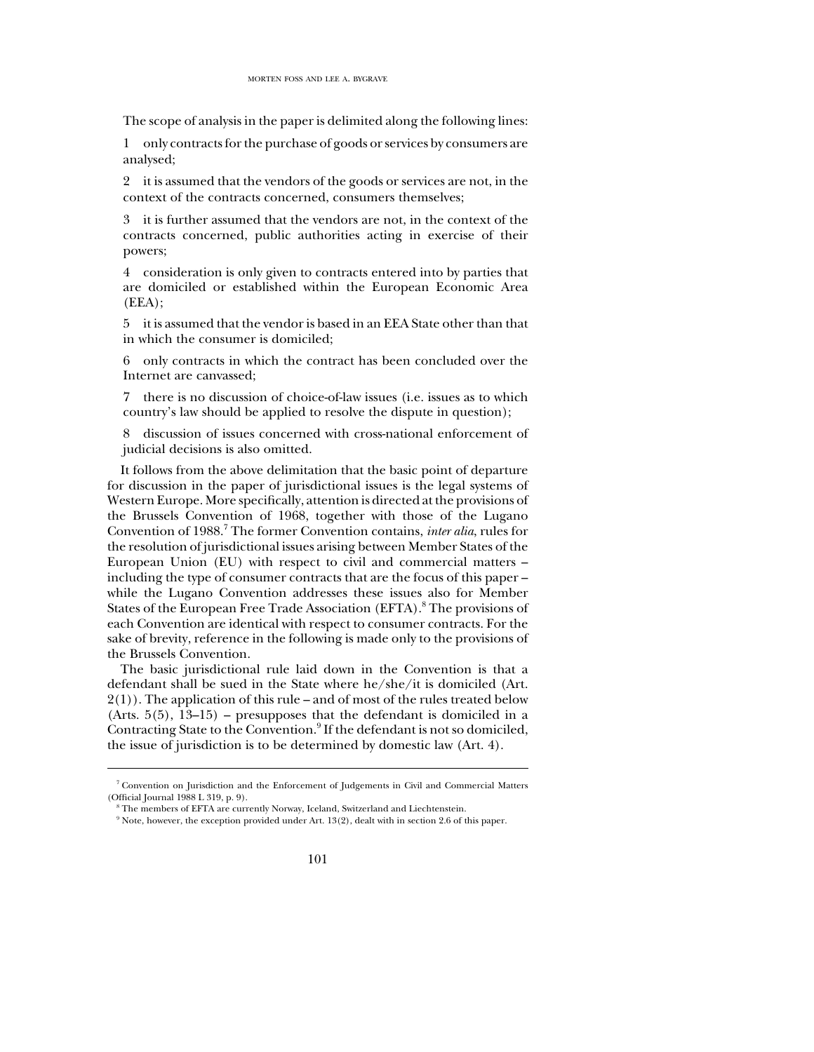The scope of analysis in the paper is delimited along the following lines:

1 only contracts for the purchase of goods or services by consumers are analysed;

2 it is assumed that the vendors of the goods or services are not, in the context of the contracts concerned, consumers themselves;

3 it is further assumed that the vendors are not, in the context of the contracts concerned, public authorities acting in exercise of their powers;

4 consideration is only given to contracts entered into by parties that are domiciled or established within the European Economic Area (EEA);

5 it is assumed that the vendor is based in an EEA State other than that in which the consumer is domiciled;

6 only contracts in which the contract has been concluded over the Internet are canvassed;

7 there is no discussion of choice-of-law issues (i.e. issues as to which country's law should be applied to resolve the dispute in question);

8 discussion of issues concerned with cross-national enforcement of judicial decisions is also omitted.

It follows from the above delimitation that the basic point of departure for discussion in the paper of jurisdictional issues is the legal systems of Western Europe. More specifically, attention is directed at the provisions of the Brussels Convention of 1968, together with those of the Lugano Convention of 1988.[7] The former Convention contains, *inter alia*, rules for the resolution of jurisdictional issues arising between Member States of the European Union (EU) with respect to civil and commercial matters – including the type of consumer contracts that are the focus of this paper – while the Lugano Convention addresses these issues also for Member States of the European Free Trade Association (EFTA).[8] The provisions of each Convention are identical with respect to consumer contracts. For the sake of brevity, reference in the following is made only to the provisions of the Brussels Convention.

The basic jurisdictional rule laid down in the Convention is that a defendant shall be sued in the State where he/she/it is domiciled (Art. 2(1)). The application of this rule – and of most of the rules treated below (Arts. 5(5), 13–15) – presupposes that the defendant is domiciled in a Contracting State to the Convention.[9] If the defendant is not so domiciled, the issue of jurisdiction is to be determined by domestic law (Art. 4).

---

[7] Convention on Jurisdiction and the Enforcement of Judgements in Civil and Commercial Matters (Official Journal 1988 L 319, p. 9).

[8] The members of EFTA are currently Norway, Iceland, Switzerland and Liechtenstein.

[9] Note, however, the exception provided under Art. 13(2), dealt with in section 2.6 of this paper.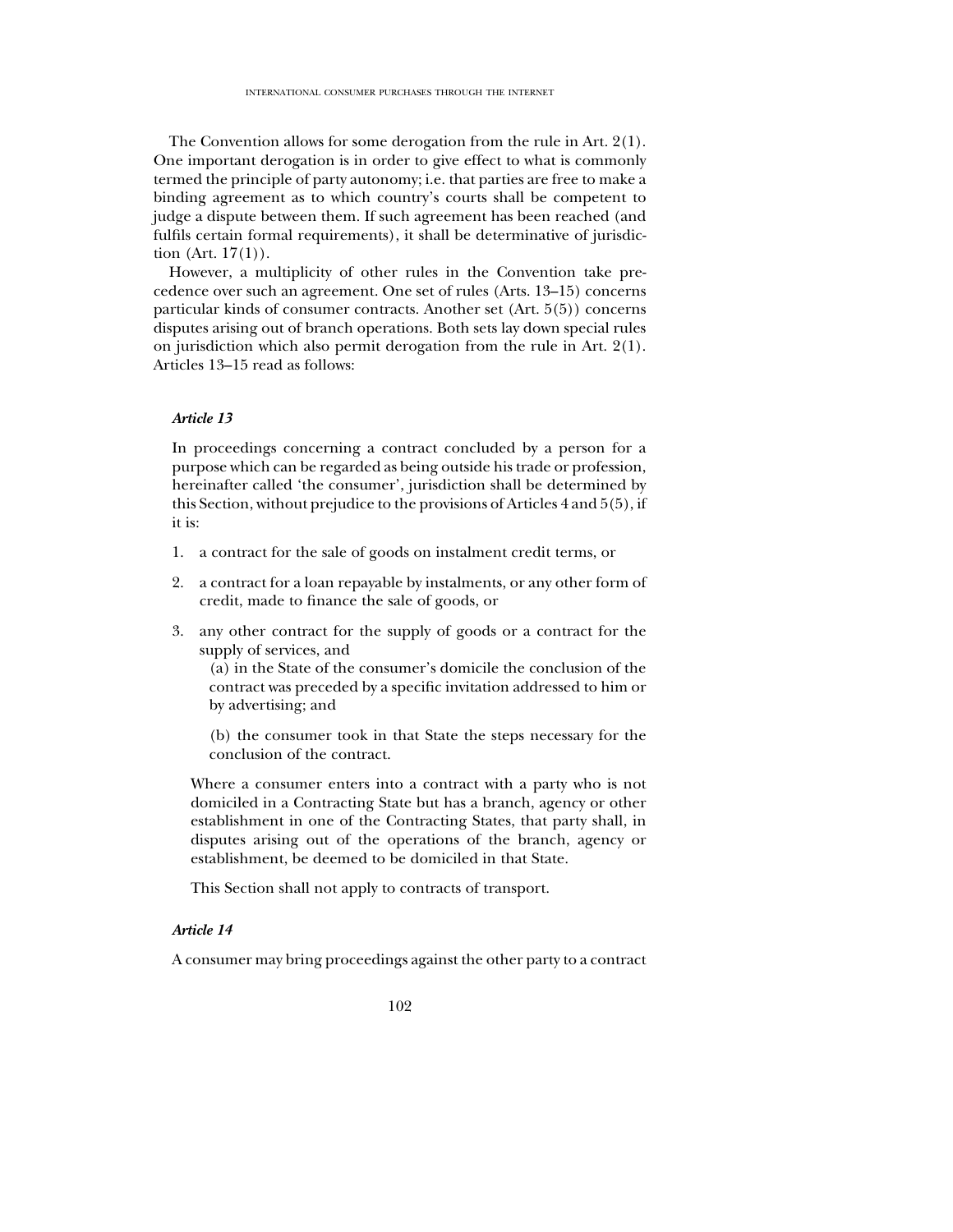The Convention allows for some derogation from the rule in Art. 2(1). One important derogation is in order to give effect to what is commonly termed the principle of party autonomy; i.e. that parties are free to make a binding agreement as to which country's courts shall be competent to judge a dispute between them. If such agreement has been reached (and fulfils certain formal requirements), it shall be determinative of jurisdiction (Art. 17(1)).

However, a multiplicity of other rules in the Convention take precedence over such an agreement. One set of rules (Arts. 13–15) concerns particular kinds of consumer contracts. Another set (Art. 5(5)) concerns disputes arising out of branch operations. Both sets lay down special rules on jurisdiction which also permit derogation from the rule in Art. 2(1). Articles 13–15 read as follows:

> ***Article 13***
>
> In proceedings concerning a contract concluded by a person for a purpose which can be regarded as being outside his trade or profession, hereinafter called 'the consumer', jurisdiction shall be determined by this Section, without prejudice to the provisions of Articles 4 and 5(5), if it is:
>
> 1. a contract for the sale of goods on instalment credit terms, or
> 2. a contract for a loan repayable by instalments, or any other form of credit, made to finance the sale of goods, or
> 3. any other contract for the supply of goods or a contract for the supply of services, and
>
>    (a) in the State of the consumer's domicile the conclusion of the contract was preceded by a specific invitation addressed to him or by advertising; and
>
>    (b) the consumer took in that State the steps necessary for the conclusion of the contract.
>
> Where a consumer enters into a contract with a party who is not domiciled in a Contracting State but has a branch, agency or other establishment in one of the Contracting States, that party shall, in disputes arising out of the operations of the branch, agency or establishment, be deemed to be domiciled in that State.
>
> This Section shall not apply to contracts of transport.
>
> ***Article 14***
>
> A consumer may bring proceedings against the other party to a contract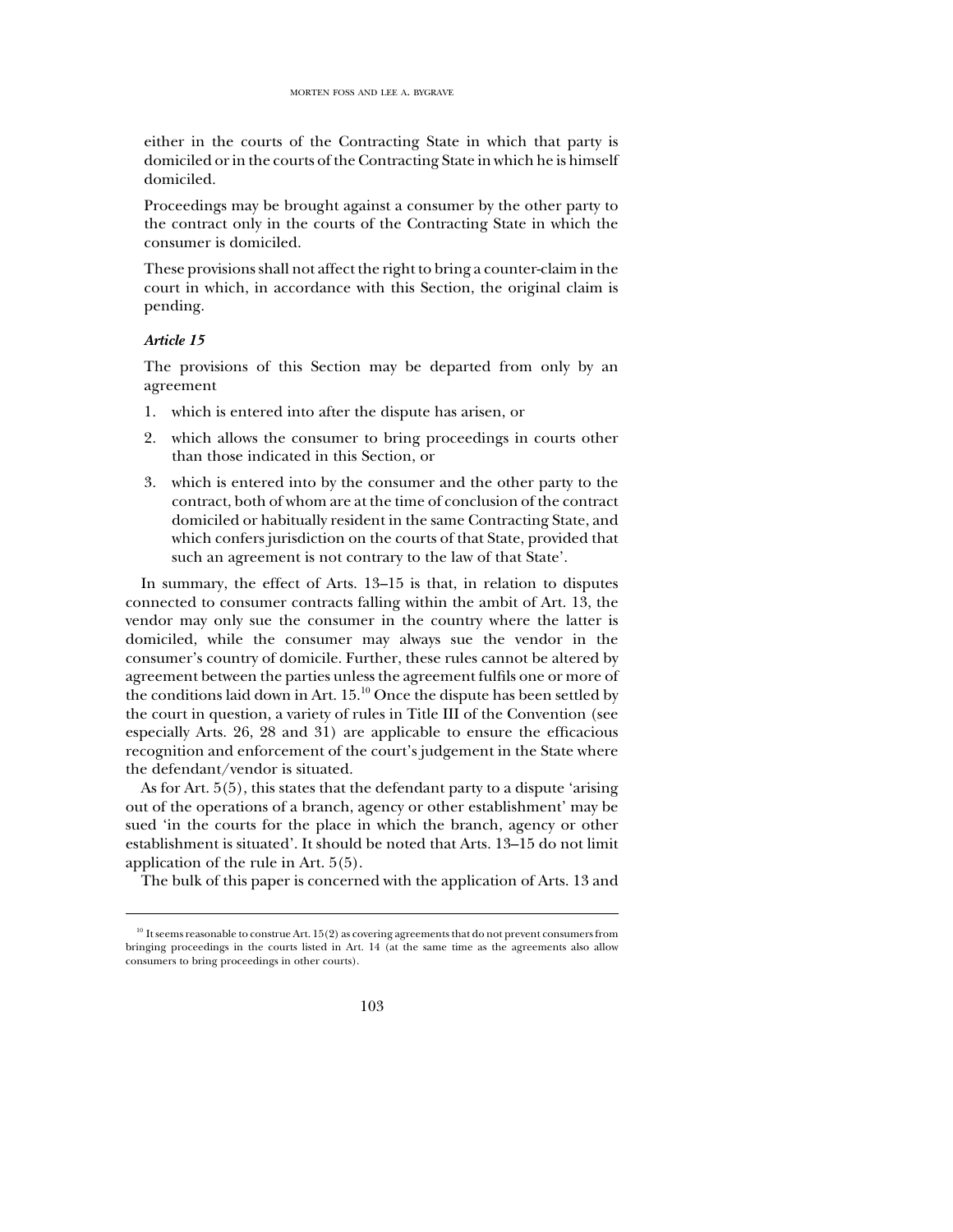either in the courts of the Contracting State in which that party is domiciled or in the courts of the Contracting State in which he is himself domiciled.

Proceedings may be brought against a consumer by the other party to the contract only in the courts of the Contracting State in which the consumer is domiciled.

These provisions shall not affect the right to bring a counter-claim in the court in which, in accordance with this Section, the original claim is pending.

***Article 15***

The provisions of this Section may be departed from only by an agreement

1. which is entered into after the dispute has arisen, or
2. which allows the consumer to bring proceedings in courts other than those indicated in this Section, or
3. which is entered into by the consumer and the other party to the contract, both of whom are at the time of conclusion of the contract domiciled or habitually resident in the same Contracting State, and which confers jurisdiction on the courts of that State, provided that such an agreement is not contrary to the law of that State'.

In summary, the effect of Arts. 13–15 is that, in relation to disputes connected to consumer contracts falling within the ambit of Art. 13, the vendor may only sue the consumer in the country where the latter is domiciled, while the consumer may always sue the vendor in the consumer's country of domicile. Further, these rules cannot be altered by agreement between the parties unless the agreement fulfils one or more of the conditions laid down in Art. 15.[10] Once the dispute has been settled by the court in question, a variety of rules in Title III of the Convention (see especially Arts. 26, 28 and 31) are applicable to ensure the efficacious recognition and enforcement of the court's judgement in the State where the defendant/vendor is situated.

As for Art. 5(5), this states that the defendant party to a dispute 'arising out of the operations of a branch, agency or other establishment' may be sued 'in the courts for the place in which the branch, agency or other establishment is situated'. It should be noted that Arts. 13–15 do not limit application of the rule in Art. 5(5).

The bulk of this paper is concerned with the application of Arts. 13 and

---

[10] It seems reasonable to construe Art. 15(2) as covering agreements that do not prevent consumers from bringing proceedings in the courts listed in Art. 14 (at the same time as the agreements also allow consumers to bring proceedings in other courts).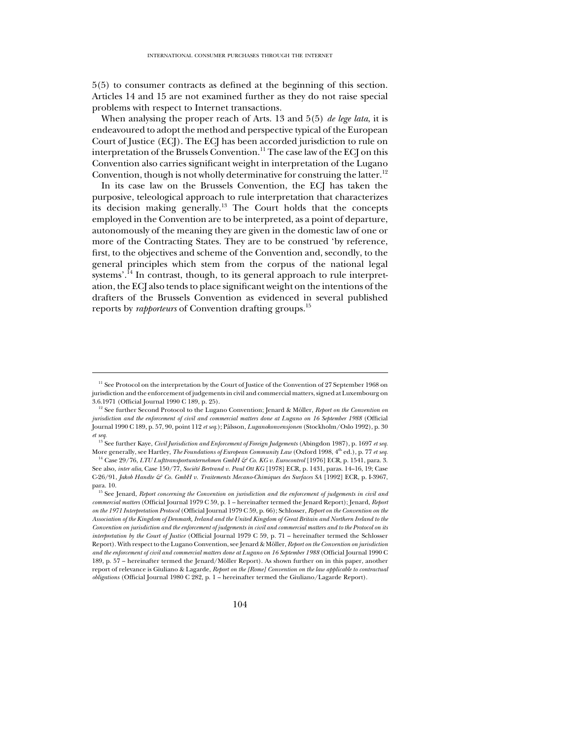5(5) to consumer contracts as defined at the beginning of this section. Articles 14 and 15 are not examined further as they do not raise special problems with respect to Internet transactions.

When analysing the proper reach of Arts. 13 and 5(5) *de lege lata*, it is endeavoured to adopt the method and perspective typical of the European Court of Justice (ECJ). The ECJ has been accorded jurisdiction to rule on interpretation of the Brussels Convention.[11] The case law of the ECJ on this Convention also carries significant weight in interpretation of the Lugano Convention, though is not wholly determinative for construing the latter.[12]

In its case law on the Brussels Convention, the ECJ has taken the purposive, teleological approach to rule interpretation that characterizes its decision making generally.[13] The Court holds that the concepts employed in the Convention are to be interpreted, as a point of departure, autonomously of the meaning they are given in the domestic law of one or more of the Contracting States. They are to be construed 'by reference, first, to the objectives and scheme of the Convention and, secondly, to the general principles which stem from the corpus of the national legal systems'.[14] In contrast, though, to its general approach to rule interpretation, the ECJ also tends to place significant weight on the intentions of the drafters of the Brussels Convention as evidenced in several published reports by *rapporteurs* of Convention drafting groups.[15]

---

[11] See Protocol on the interpretation by the Court of Justice of the Convention of 27 September 1968 on jurisdiction and the enforcement of judgements in civil and commercial matters, signed at Luxembourg on 3.6.1971 (Official Journal 1990 C 189, p. 25).

[12] See further Second Protocol to the Lugano Convention; Jenard & Möller, *Report on the Convention on jurisdiction and the enforcement of civil and commercial matters done at Lugano on 16 September 1988* (Official Journal 1990 C 189, p. 57, 90, point 112 *et seq.*); Pålsson, *Luganokonvensjonen* (Stockholm/Oslo 1992), p. 30 *et seq.*

[13] See further Kaye, *Civil Jurisdiction and Enforcement of Foreign Judgements* (Abingdon 1987), p. 1697 *et seq.* More generally, see Hartley, *The Foundations of European Community Law* (Oxford 1998, 4th ed.), p. 77 *et seq.*

[14] Case 29/76, *LTU Lufttransportunternehmen GmbH & Co. KG v. Eurocontrol* [1976] ECR, p. 1541, para. 3. See also, *inter alia*, Case 150/77, *Société Bertrand v. Paul Ott KG* [1978] ECR, p. 1431, paras. 14–16, 19; Case C-26/91, *Jakob Handte & Co. GmbH v. Traitements Mecano-Chimiques des Surfaces SA* [1992] ECR, p. I-3967, para. 10.

[15] See Jenard, *Report concerning the Convention on jurisdiction and the enforcement of judgements in civil and commercial matters* (Official Journal 1979 C 59, p. 1 – hereinafter termed the Jenard Report); Jenard, *Report on the 1971 Interpretation Protocol* (Official Journal 1979 C 59, p. 66); Schlosser, *Report on the Convention on the Association of the Kingdom of Denmark, Ireland and the United Kingdom of Great Britain and Northern Ireland to the Convention on jurisdiction and the enforcement of judgements in civil and commercial matters and to the Protocol on its interpretation by the Court of Justice* (Official Journal 1979 C 59, p. 71 – hereinafter termed the Schlosser Report). With respect to the Lugano Convention, see Jenard & Möller, *Report on the Convention on jurisdiction and the enforcement of civil and commercial matters done at Lugano on 16 September 1988* (Official Journal 1990 C 189, p. 57 – hereinafter termed the Jenard/Möller Report). As shown further on in this paper, another report of relevance is Giuliano & Lagarde, *Report on the [Rome] Convention on the law applicable to contractual obligations* (Official Journal 1980 C 282, p. 1 – hereinafter termed the Giuliano/Lagarde Report).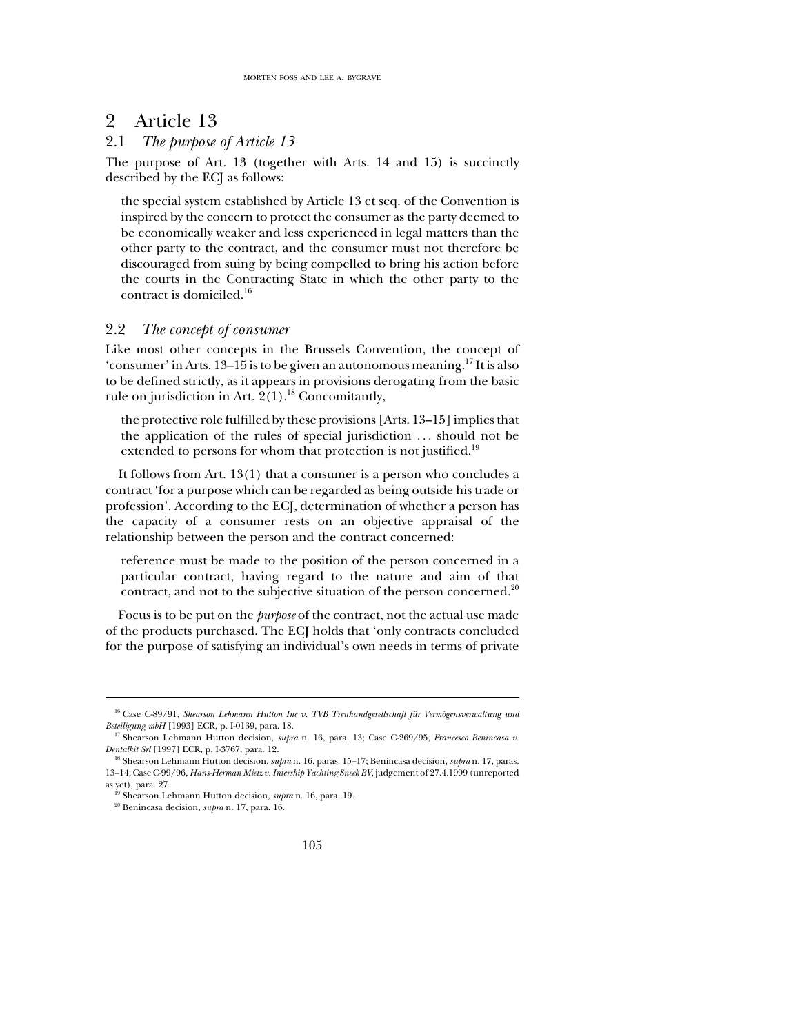## 2 Article 13

### 2.1 *The purpose of Article 13*

The purpose of Art. 13 (together with Arts. 14 and 15) is succinctly described by the ECJ as follows:

> the special system established by Article 13 et seq. of the Convention is inspired by the concern to protect the consumer as the party deemed to be economically weaker and less experienced in legal matters than the other party to the contract, and the consumer must not therefore be discouraged from suing by being compelled to bring his action before the courts in the Contracting State in which the other party to the contract is domiciled.[16]

### 2.2 *The concept of consumer*

Like most other concepts in the Brussels Convention, the concept of 'consumer' in Arts. 13–15 is to be given an autonomous meaning.[17] It is also to be defined strictly, as it appears in provisions derogating from the basic rule on jurisdiction in Art. 2(1).[18] Concomitantly,

> the protective role fulfilled by these provisions [Arts. 13–15] implies that the application of the rules of special jurisdiction ... should not be extended to persons for whom that protection is not justified.[19]

It follows from Art. 13(1) that a consumer is a person who concludes a contract 'for a purpose which can be regarded as being outside his trade or profession'. According to the ECJ, determination of whether a person has the capacity of a consumer rests on an objective appraisal of the relationship between the person and the contract concerned:

> reference must be made to the position of the person concerned in a particular contract, having regard to the nature and aim of that contract, and not to the subjective situation of the person concerned.[20]

Focus is to be put on the *purpose* of the contract, not the actual use made of the products purchased. The ECJ holds that 'only contracts concluded for the purpose of satisfying an individual's own needs in terms of private

---

[16] Case C-89/91, *Shearson Lehmann Hutton Inc v. TVB Treuhandgesellschaft für Vermögensverwaltung und Beteiligung mbH* [1993] ECR, p. I-0139, para. 18.

[17] Shearson Lehmann Hutton decision, *supra* n. 16, para. 13; Case C-269/95, *Francesco Benincasa v. Dentalkit Srl* [1997] ECR, p. I-3767, para. 12.

[18] Shearson Lehmann Hutton decision, *supra* n. 16, paras. 15–17; Benincasa decision, *supra* n. 17, paras. 13–14; Case C-99/96, *Hans-Herman Mietz v. Intership Yachting Sneek BV*, judgement of 27.4.1999 (unreported as yet), para. 27.

[19] Shearson Lehmann Hutton decision, *supra* n. 16, para. 19.

[20] Benincasa decision, *supra* n. 17, para. 16.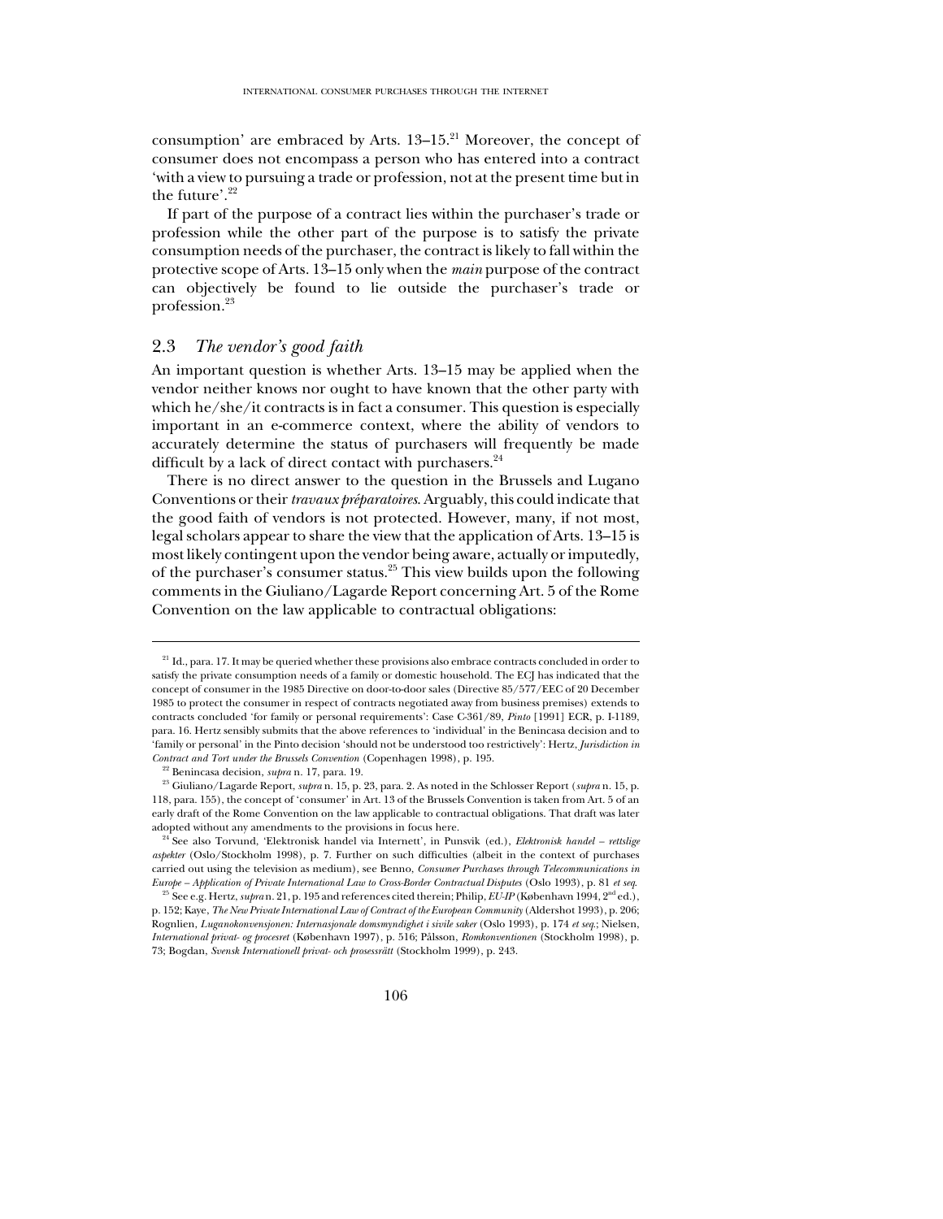consumption' are embraced by Arts. 13–15.[21] Moreover, the concept of consumer does not encompass a person who has entered into a contract 'with a view to pursuing a trade or profession, not at the present time but in the future'.[22]

If part of the purpose of a contract lies within the purchaser's trade or profession while the other part of the purpose is to satisfy the private consumption needs of the purchaser, the contract is likely to fall within the protective scope of Arts. 13–15 only when the *main* purpose of the contract can objectively be found to lie outside the purchaser's trade or profession.[23]

## 2.3 *The vendor's good faith*

An important question is whether Arts. 13–15 may be applied when the vendor neither knows nor ought to have known that the other party with which he/she/it contracts is in fact a consumer. This question is especially important in an e-commerce context, where the ability of vendors to accurately determine the status of purchasers will frequently be made difficult by a lack of direct contact with purchasers.[24]

There is no direct answer to the question in the Brussels and Lugano Conventions or their *travaux préparatoires*. Arguably, this could indicate that the good faith of vendors is not protected. However, many, if not most, legal scholars appear to share the view that the application of Arts. 13–15 is most likely contingent upon the vendor being aware, actually or imputedly, of the purchaser's consumer status.[25] This view builds upon the following comments in the Giuliano/Lagarde Report concerning Art. 5 of the Rome Convention on the law applicable to contractual obligations:

---

[21] Id., para. 17. It may be queried whether these provisions also embrace contracts concluded in order to satisfy the private consumption needs of a family or domestic household. The ECJ has indicated that the concept of consumer in the 1985 Directive on door-to-door sales (Directive 85/577/EEC of 20 December 1985 to protect the consumer in respect of contracts negotiated away from business premises) extends to contracts concluded 'for family or personal requirements': Case C-361/89, *Pinto* [1991] ECR, p. I-1189, para. 16. Hertz sensibly submits that the above references to 'individual' in the Benincasa decision and to 'family or personal' in the Pinto decision 'should not be understood too restrictively': Hertz, *Jurisdiction in Contract and Tort under the Brussels Convention* (Copenhagen 1998), p. 195.

[22] Benincasa decision, *supra* n. 17, para. 19.

[23] Giuliano/Lagarde Report, *supra* n. 15, p. 23, para. 2. As noted in the Schlosser Report (*supra* n. 15, p. 118, para. 155), the concept of 'consumer' in Art. 13 of the Brussels Convention is taken from Art. 5 of an early draft of the Rome Convention on the law applicable to contractual obligations. That draft was later adopted without any amendments to the provisions in focus here.

[24] See also Torvund, 'Elektronisk handel via Internett', in Punsvik (ed.), *Elektronisk handel – rettslige aspekter* (Oslo/Stockholm 1998), p. 7. Further on such difficulties (albeit in the context of purchases carried out using the television as medium), see Benno, *Consumer Purchases through Telecommunications in Europe – Application of Private International Law to Cross-Border Contractual Disputes* (Oslo 1993), p. 81 *et seq.*

[25] See e.g. Hertz, *supra* n. 21, p. 195 and references cited therein; Philip, *EU-IP* (København 1994, 2nd ed.), p. 152; Kaye, *The New Private International Law of Contract of the European Community* (Aldershot 1993), p. 206; Rognlien, *Luganokonvensjonen: Internasjonale domsmyndighet i sivile saker* (Oslo 1993), p. 174 *et seq.*; Nielsen, *International privat- og procesret* (København 1997), p. 516; Pålsson, *Romkonventionen* (Stockholm 1998), p. 73; Bogdan, *Svensk Internationell privat- och prosessrätt* (Stockholm 1999), p. 243.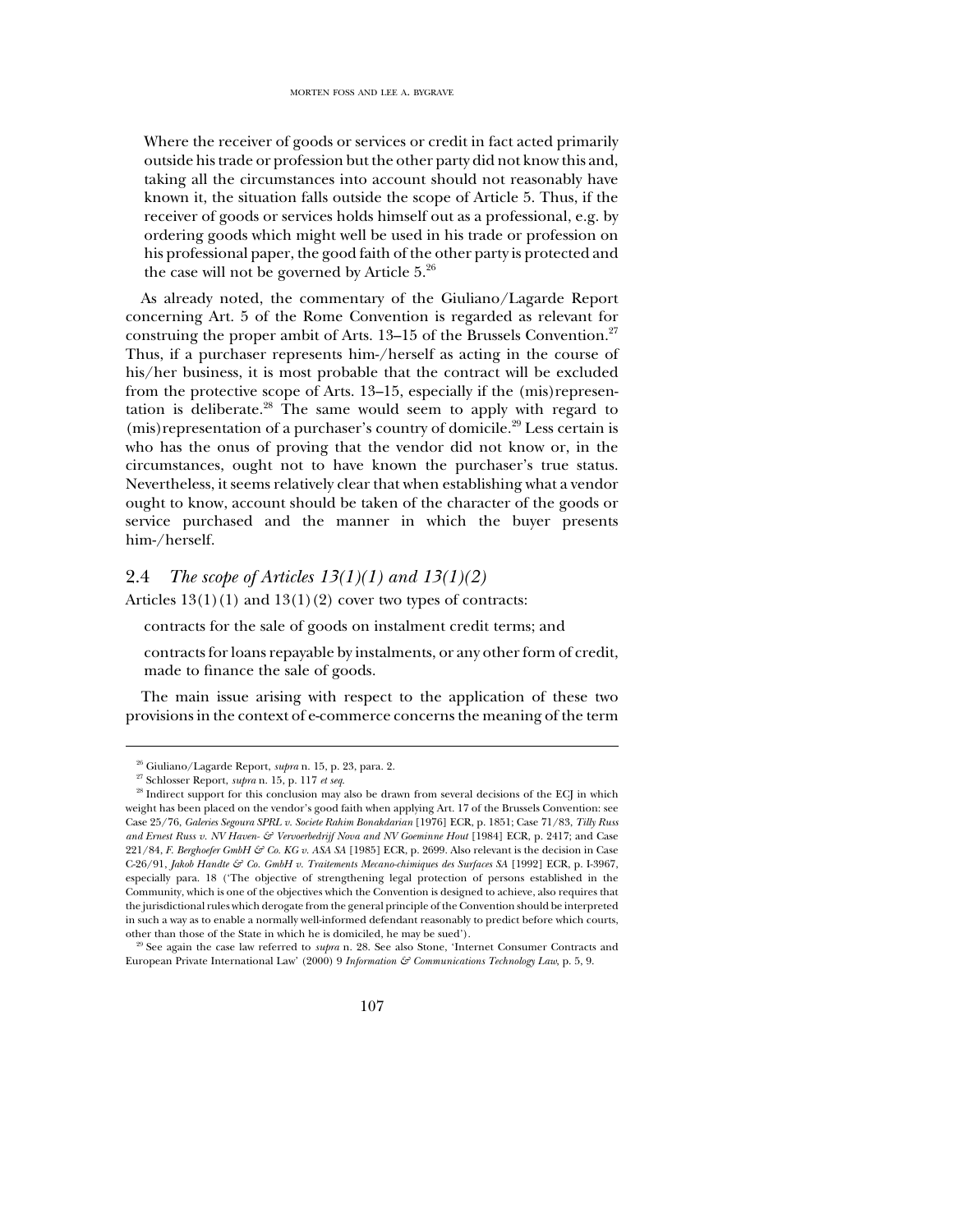> Where the receiver of goods or services or credit in fact acted primarily outside his trade or profession but the other party did not know this and, taking all the circumstances into account should not reasonably have known it, the situation falls outside the scope of Article 5. Thus, if the receiver of goods or services holds himself out as a professional, e.g. by ordering goods which might well be used in his trade or profession on his professional paper, the good faith of the other party is protected and the case will not be governed by Article 5.[26]

As already noted, the commentary of the Giuliano/Lagarde Report concerning Art. 5 of the Rome Convention is regarded as relevant for construing the proper ambit of Arts. 13–15 of the Brussels Convention.[27] Thus, if a purchaser represents him-/herself as acting in the course of his/her business, it is most probable that the contract will be excluded from the protective scope of Arts. 13–15, especially if the (mis)representation is deliberate.[28] The same would seem to apply with regard to (mis)representation of a purchaser's country of domicile.[29] Less certain is who has the onus of proving that the vendor did not know or, in the circumstances, ought not to have known the purchaser's true status. Nevertheless, it seems relatively clear that when establishing what a vendor ought to know, account should be taken of the character of the goods or service purchased and the manner in which the buyer presents him-/herself.

## 2.4 *The scope of Articles 13(1)(1) and 13(1)(2)*

Articles 13(1)(1) and 13(1)(2) cover two types of contracts:

> contracts for the sale of goods on instalment credit terms; and
>
> contracts for loans repayable by instalments, or any other form of credit, made to finance the sale of goods.

The main issue arising with respect to the application of these two provisions in the context of e-commerce concerns the meaning of the term

---

[26] Giuliano/Lagarde Report, *supra* n. 15, p. 23, para. 2.

[27] Schlosser Report, *supra* n. 15, p. 117 *et seq.*

[28] Indirect support for this conclusion may also be drawn from several decisions of the ECJ in which weight has been placed on the vendor's good faith when applying Art. 17 of the Brussels Convention: see Case 25/76, *Galeries Segoura SPRL v. Societe Rahim Bonakdarian* [1976] ECR, p. 1851; Case 71/83, *Tilly Russ and Ernest Russ v. NV Haven- & Vervoerbedrijf Nova and NV Goeminne Hout* [1984] ECR, p. 2417; and Case 221/84, *F. Berghoefer GmbH & Co. KG v. ASA SA* [1985] ECR, p. 2699. Also relevant is the decision in Case C-26/91, *Jakob Handte & Co. GmbH v. Traitements Mecano-chimiques des Surfaces SA* [1992] ECR, p. I-3967, especially para. 18 ('The objective of strengthening legal protection of persons established in the Community, which is one of the objectives which the Convention is designed to achieve, also requires that the jurisdictional rules which derogate from the general principle of the Convention should be interpreted in such a way as to enable a normally well-informed defendant reasonably to predict before which courts, other than those of the State in which he is domiciled, he may be sued').

[29] See again the case law referred to *supra* n. 28. See also Stone, 'Internet Consumer Contracts and European Private International Law' (2000) 9 *Information & Communications Technology Law*, p. 5, 9.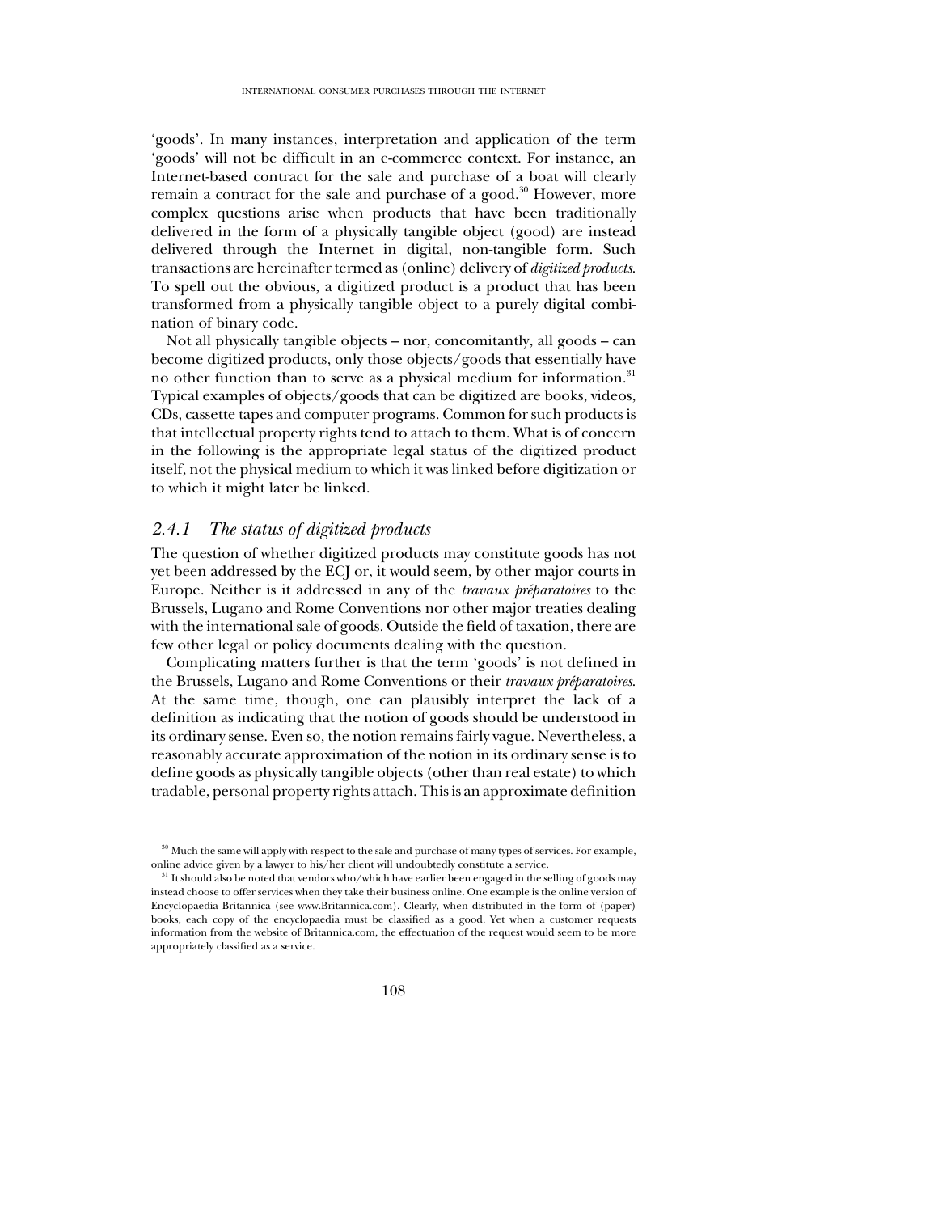'goods'. In many instances, interpretation and application of the term 'goods' will not be difficult in an e-commerce context. For instance, an Internet-based contract for the sale and purchase of a boat will clearly remain a contract for the sale and purchase of a good.[30] However, more complex questions arise when products that have been traditionally delivered in the form of a physically tangible object (good) are instead delivered through the Internet in digital, non-tangible form. Such transactions are hereinafter termed as (online) delivery of *digitized products*. To spell out the obvious, a digitized product is a product that has been transformed from a physically tangible object to a purely digital combination of binary code.

Not all physically tangible objects – nor, concomitantly, all goods – can become digitized products, only those objects/goods that essentially have no other function than to serve as a physical medium for information.[31] Typical examples of objects/goods that can be digitized are books, videos, CDs, cassette tapes and computer programs. Common for such products is that intellectual property rights tend to attach to them. What is of concern in the following is the appropriate legal status of the digitized product itself, not the physical medium to which it was linked before digitization or to which it might later be linked.

### *2.4.1 The status of digitized products*

The question of whether digitized products may constitute goods has not yet been addressed by the ECJ or, it would seem, by other major courts in Europe. Neither is it addressed in any of the *travaux préparatoires* to the Brussels, Lugano and Rome Conventions nor other major treaties dealing with the international sale of goods. Outside the field of taxation, there are few other legal or policy documents dealing with the question.

Complicating matters further is that the term 'goods' is not defined in the Brussels, Lugano and Rome Conventions or their *travaux préparatoires*. At the same time, though, one can plausibly interpret the lack of a definition as indicating that the notion of goods should be understood in its ordinary sense. Even so, the notion remains fairly vague. Nevertheless, a reasonably accurate approximation of the notion in its ordinary sense is to define goods as physically tangible objects (other than real estate) to which tradable, personal property rights attach. This is an approximate definition

---

[30] Much the same will apply with respect to the sale and purchase of many types of services. For example, online advice given by a lawyer to his/her client will undoubtedly constitute a service.

[31] It should also be noted that vendors who/which have earlier been engaged in the selling of goods may instead choose to offer services when they take their business online. One example is the online version of Encyclopaedia Britannica (see www.Britannica.com). Clearly, when distributed in the form of (paper) books, each copy of the encyclopaedia must be classified as a good. Yet when a customer requests information from the website of Britannica.com, the effectuation of the request would seem to be more appropriately classified as a service.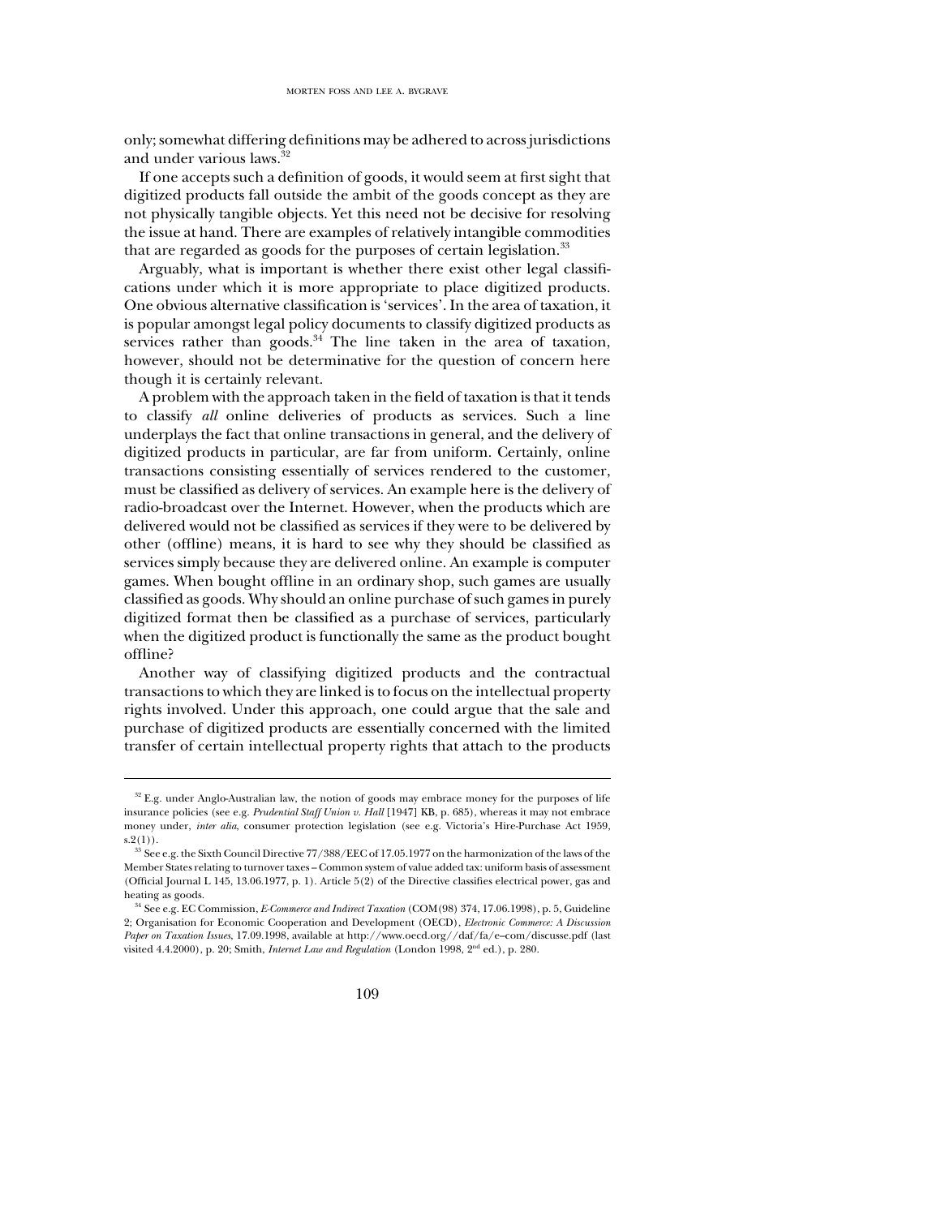only; somewhat differing definitions may be adhered to across jurisdictions and under various laws.[32]

If one accepts such a definition of goods, it would seem at first sight that digitized products fall outside the ambit of the goods concept as they are not physically tangible objects. Yet this need not be decisive for resolving the issue at hand. There are examples of relatively intangible commodities that are regarded as goods for the purposes of certain legislation.[33]

Arguably, what is important is whether there exist other legal classifications under which it is more appropriate to place digitized products. One obvious alternative classification is 'services'. In the area of taxation, it is popular amongst legal policy documents to classify digitized products as services rather than goods.[34] The line taken in the area of taxation, however, should not be determinative for the question of concern here though it is certainly relevant.

A problem with the approach taken in the field of taxation is that it tends to classify *all* online deliveries of products as services. Such a line underplays the fact that online transactions in general, and the delivery of digitized products in particular, are far from uniform. Certainly, online transactions consisting essentially of services rendered to the customer, must be classified as delivery of services. An example here is the delivery of radio-broadcast over the Internet. However, when the products which are delivered would not be classified as services if they were to be delivered by other (offline) means, it is hard to see why they should be classified as services simply because they are delivered online. An example is computer games. When bought offline in an ordinary shop, such games are usually classified as goods. Why should an online purchase of such games in purely digitized format then be classified as a purchase of services, particularly when the digitized product is functionally the same as the product bought offline?

Another way of classifying digitized products and the contractual transactions to which they are linked is to focus on the intellectual property rights involved. Under this approach, one could argue that the sale and purchase of digitized products are essentially concerned with the limited transfer of certain intellectual property rights that attach to the products

---

[32] E.g. under Anglo-Australian law, the notion of goods may embrace money for the purposes of life insurance policies (see e.g. *Prudential Staff Union v. Hall* [1947] KB, p. 685), whereas it may not embrace money under, *inter alia*, consumer protection legislation (see e.g. Victoria's Hire-Purchase Act 1959, s.2(1)).

[33] See e.g. the Sixth Council Directive 77/388/EEC of 17.05.1977 on the harmonization of the laws of the Member States relating to turnover taxes – Common system of value added tax: uniform basis of assessment (Official Journal L 145, 13.06.1977, p. 1). Article 5(2) of the Directive classifies electrical power, gas and heating as goods.

[34] See e.g. EC Commission, *E-Commerce and Indirect Taxation* (COM(98) 374, 17.06.1998), p. 5, Guideline 2; Organisation for Economic Cooperation and Development (OECD), *Electronic Commerce: A Discussion Paper on Taxation Issues*, 17.09.1998, available at http://www.oecd.org//daf/fa/e–com/discusse.pdf (last visited 4.4.2000), p. 20; Smith, *Internet Law and Regulation* (London 1998, 2nd ed.), p. 280.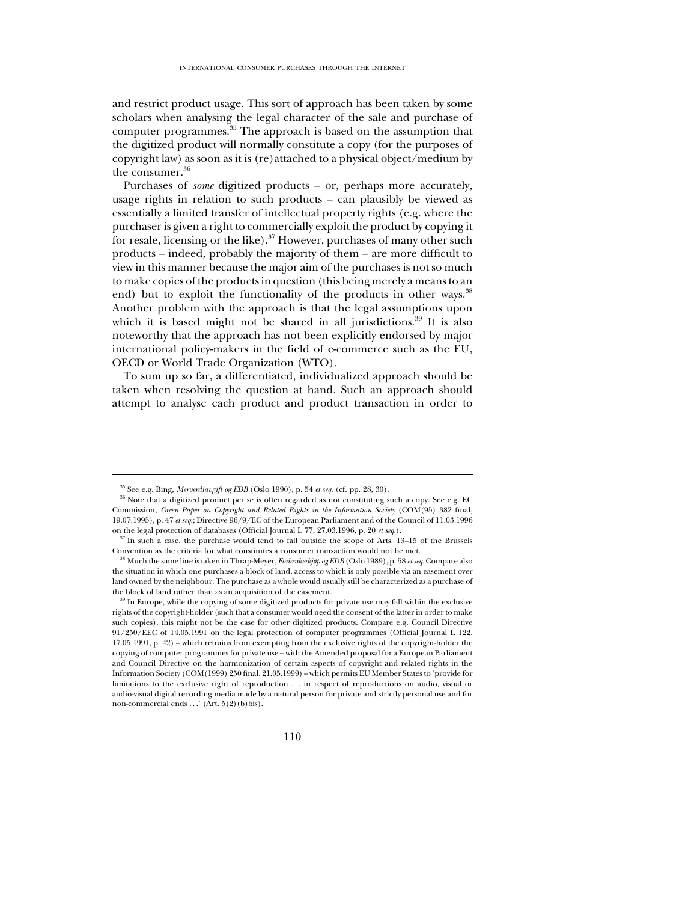and restrict product usage. This sort of approach has been taken by some scholars when analysing the legal character of the sale and purchase of computer programmes.[35] The approach is based on the assumption that the digitized product will normally constitute a copy (for the purposes of copyright law) as soon as it is (re)attached to a physical object/medium by the consumer.[36]

Purchases of *some* digitized products – or, perhaps more accurately, usage rights in relation to such products – can plausibly be viewed as essentially a limited transfer of intellectual property rights (e.g. where the purchaser is given a right to commercially exploit the product by copying it for resale, licensing or the like).[37] However, purchases of many other such products – indeed, probably the majority of them – are more difficult to view in this manner because the major aim of the purchases is not so much to make copies of the products in question (this being merely a means to an end) but to exploit the functionality of the products in other ways.[38] Another problem with the approach is that the legal assumptions upon which it is based might not be shared in all jurisdictions.[39] It is also noteworthy that the approach has not been explicitly endorsed by major international policy-makers in the field of e-commerce such as the EU, OECD or World Trade Organization (WTO).

To sum up so far, a differentiated, individualized approach should be taken when resolving the question at hand. Such an approach should attempt to analyse each product and product transaction in order to

---

[35] See e.g. Bing, *Merverdiavgift og EDB* (Oslo 1990), p. 54 *et seq.* (cf. pp. 28, 30).

[36] Note that a digitized product per se is often regarded as not constituting such a copy. See e.g. EC Commission, *Green Paper on Copyright and Related Rights in the Information Society* (COM(95) 382 final, 19.07.1995), p. 47 *et seq.*; Directive 96/9/EC of the European Parliament and of the Council of 11.03.1996 on the legal protection of databases (Official Journal L 77, 27.03.1996, p. 20 *et seq.*).

[37] In such a case, the purchase would tend to fall outside the scope of Arts. 13–15 of the Brussels Convention as the criteria for what constitutes a consumer transaction would not be met.

[38] Much the same line is taken in Thrap-Meyer, *Forbrukerkjøp og EDB* (Oslo 1989), p. 58 *et seq.* Compare also the situation in which one purchases a block of land, access to which is only possible via an easement over land owned by the neighbour. The purchase as a whole would usually still be characterized as a purchase of the block of land rather than as an acquisition of the easement.

[39] In Europe, while the copying of some digitized products for private use may fall within the exclusive rights of the copyright-holder (such that a consumer would need the consent of the latter in order to make such copies), this might not be the case for other digitized products. Compare e.g. Council Directive 91/250/EEC of 14.05.1991 on the legal protection of computer programmes (Official Journal L 122, 17.05.1991, p. 42) – which refrains from exempting from the exclusive rights of the copyright-holder the copying of computer programmes for private use – with the Amended proposal for a European Parliament and Council Directive on the harmonization of certain aspects of copyright and related rights in the Information Society (COM(1999) 250 final, 21.05.1999) – which permits EU Member States to 'provide for limitations to the exclusive right of reproduction … in respect of reproductions on audio, visual or audio-visual digital recording media made by a natural person for private and strictly personal use and for non-commercial ends …' (Art. 5(2)(b)bis).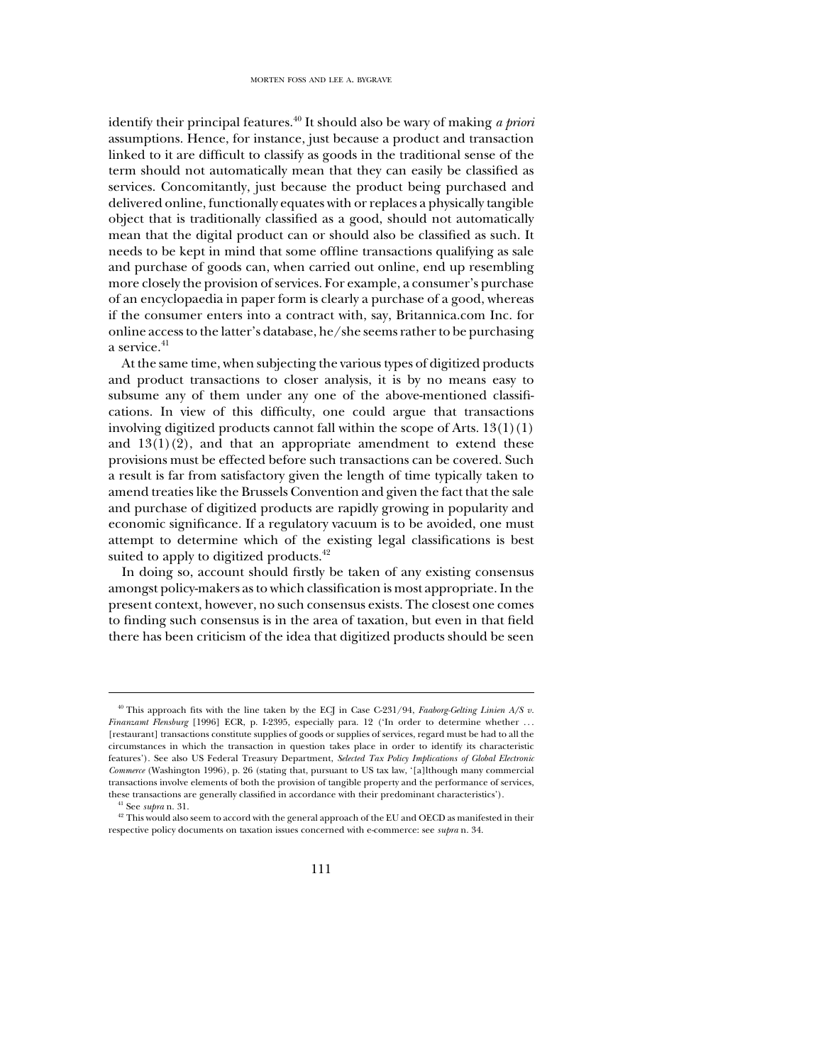identify their principal features.[40] It should also be wary of making *a priori* assumptions. Hence, for instance, just because a product and transaction linked to it are difficult to classify as goods in the traditional sense of the term should not automatically mean that they can easily be classified as services. Concomitantly, just because the product being purchased and delivered online, functionally equates with or replaces a physically tangible object that is traditionally classified as a good, should not automatically mean that the digital product can or should also be classified as such. It needs to be kept in mind that some offline transactions qualifying as sale and purchase of goods can, when carried out online, end up resembling more closely the provision of services. For example, a consumer's purchase of an encyclopaedia in paper form is clearly a purchase of a good, whereas if the consumer enters into a contract with, say, Britannica.com Inc. for online access to the latter's database, he/she seems rather to be purchasing a service.[41]

At the same time, when subjecting the various types of digitized products and product transactions to closer analysis, it is by no means easy to subsume any of them under any one of the above-mentioned classifications. In view of this difficulty, one could argue that transactions involving digitized products cannot fall within the scope of Arts. 13(1)(1) and 13(1)(2), and that an appropriate amendment to extend these provisions must be effected before such transactions can be covered. Such a result is far from satisfactory given the length of time typically taken to amend treaties like the Brussels Convention and given the fact that the sale and purchase of digitized products are rapidly growing in popularity and economic significance. If a regulatory vacuum is to be avoided, one must attempt to determine which of the existing legal classifications is best suited to apply to digitized products.[42]

In doing so, account should firstly be taken of any existing consensus amongst policy-makers as to which classification is most appropriate. In the present context, however, no such consensus exists. The closest one comes to finding such consensus is in the area of taxation, but even in that field there has been criticism of the idea that digitized products should be seen

---

[40] This approach fits with the line taken by the ECJ in Case C-231/94, *Faaborg-Gelting Linien A/S v. Finanzamt Flensburg* [1996] ECR, p. I-2395, especially para. 12 ('In order to determine whether … [restaurant] transactions constitute supplies of goods or supplies of services, regard must be had to all the circumstances in which the transaction in question takes place in order to identify its characteristic features'). See also US Federal Treasury Department, *Selected Tax Policy Implications of Global Electronic Commerce* (Washington 1996), p. 26 (stating that, pursuant to US tax law, '[a]lthough many commercial transactions involve elements of both the provision of tangible property and the performance of services, these transactions are generally classified in accordance with their predominant characteristics').

[41] See *supra* n. 31.

[42] This would also seem to accord with the general approach of the EU and OECD as manifested in their respective policy documents on taxation issues concerned with e-commerce: see *supra* n. 34.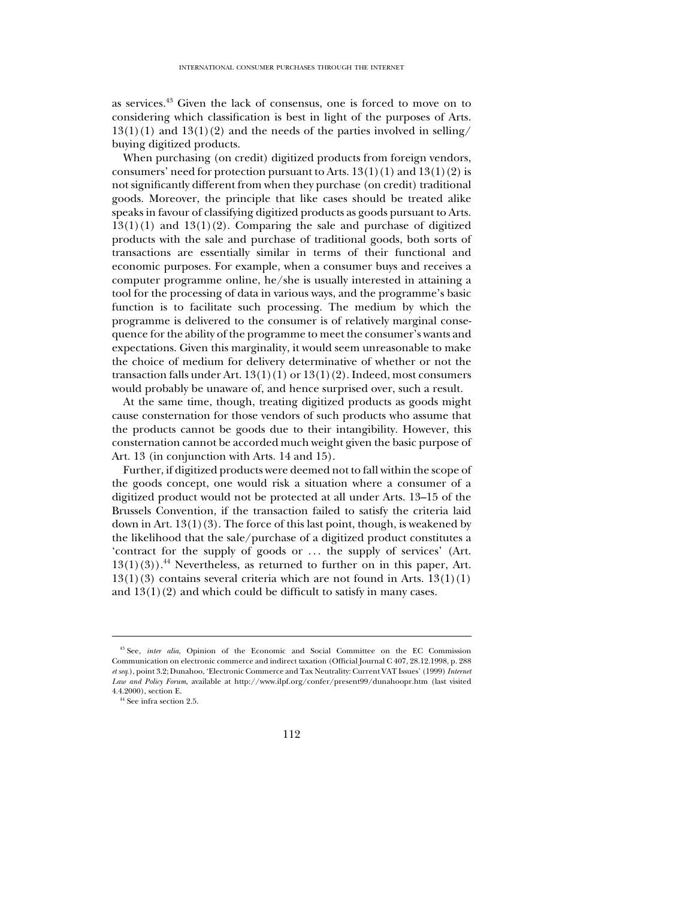as services.[43] Given the lack of consensus, one is forced to move on to considering which classification is best in light of the purposes of Arts. 13(1)(1) and 13(1)(2) and the needs of the parties involved in selling/buying digitized products.

When purchasing (on credit) digitized products from foreign vendors, consumers' need for protection pursuant to Arts. 13(1)(1) and 13(1)(2) is not significantly different from when they purchase (on credit) traditional goods. Moreover, the principle that like cases should be treated alike speaks in favour of classifying digitized products as goods pursuant to Arts. 13(1)(1) and 13(1)(2). Comparing the sale and purchase of digitized products with the sale and purchase of traditional goods, both sorts of transactions are essentially similar in terms of their functional and economic purposes. For example, when a consumer buys and receives a computer programme online, he/she is usually interested in attaining a tool for the processing of data in various ways, and the programme's basic function is to facilitate such processing. The medium by which the programme is delivered to the consumer is of relatively marginal consequence for the ability of the programme to meet the consumer's wants and expectations. Given this marginality, it would seem unreasonable to make the choice of medium for delivery determinative of whether or not the transaction falls under Art. 13(1)(1) or 13(1)(2). Indeed, most consumers would probably be unaware of, and hence surprised over, such a result.

At the same time, though, treating digitized products as goods might cause consternation for those vendors of such products who assume that the products cannot be goods due to their intangibility. However, this consternation cannot be accorded much weight given the basic purpose of Art. 13 (in conjunction with Arts. 14 and 15).

Further, if digitized products were deemed not to fall within the scope of the goods concept, one would risk a situation where a consumer of a digitized product would not be protected at all under Arts. 13–15 of the Brussels Convention, if the transaction failed to satisfy the criteria laid down in Art. 13(1)(3). The force of this last point, though, is weakened by the likelihood that the sale/purchase of a digitized product constitutes a 'contract for the supply of goods or ... the supply of services' (Art. 13(1)(3)).[44] Nevertheless, as returned to further on in this paper, Art. 13(1)(3) contains several criteria which are not found in Arts. 13(1)(1) and 13(1)(2) and which could be difficult to satisfy in many cases.

---

[43] See, *inter alia*, Opinion of the Economic and Social Committee on the EC Commission Communication on electronic commerce and indirect taxation (Official Journal C 407, 28.12.1998, p. 288 *et seq.*), point 3.2; Dunahoo, 'Electronic Commerce and Tax Neutrality: Current VAT Issues' (1999) *Internet Law and Policy Forum*, available at http://www.ilpf.org/confer/present99/dunahoopr.htm (last visited 4.4.2000), section E.

[44] See infra section 2.5.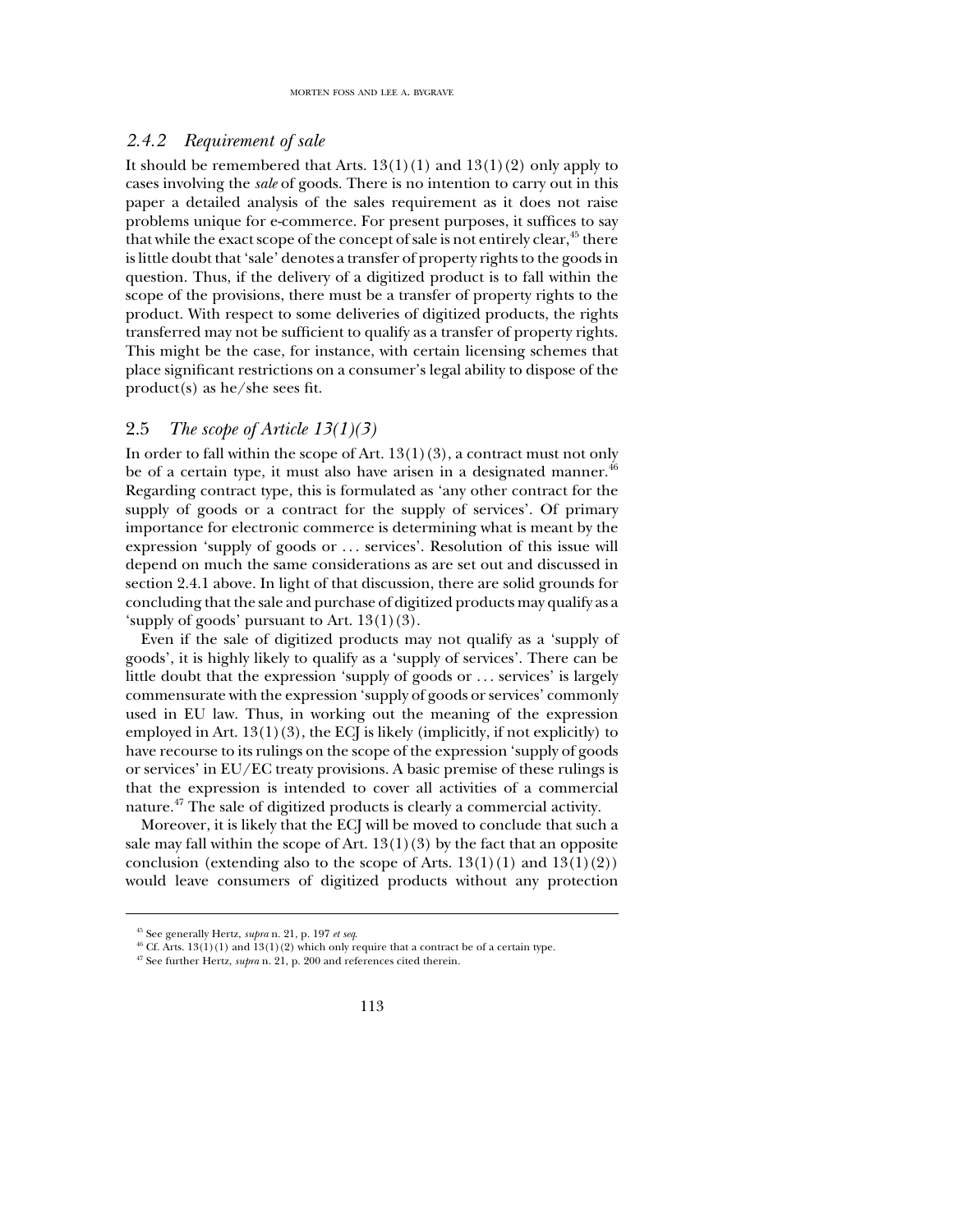### *2.4.2 Requirement of sale*

It should be remembered that Arts. 13(1)(1) and 13(1)(2) only apply to cases involving the *sale* of goods. There is no intention to carry out in this paper a detailed analysis of the sales requirement as it does not raise problems unique for e-commerce. For present purposes, it suffices to say that while the exact scope of the concept of sale is not entirely clear,[45] there is little doubt that 'sale' denotes a transfer of property rights to the goods in question. Thus, if the delivery of a digitized product is to fall within the scope of the provisions, there must be a transfer of property rights to the product. With respect to some deliveries of digitized products, the rights transferred may not be sufficient to qualify as a transfer of property rights. This might be the case, for instance, with certain licensing schemes that place significant restrictions on a consumer's legal ability to dispose of the product(s) as he/she sees fit.

## 2.5 *The scope of Article 13(1)(3)*

In order to fall within the scope of Art. 13(1)(3), a contract must not only be of a certain type, it must also have arisen in a designated manner.[46] Regarding contract type, this is formulated as 'any other contract for the supply of goods or a contract for the supply of services'. Of primary importance for electronic commerce is determining what is meant by the expression 'supply of goods or . . . services'. Resolution of this issue will depend on much the same considerations as are set out and discussed in section 2.4.1 above. In light of that discussion, there are solid grounds for concluding that the sale and purchase of digitized products may qualify as a 'supply of goods' pursuant to Art. 13(1)(3).

Even if the sale of digitized products may not qualify as a 'supply of goods', it is highly likely to qualify as a 'supply of services'. There can be little doubt that the expression 'supply of goods or . . . services' is largely commensurate with the expression 'supply of goods or services' commonly used in EU law. Thus, in working out the meaning of the expression employed in Art. 13(1)(3), the ECJ is likely (implicitly, if not explicitly) to have recourse to its rulings on the scope of the expression 'supply of goods or services' in EU/EC treaty provisions. A basic premise of these rulings is that the expression is intended to cover all activities of a commercial nature.[47] The sale of digitized products is clearly a commercial activity.

Moreover, it is likely that the ECJ will be moved to conclude that such a sale may fall within the scope of Art. 13(1)(3) by the fact that an opposite conclusion (extending also to the scope of Arts. 13(1)(1) and 13(1)(2)) would leave consumers of digitized products without any protection

---

[45] See generally Hertz, *supra* n. 21, p. 197 *et seq.*

[46] Cf. Arts. 13(1)(1) and 13(1)(2) which only require that a contract be of a certain type.

[47] See further Hertz, *supra* n. 21, p. 200 and references cited therein.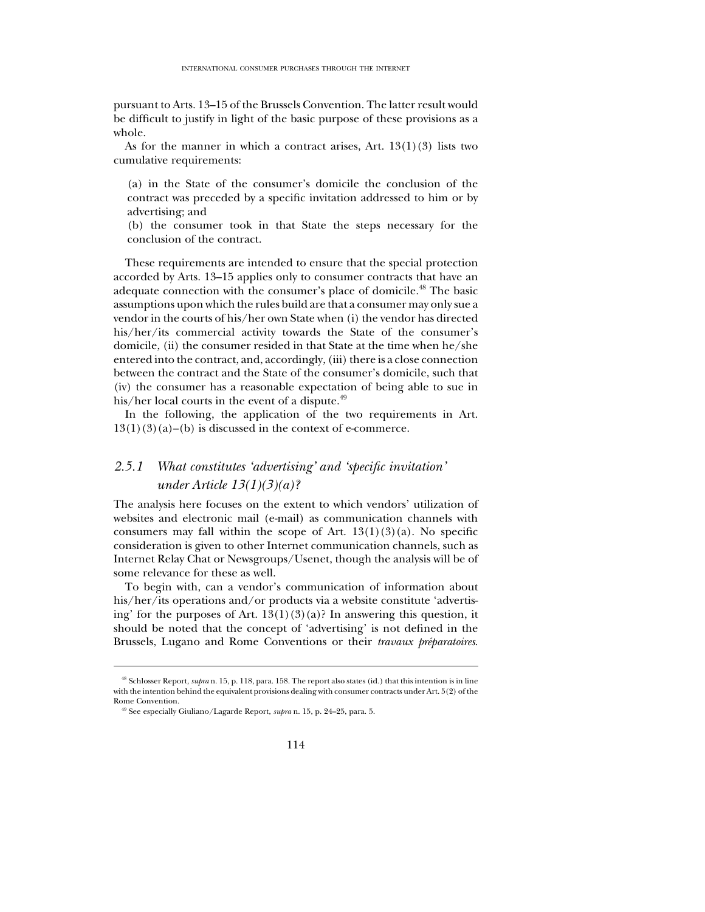pursuant to Arts. 13–15 of the Brussels Convention. The latter result would be difficult to justify in light of the basic purpose of these provisions as a whole.

As for the manner in which a contract arises, Art. 13(1)(3) lists two cumulative requirements:

> (a) in the State of the consumer's domicile the conclusion of the contract was preceded by a specific invitation addressed to him or by advertising; and
>
> (b) the consumer took in that State the steps necessary for the conclusion of the contract.

These requirements are intended to ensure that the special protection accorded by Arts. 13–15 applies only to consumer contracts that have an adequate connection with the consumer's place of domicile.[48] The basic assumptions upon which the rules build are that a consumer may only sue a vendor in the courts of his/her own State when (i) the vendor has directed his/her/its commercial activity towards the State of the consumer's domicile, (ii) the consumer resided in that State at the time when he/she entered into the contract, and, accordingly, (iii) there is a close connection between the contract and the State of the consumer's domicile, such that (iv) the consumer has a reasonable expectation of being able to sue in his/her local courts in the event of a dispute.[49]

In the following, the application of the two requirements in Art. 13(1)(3)(a)–(b) is discussed in the context of e-commerce.

### 2.5.1 *What constitutes 'advertising' and 'specific invitation' under Article 13(1)(3)(a)?*

The analysis here focuses on the extent to which vendors' utilization of websites and electronic mail (e-mail) as communication channels with consumers may fall within the scope of Art. 13(1)(3)(a). No specific consideration is given to other Internet communication channels, such as Internet Relay Chat or Newsgroups/Usenet, though the analysis will be of some relevance for these as well.

To begin with, can a vendor's communication of information about his/her/its operations and/or products via a website constitute 'advertising' for the purposes of Art. 13(1)(3)(a)? In answering this question, it should be noted that the concept of 'advertising' is not defined in the Brussels, Lugano and Rome Conventions or their *travaux préparatoires*.

---

[48] Schlosser Report, *supra* n. 15, p. 118, para. 158. The report also states (id.) that this intention is in line with the intention behind the equivalent provisions dealing with consumer contracts under Art. 5(2) of the Rome Convention.

[49] See especially Giuliano/Lagarde Report, *supra* n. 15, p. 24–25, para. 5.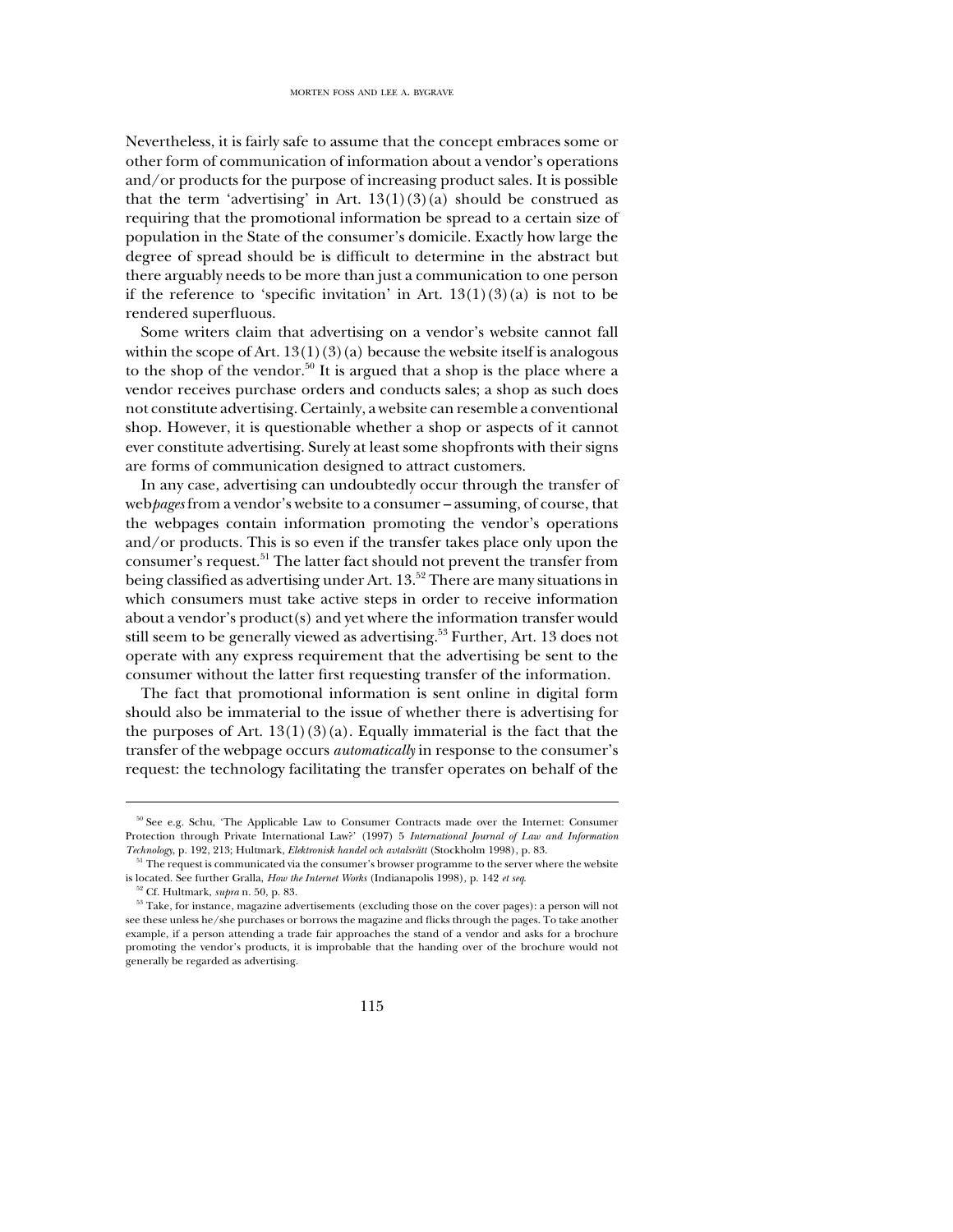Nevertheless, it is fairly safe to assume that the concept embraces some or other form of communication of information about a vendor's operations and/or products for the purpose of increasing product sales. It is possible that the term 'advertising' in Art. 13(1)(3)(a) should be construed as requiring that the promotional information be spread to a certain size of population in the State of the consumer's domicile. Exactly how large the degree of spread should be is difficult to determine in the abstract but there arguably needs to be more than just a communication to one person if the reference to 'specific invitation' in Art. 13(1)(3)(a) is not to be rendered superfluous.

Some writers claim that advertising on a vendor's website cannot fall within the scope of Art. 13(1)(3)(a) because the website itself is analogous to the shop of the vendor.[50] It is argued that a shop is the place where a vendor receives purchase orders and conducts sales; a shop as such does not constitute advertising. Certainly, a website can resemble a conventional shop. However, it is questionable whether a shop or aspects of it cannot ever constitute advertising. Surely at least some shopfronts with their signs are forms of communication designed to attract customers.

In any case, advertising can undoubtedly occur through the transfer of web*pages* from a vendor's website to a consumer – assuming, of course, that the webpages contain information promoting the vendor's operations and/or products. This is so even if the transfer takes place only upon the consumer's request.[51] The latter fact should not prevent the transfer from being classified as advertising under Art. 13.[52] There are many situations in which consumers must take active steps in order to receive information about a vendor's product(s) and yet where the information transfer would still seem to be generally viewed as advertising.[53] Further, Art. 13 does not operate with any express requirement that the advertising be sent to the consumer without the latter first requesting transfer of the information.

The fact that promotional information is sent online in digital form should also be immaterial to the issue of whether there is advertising for the purposes of Art. 13(1)(3)(a). Equally immaterial is the fact that the transfer of the webpage occurs *automatically* in response to the consumer's request: the technology facilitating the transfer operates on behalf of the

---

[50] See e.g. Schu, 'The Applicable Law to Consumer Contracts made over the Internet: Consumer Protection through Private International Law?' (1997) 5 *International Journal of Law and Information Technology*, p. 192, 213; Hultmark, *Elektronisk handel och avtalsrätt* (Stockholm 1998), p. 83.

[51] The request is communicated via the consumer's browser programme to the server where the website is located. See further Gralla, *How the Internet Works* (Indianapolis 1998), p. 142 *et seq.*

[52] Cf. Hultmark, *supra* n. 50, p. 83.

[53] Take, for instance, magazine advertisements (excluding those on the cover pages): a person will not see these unless he/she purchases or borrows the magazine and flicks through the pages. To take another example, if a person attending a trade fair approaches the stand of a vendor and asks for a brochure promoting the vendor's products, it is improbable that the handing over of the brochure would not generally be regarded as advertising.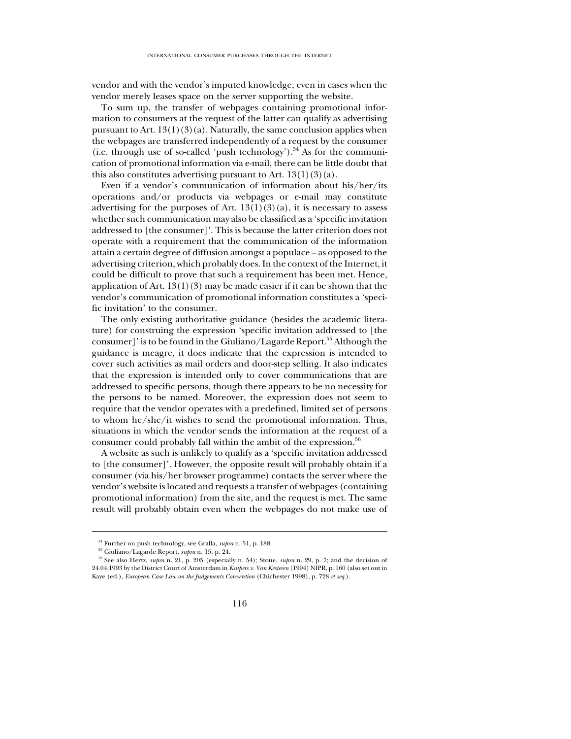vendor and with the vendor's imputed knowledge, even in cases when the vendor merely leases space on the server supporting the website.

To sum up, the transfer of webpages containing promotional information to consumers at the request of the latter can qualify as advertising pursuant to Art. 13(1)(3)(a). Naturally, the same conclusion applies when the webpages are transferred independently of a request by the consumer (i.e. through use of so-called 'push technology').[54] As for the communication of promotional information via e-mail, there can be little doubt that this also constitutes advertising pursuant to Art. 13(1)(3)(a).

Even if a vendor's communication of information about his/her/its operations and/or products via webpages or e-mail may constitute advertising for the purposes of Art. 13(1)(3)(a), it is necessary to assess whether such communication may also be classified as a 'specific invitation addressed to [the consumer]'. This is because the latter criterion does not operate with a requirement that the communication of the information attain a certain degree of diffusion amongst a populace – as opposed to the advertising criterion, which probably does. In the context of the Internet, it could be difficult to prove that such a requirement has been met. Hence, application of Art. 13(1)(3) may be made easier if it can be shown that the vendor's communication of promotional information constitutes a 'specific invitation' to the consumer.

The only existing authoritative guidance (besides the academic literature) for construing the expression 'specific invitation addressed to [the consumer]' is to be found in the Giuliano/Lagarde Report.[55] Although the guidance is meagre, it does indicate that the expression is intended to cover such activities as mail orders and door-step selling. It also indicates that the expression is intended only to cover communications that are addressed to specific persons, though there appears to be no necessity for the persons to be named. Moreover, the expression does not seem to require that the vendor operates with a predefined, limited set of persons to whom he/she/it wishes to send the promotional information. Thus, situations in which the vendor sends the information at the request of a consumer could probably fall within the ambit of the expression.[56]

A website as such is unlikely to qualify as a 'specific invitation addressed to [the consumer]'. However, the opposite result will probably obtain if a consumer (via his/her browser programme) contacts the server where the vendor's website is located and requests a transfer of webpages (containing promotional information) from the site, and the request is met. The same result will probably obtain even when the webpages do not make use of

---

[54] Further on push technology, see Gralla, *supra* n. 51, p. 188.

[55] Giuliano/Lagarde Report, *supra* n. 15, p. 24.

[56] See also Hertz, *supra* n. 21, p. 205 (especially n. 54); Stone, *supra* n. 29, p. 7; and the decision of 24.04.1993 by the District Court of Amsterdam in *Kuipers v. Van Kesteren* (1994) NIPR, p. 160 (also set out in Kaye (ed.), *European Case Law on the Judgements Convention* (Chichester 1998), p. 728 *et seq.*).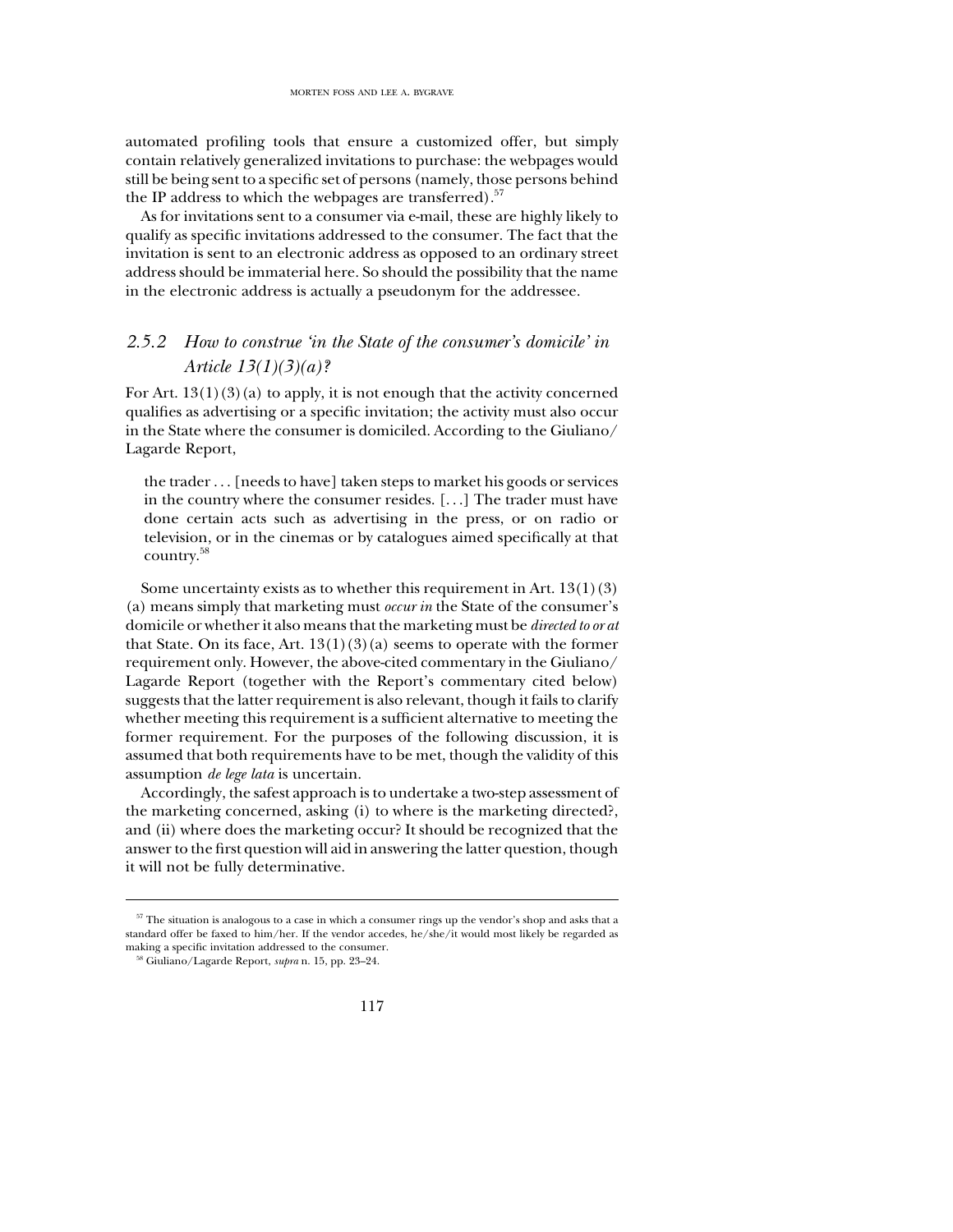automated profiling tools that ensure a customized offer, but simply contain relatively generalized invitations to purchase: the webpages would still be being sent to a specific set of persons (namely, those persons behind the IP address to which the webpages are transferred).[57]

As for invitations sent to a consumer via e-mail, these are highly likely to qualify as specific invitations addressed to the consumer. The fact that the invitation is sent to an electronic address as opposed to an ordinary street address should be immaterial here. So should the possibility that the name in the electronic address is actually a pseudonym for the addressee.

### *2.5.2 How to construe 'in the State of the consumer's domicile' in Article 13(1)(3)(a)?*

For Art. 13(1)(3)(a) to apply, it is not enough that the activity concerned qualifies as advertising or a specific invitation; the activity must also occur in the State where the consumer is domiciled. According to the Giuliano/Lagarde Report,

> the trader . . . [needs to have] taken steps to market his goods or services in the country where the consumer resides. [. . .] The trader must have done certain acts such as advertising in the press, or on radio or television, or in the cinemas or by catalogues aimed specifically at that country.[58]

Some uncertainty exists as to whether this requirement in Art. 13(1)(3)(a) means simply that marketing must *occur in* the State of the consumer's domicile or whether it also means that the marketing must be *directed to or at* that State. On its face, Art. 13(1)(3)(a) seems to operate with the former requirement only. However, the above-cited commentary in the Giuliano/Lagarde Report (together with the Report's commentary cited below) suggests that the latter requirement is also relevant, though it fails to clarify whether meeting this requirement is a sufficient alternative to meeting the former requirement. For the purposes of the following discussion, it is assumed that both requirements have to be met, though the validity of this assumption *de lege lata* is uncertain.

Accordingly, the safest approach is to undertake a two-step assessment of the marketing concerned, asking (i) to where is the marketing directed?, and (ii) where does the marketing occur? It should be recognized that the answer to the first question will aid in answering the latter question, though it will not be fully determinative.

---

[57] The situation is analogous to a case in which a consumer rings up the vendor's shop and asks that a standard offer be faxed to him/her. If the vendor accedes, he/she/it would most likely be regarded as making a specific invitation addressed to the consumer.

[58] Giuliano/Lagarde Report, *supra* n. 15, pp. 23–24.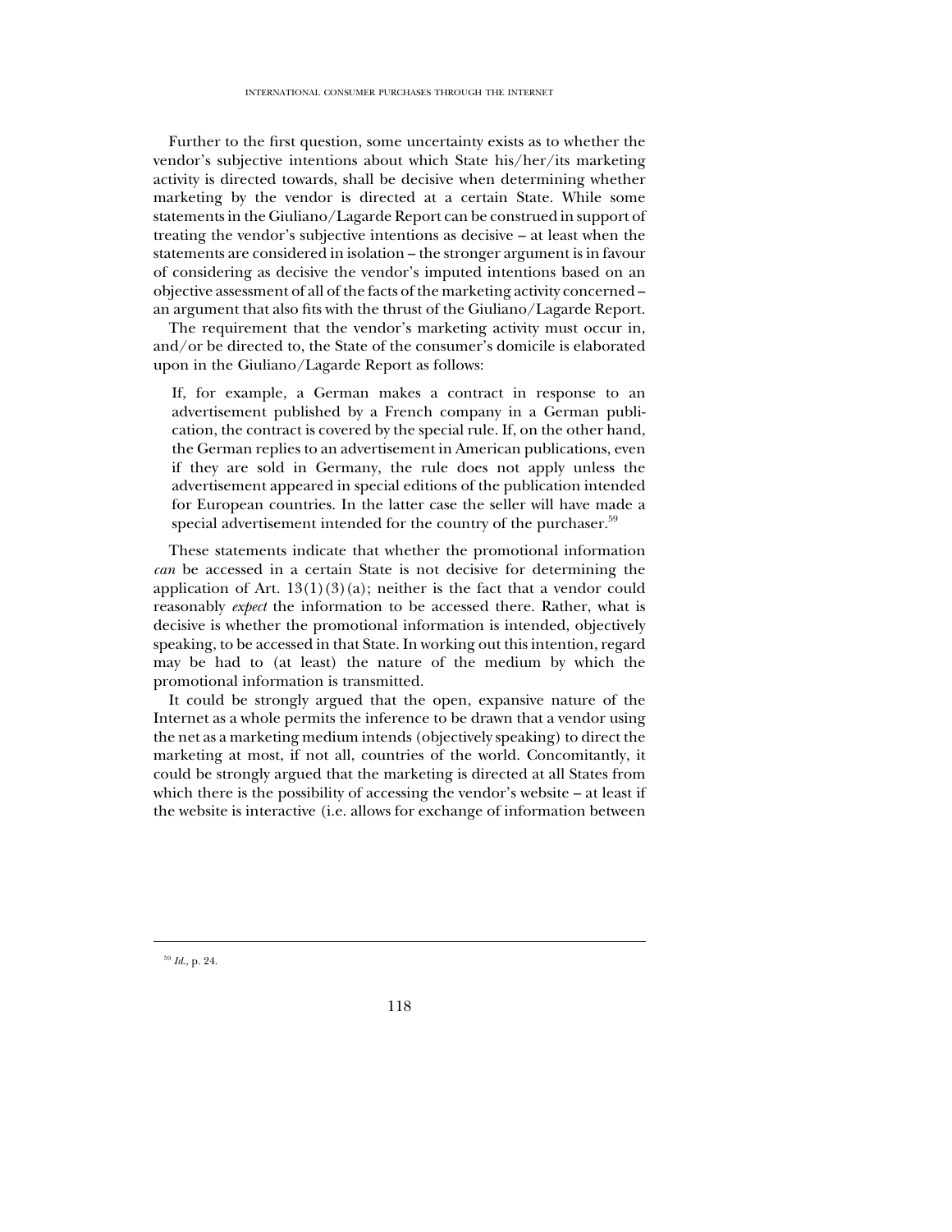Further to the first question, some uncertainty exists as to whether the vendor's subjective intentions about which State his/her/its marketing activity is directed towards, shall be decisive when determining whether marketing by the vendor is directed at a certain State. While some statements in the Giuliano/Lagarde Report can be construed in support of treating the vendor's subjective intentions as decisive – at least when the statements are considered in isolation – the stronger argument is in favour of considering as decisive the vendor's imputed intentions based on an objective assessment of all of the facts of the marketing activity concerned – an argument that also fits with the thrust of the Giuliano/Lagarde Report.

The requirement that the vendor's marketing activity must occur in, and/or be directed to, the State of the consumer's domicile is elaborated upon in the Giuliano/Lagarde Report as follows:

> If, for example, a German makes a contract in response to an advertisement published by a French company in a German publication, the contract is covered by the special rule. If, on the other hand, the German replies to an advertisement in American publications, even if they are sold in Germany, the rule does not apply unless the advertisement appeared in special editions of the publication intended for European countries. In the latter case the seller will have made a special advertisement intended for the country of the purchaser.[59]

These statements indicate that whether the promotional information *can* be accessed in a certain State is not decisive for determining the application of Art. 13(1)(3)(a); neither is the fact that a vendor could reasonably *expect* the information to be accessed there. Rather, what is decisive is whether the promotional information is intended, objectively speaking, to be accessed in that State. In working out this intention, regard may be had to (at least) the nature of the medium by which the promotional information is transmitted.

It could be strongly argued that the open, expansive nature of the Internet as a whole permits the inference to be drawn that a vendor using the net as a marketing medium intends (objectively speaking) to direct the marketing at most, if not all, countries of the world. Concomitantly, it could be strongly argued that the marketing is directed at all States from which there is the possibility of accessing the vendor's website – at least if the website is interactive (i.e. allows for exchange of information between

---

[59] *Id.*, p. 24.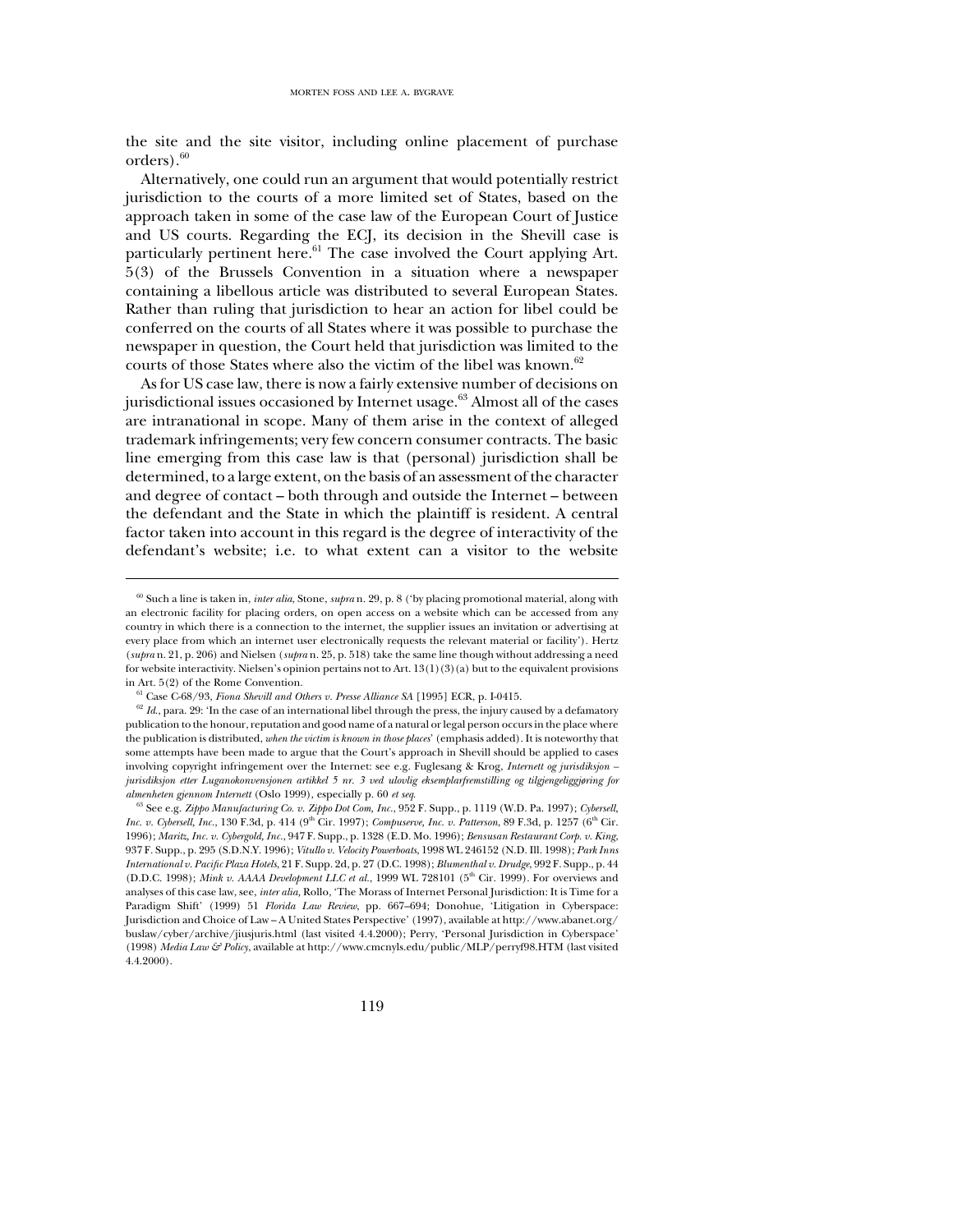the site and the site visitor, including online placement of purchase orders).[60]

Alternatively, one could run an argument that would potentially restrict jurisdiction to the courts of a more limited set of States, based on the approach taken in some of the case law of the European Court of Justice and US courts. Regarding the ECJ, its decision in the Shevill case is particularly pertinent here.[61] The case involved the Court applying Art. 5(3) of the Brussels Convention in a situation where a newspaper containing a libellous article was distributed to several European States. Rather than ruling that jurisdiction to hear an action for libel could be conferred on the courts of all States where it was possible to purchase the newspaper in question, the Court held that jurisdiction was limited to the courts of those States where also the victim of the libel was known.[62]

As for US case law, there is now a fairly extensive number of decisions on jurisdictional issues occasioned by Internet usage.[63] Almost all of the cases are intranational in scope. Many of them arise in the context of alleged trademark infringements; very few concern consumer contracts. The basic line emerging from this case law is that (personal) jurisdiction shall be determined, to a large extent, on the basis of an assessment of the character and degree of contact – both through and outside the Internet – between the defendant and the State in which the plaintiff is resident. A central factor taken into account in this regard is the degree of interactivity of the defendant's website; i.e. to what extent can a visitor to the website

---

[60] Such a line is taken in, *inter alia*, Stone, *supra* n. 29, p. 8 ('by placing promotional material, along with an electronic facility for placing orders, on open access on a website which can be accessed from any country in which there is a connection to the internet, the supplier issues an invitation or advertising at every place from which an internet user electronically requests the relevant material or facility'). Hertz (*supra* n. 21, p. 206) and Nielsen (*supra* n. 25, p. 518) take the same line though without addressing a need for website interactivity. Nielsen's opinion pertains not to Art. 13(1)(3)(a) but to the equivalent provisions in Art. 5(2) of the Rome Convention.

[61] Case C-68/93, *Fiona Shevill and Others v. Presse Alliance SA* [1995] ECR, p. I-0415.

[62] *Id.*, para. 29: 'In the case of an international libel through the press, the injury caused by a defamatory publication to the honour, reputation and good name of a natural or legal person occurs in the place where the publication is distributed, *when the victim is known in those places*' (emphasis added). It is noteworthy that some attempts have been made to argue that the Court's approach in Shevill should be applied to cases involving copyright infringement over the Internet: see e.g. Fuglesang & Krog, *Internett og jurisdiksjon – jurisdiksjon etter Luganokonvensjonen artikkel 5 nr. 3 ved ulovlig eksemplarfremstilling og tilgjengeliggjøring for almenheten gjennom Internett* (Oslo 1999), especially p. 60 *et seq.*

[63] See e.g. *Zippo Manufacturing Co. v. Zippo Dot Com, Inc.*, 952 F. Supp., p. 1119 (W.D. Pa. 1997); *Cybersell, Inc. v. Cybersell, Inc.*, 130 F.3d, p. 414 (9th Cir. 1997); *Compuserve, Inc. v. Patterson*, 89 F.3d, p. 1257 (6th Cir. 1996); *Maritz, Inc. v. Cybergold, Inc.*, 947 F. Supp., p. 1328 (E.D. Mo. 1996); *Bensusan Restaurant Corp. v. King*, 937 F. Supp., p. 295 (S.D.N.Y. 1996); *Vitullo v. Velocity Powerboats*, 1998 WL 246152 (N.D. Ill. 1998); *Park Inns International v. Pacific Plaza Hotels*, 21 F. Supp. 2d, p. 27 (D.C. 1998); *Blumenthal v. Drudge*, 992 F. Supp., p. 44 (D.D.C. 1998); *Mink v. AAAA Development LLC et al.*, 1999 WL 728101 (5th Cir. 1999). For overviews and analyses of this case law, see, *inter alia*, Rollo, 'The Morass of Internet Personal Jurisdiction: It is Time for a Paradigm Shift' (1999) 51 *Florida Law Review*, pp. 667–694; Donohue, 'Litigation in Cyberspace: Jurisdiction and Choice of Law – A United States Perspective' (1997), available at http://www.abanet.org/buslaw/cyber/archive/jiusjuris.html (last visited 4.4.2000); Perry, 'Personal Jurisdiction in Cyberspace' (1998) *Media Law & Policy*, available at http://www.cmcnyls.edu/public/MLP/perryf98.HTM (last visited 4.4.2000).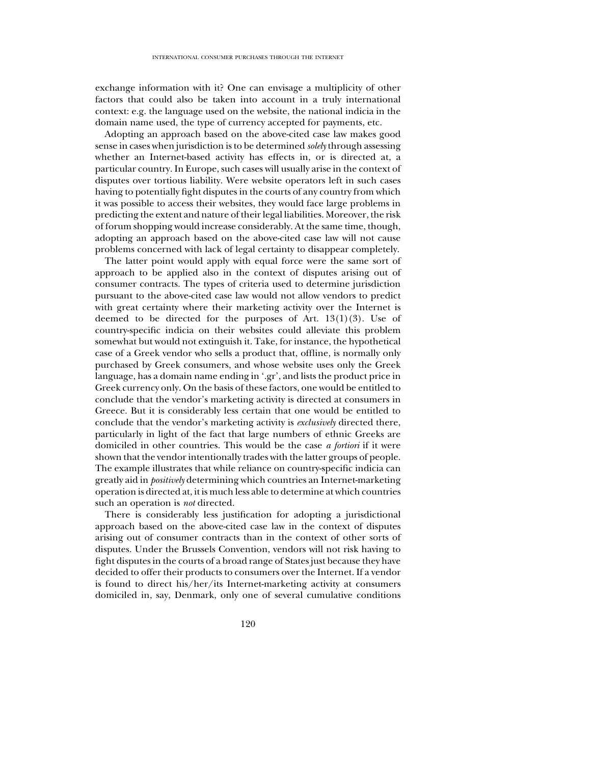exchange information with it? One can envisage a multiplicity of other factors that could also be taken into account in a truly international context: e.g. the language used on the website, the national indicia in the domain name used, the type of currency accepted for payments, etc.

Adopting an approach based on the above-cited case law makes good sense in cases when jurisdiction is to be determined *solely* through assessing whether an Internet-based activity has effects in, or is directed at, a particular country. In Europe, such cases will usually arise in the context of disputes over tortious liability. Were website operators left in such cases having to potentially fight disputes in the courts of any country from which it was possible to access their websites, they would face large problems in predicting the extent and nature of their legal liabilities. Moreover, the risk of forum shopping would increase considerably. At the same time, though, adopting an approach based on the above-cited case law will not cause problems concerned with lack of legal certainty to disappear completely.

The latter point would apply with equal force were the same sort of approach to be applied also in the context of disputes arising out of consumer contracts. The types of criteria used to determine jurisdiction pursuant to the above-cited case law would not allow vendors to predict with great certainty where their marketing activity over the Internet is deemed to be directed for the purposes of Art. 13(1)(3). Use of country-specific indicia on their websites could alleviate this problem somewhat but would not extinguish it. Take, for instance, the hypothetical case of a Greek vendor who sells a product that, offline, is normally only purchased by Greek consumers, and whose website uses only the Greek language, has a domain name ending in '.gr', and lists the product price in Greek currency only. On the basis of these factors, one would be entitled to conclude that the vendor's marketing activity is directed at consumers in Greece. But it is considerably less certain that one would be entitled to conclude that the vendor's marketing activity is *exclusively* directed there, particularly in light of the fact that large numbers of ethnic Greeks are domiciled in other countries. This would be the case *a fortiori* if it were shown that the vendor intentionally trades with the latter groups of people. The example illustrates that while reliance on country-specific indicia can greatly aid in *positively* determining which countries an Internet-marketing operation is directed at, it is much less able to determine at which countries such an operation is *not* directed.

There is considerably less justification for adopting a jurisdictional approach based on the above-cited case law in the context of disputes arising out of consumer contracts than in the context of other sorts of disputes. Under the Brussels Convention, vendors will not risk having to fight disputes in the courts of a broad range of States just because they have decided to offer their products to consumers over the Internet. If a vendor is found to direct his/her/its Internet-marketing activity at consumers domiciled in, say, Denmark, only one of several cumulative conditions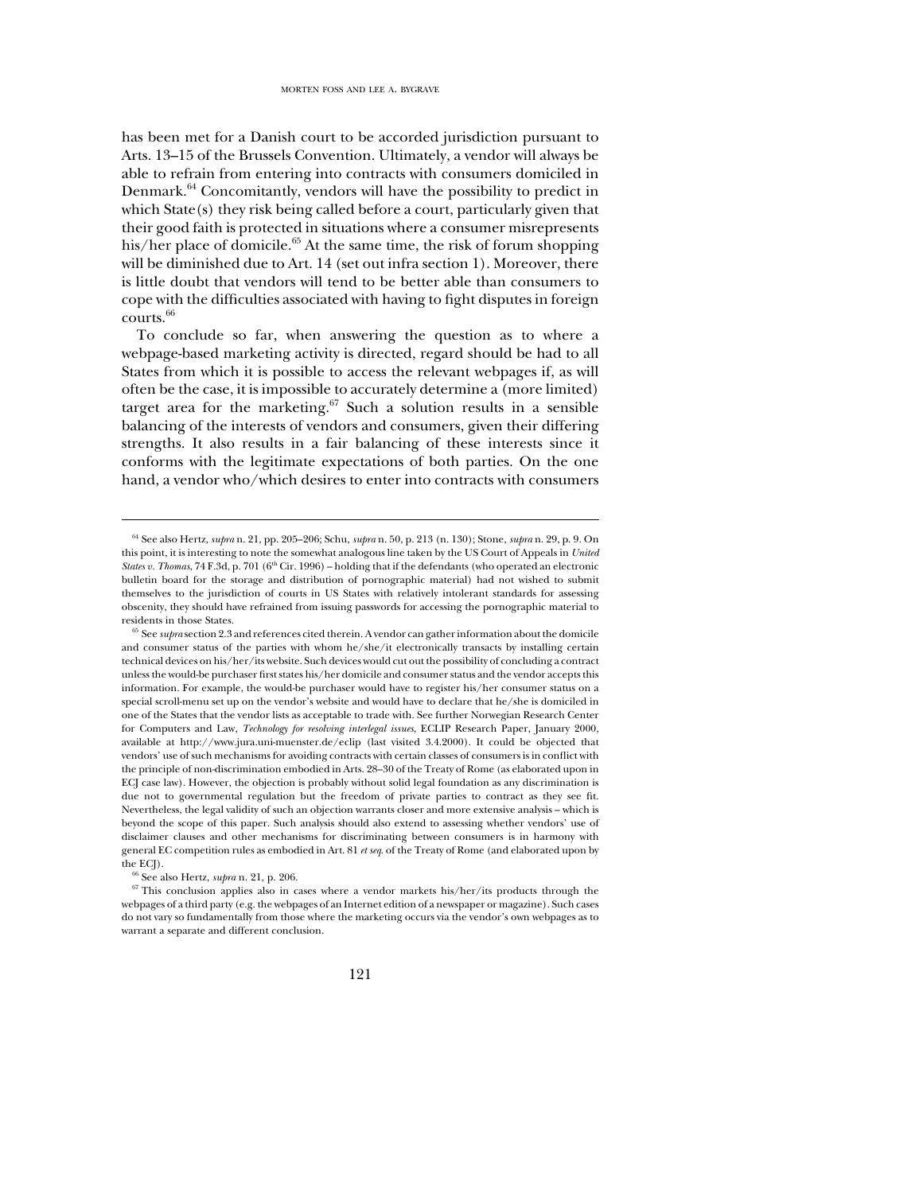has been met for a Danish court to be accorded jurisdiction pursuant to Arts. 13–15 of the Brussels Convention. Ultimately, a vendor will always be able to refrain from entering into contracts with consumers domiciled in Denmark.[64] Concomitantly, vendors will have the possibility to predict in which State(s) they risk being called before a court, particularly given that their good faith is protected in situations where a consumer misrepresents his/her place of domicile.[65] At the same time, the risk of forum shopping will be diminished due to Art. 14 (set out infra section 1). Moreover, there is little doubt that vendors will tend to be better able than consumers to cope with the difficulties associated with having to fight disputes in foreign courts.[66]

To conclude so far, when answering the question as to where a webpage-based marketing activity is directed, regard should be had to all States from which it is possible to access the relevant webpages if, as will often be the case, it is impossible to accurately determine a (more limited) target area for the marketing.[67] Such a solution results in a sensible balancing of the interests of vendors and consumers, given their differing strengths. It also results in a fair balancing of these interests since it conforms with the legitimate expectations of both parties. On the one hand, a vendor who/which desires to enter into contracts with consumers

---

[64] See also Hertz, *supra* n. 21, pp. 205–206; Schu, *supra* n. 50, p. 213 (n. 130); Stone, *supra* n. 29, p. 9. On this point, it is interesting to note the somewhat analogous line taken by the US Court of Appeals in *United States v. Thomas*, 74 F.3d, p. 701 (6th Cir. 1996) – holding that if the defendants (who operated an electronic bulletin board for the storage and distribution of pornographic material) had not wished to submit themselves to the jurisdiction of courts in US States with relatively intolerant standards for assessing obscenity, they should have refrained from issuing passwords for accessing the pornographic material to residents in those States.

[65] See *supra* section 2.3 and references cited therein. A vendor can gather information about the domicile and consumer status of the parties with whom he/she/it electronically transacts by installing certain technical devices on his/her/its website. Such devices would cut out the possibility of concluding a contract unless the would-be purchaser first states his/her domicile and consumer status and the vendor accepts this information. For example, the would-be purchaser would have to register his/her consumer status on a special scroll-menu set up on the vendor's website and would have to declare that he/she is domiciled in one of the States that the vendor lists as acceptable to trade with. See further Norwegian Research Center for Computers and Law, *Technology for resolving interlegal issues*, ECLIP Research Paper, January 2000, available at http://www.jura.uni-muenster.de/eclip (last visited 3.4.2000). It could be objected that vendors' use of such mechanisms for avoiding contracts with certain classes of consumers is in conflict with the principle of non-discrimination embodied in Arts. 28–30 of the Treaty of Rome (as elaborated upon in ECJ case law). However, the objection is probably without solid legal foundation as any discrimination is due not to governmental regulation but the freedom of private parties to contract as they see fit. Nevertheless, the legal validity of such an objection warrants closer and more extensive analysis – which is beyond the scope of this paper. Such analysis should also extend to assessing whether vendors' use of disclaimer clauses and other mechanisms for discriminating between consumers is in harmony with general EC competition rules as embodied in Art. 81 *et seq.* of the Treaty of Rome (and elaborated upon by the ECJ).

[66] See also Hertz, *supra* n. 21, p. 206.

[67] This conclusion applies also in cases where a vendor markets his/her/its products through the webpages of a third party (e.g. the webpages of an Internet edition of a newspaper or magazine). Such cases do not vary so fundamentally from those where the marketing occurs via the vendor's own webpages as to warrant a separate and different conclusion.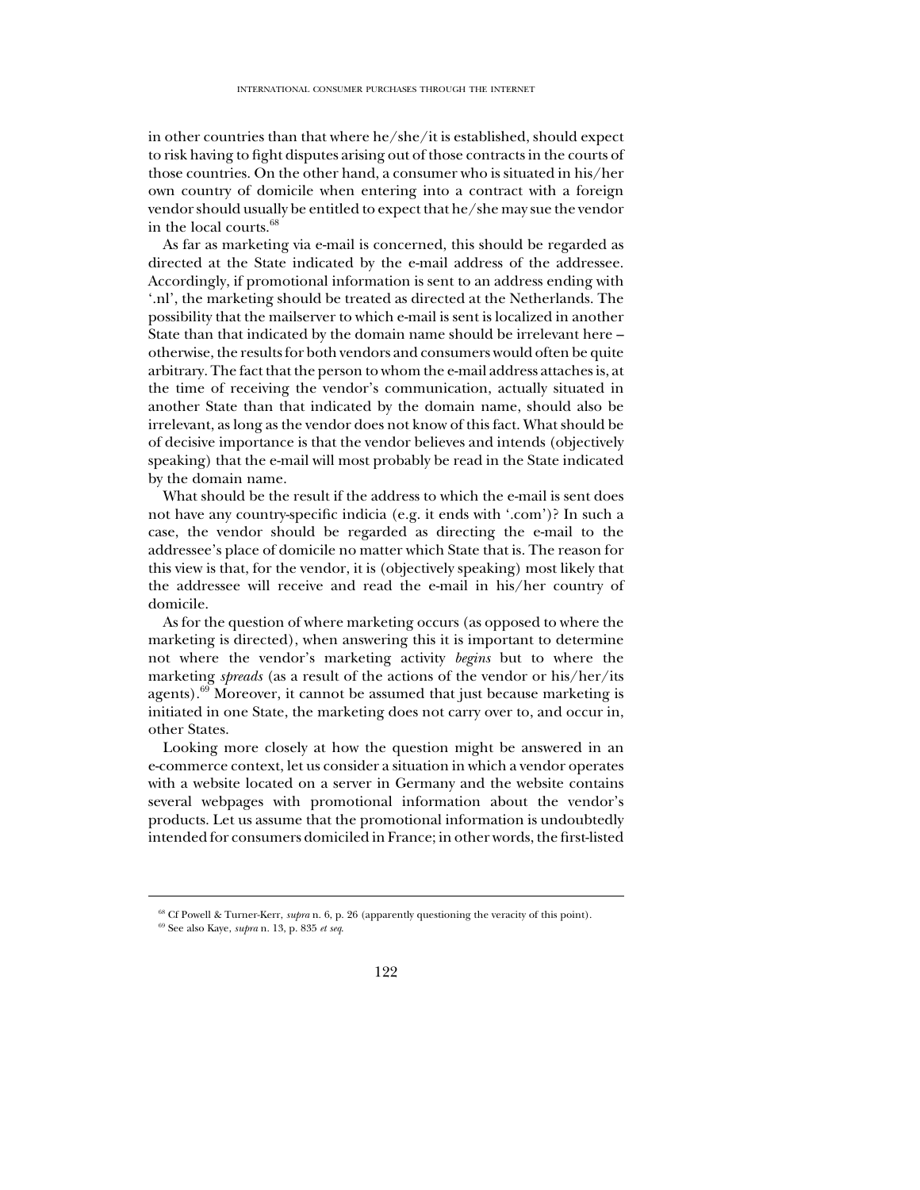in other countries than that where he/she/it is established, should expect to risk having to fight disputes arising out of those contracts in the courts of those countries. On the other hand, a consumer who is situated in his/her own country of domicile when entering into a contract with a foreign vendor should usually be entitled to expect that he/she may sue the vendor in the local courts.[68]

As far as marketing via e-mail is concerned, this should be regarded as directed at the State indicated by the e-mail address of the addressee. Accordingly, if promotional information is sent to an address ending with '.nl', the marketing should be treated as directed at the Netherlands. The possibility that the mailserver to which e-mail is sent is localized in another State than that indicated by the domain name should be irrelevant here – otherwise, the results for both vendors and consumers would often be quite arbitrary. The fact that the person to whom the e-mail address attaches is, at the time of receiving the vendor's communication, actually situated in another State than that indicated by the domain name, should also be irrelevant, as long as the vendor does not know of this fact. What should be of decisive importance is that the vendor believes and intends (objectively speaking) that the e-mail will most probably be read in the State indicated by the domain name.

What should be the result if the address to which the e-mail is sent does not have any country-specific indicia (e.g. it ends with '.com')? In such a case, the vendor should be regarded as directing the e-mail to the addressee's place of domicile no matter which State that is. The reason for this view is that, for the vendor, it is (objectively speaking) most likely that the addressee will receive and read the e-mail in his/her country of domicile.

As for the question of where marketing occurs (as opposed to where the marketing is directed), when answering this it is important to determine not where the vendor's marketing activity *begins* but to where the marketing *spreads* (as a result of the actions of the vendor or his/her/its agents).[69] Moreover, it cannot be assumed that just because marketing is initiated in one State, the marketing does not carry over to, and occur in, other States.

Looking more closely at how the question might be answered in an e-commerce context, let us consider a situation in which a vendor operates with a website located on a server in Germany and the website contains several webpages with promotional information about the vendor's products. Let us assume that the promotional information is undoubtedly intended for consumers domiciled in France; in other words, the first-listed

---

[68] Cf Powell & Turner-Kerr, *supra* n. 6, p. 26 (apparently questioning the veracity of this point).

[69] See also Kaye, *supra* n. 13, p. 835 *et seq.*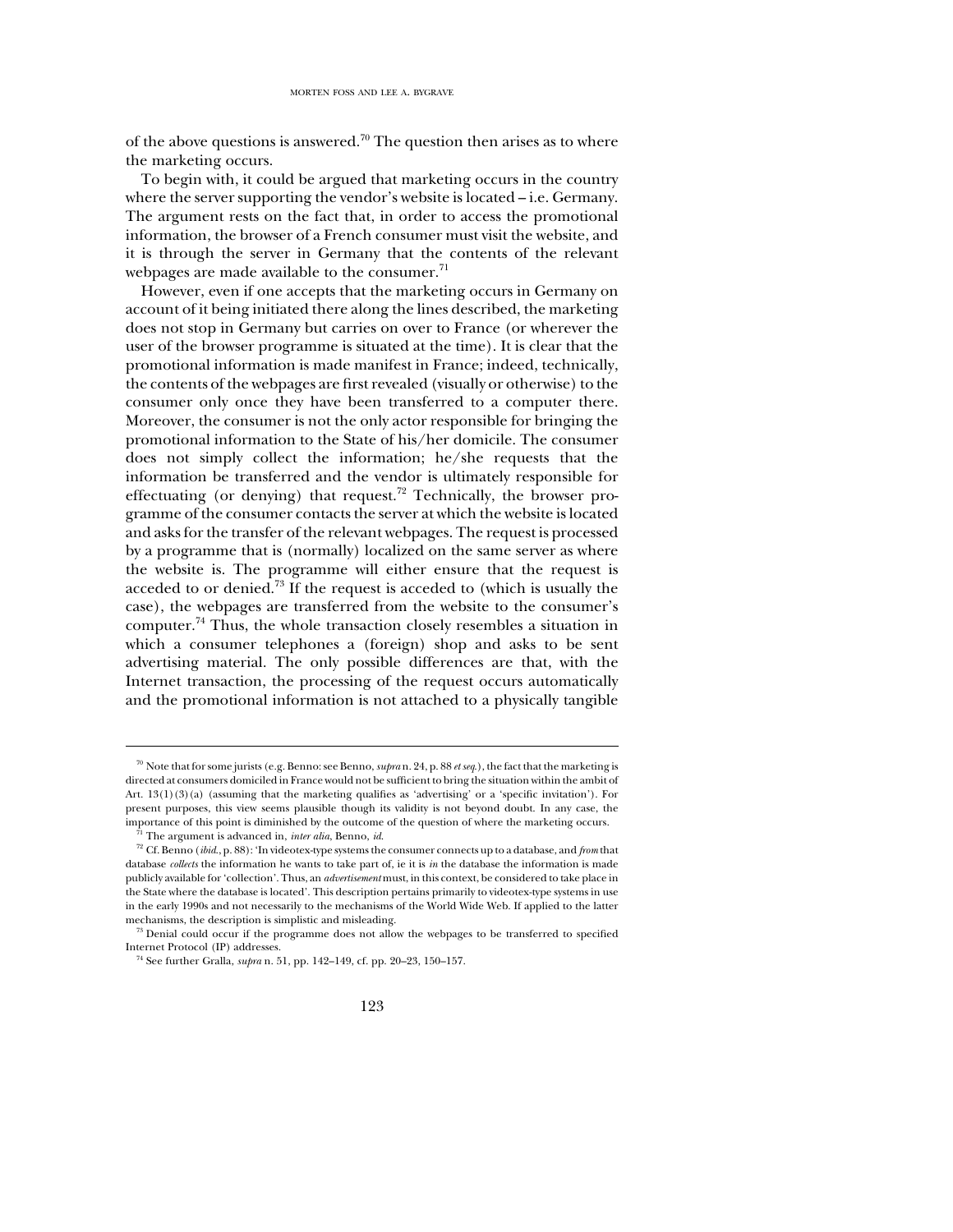of the above questions is answered.[70] The question then arises as to where the marketing occurs.

To begin with, it could be argued that marketing occurs in the country where the server supporting the vendor's website is located – i.e. Germany. The argument rests on the fact that, in order to access the promotional information, the browser of a French consumer must visit the website, and it is through the server in Germany that the contents of the relevant webpages are made available to the consumer.[71]

However, even if one accepts that the marketing occurs in Germany on account of it being initiated there along the lines described, the marketing does not stop in Germany but carries on over to France (or wherever the user of the browser programme is situated at the time). It is clear that the promotional information is made manifest in France; indeed, technically, the contents of the webpages are first revealed (visually or otherwise) to the consumer only once they have been transferred to a computer there. Moreover, the consumer is not the only actor responsible for bringing the promotional information to the State of his/her domicile. The consumer does not simply collect the information; he/she requests that the information be transferred and the vendor is ultimately responsible for effectuating (or denying) that request.[72] Technically, the browser programme of the consumer contacts the server at which the website is located and asks for the transfer of the relevant webpages. The request is processed by a programme that is (normally) localized on the same server as where the website is. The programme will either ensure that the request is acceded to or denied.[73] If the request is acceded to (which is usually the case), the webpages are transferred from the website to the consumer's computer.[74] Thus, the whole transaction closely resembles a situation in which a consumer telephones a (foreign) shop and asks to be sent advertising material. The only possible differences are that, with the Internet transaction, the processing of the request occurs automatically and the promotional information is not attached to a physically tangible

---

[70] Note that for some jurists (e.g. Benno: see Benno, *supra* n. 24, p. 88 *et seq.*), the fact that the marketing is directed at consumers domiciled in France would not be sufficient to bring the situation within the ambit of Art. 13(1)(3)(a) (assuming that the marketing qualifies as 'advertising' or a 'specific invitation'). For present purposes, this view seems plausible though its validity is not beyond doubt. In any case, the importance of this point is diminished by the outcome of the question of where the marketing occurs.

[71] The argument is advanced in, *inter alia*, Benno, *id.*

[72] Cf. Benno (*ibid.*, p. 88): 'In videotex-type systems the consumer connects up to a database, and *from* that database *collects* the information he wants to take part of, ie it is *in* the database the information is made publicly available for 'collection'. Thus, an *advertisement* must, in this context, be considered to take place in the State where the database is located'. This description pertains primarily to videotex-type systems in use in the early 1990s and not necessarily to the mechanisms of the World Wide Web. If applied to the latter mechanisms, the description is simplistic and misleading.

[73] Denial could occur if the programme does not allow the webpages to be transferred to specified Internet Protocol (IP) addresses.

[74] See further Gralla, *supra* n. 51, pp. 142–149, cf. pp. 20–23, 150–157.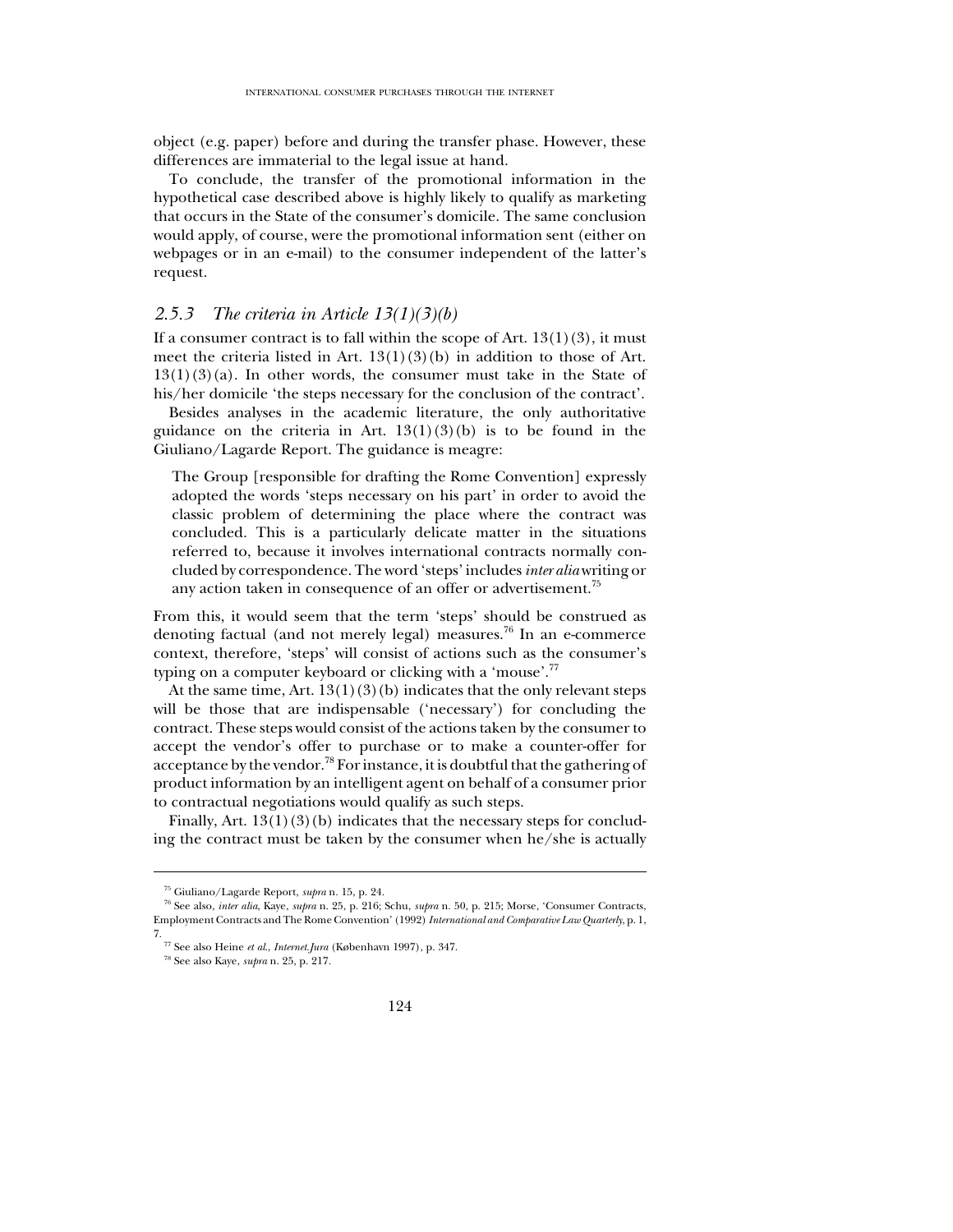object (e.g. paper) before and during the transfer phase. However, these differences are immaterial to the legal issue at hand.

To conclude, the transfer of the promotional information in the hypothetical case described above is highly likely to qualify as marketing that occurs in the State of the consumer's domicile. The same conclusion would apply, of course, were the promotional information sent (either on webpages or in an e-mail) to the consumer independent of the latter's request.

### *2.5.3 The criteria in Article 13(1)(3)(b)*

If a consumer contract is to fall within the scope of Art. 13(1)(3), it must meet the criteria listed in Art. 13(1)(3)(b) in addition to those of Art. 13(1)(3)(a). In other words, the consumer must take in the State of his/her domicile 'the steps necessary for the conclusion of the contract'.

Besides analyses in the academic literature, the only authoritative guidance on the criteria in Art. 13(1)(3)(b) is to be found in the Giuliano/Lagarde Report. The guidance is meagre:

> The Group [responsible for drafting the Rome Convention] expressly adopted the words 'steps necessary on his part' in order to avoid the classic problem of determining the place where the contract was concluded. This is a particularly delicate matter in the situations referred to, because it involves international contracts normally concluded by correspondence. The word 'steps' includes *inter alia* writing or any action taken in consequence of an offer or advertisement.[75]

From this, it would seem that the term 'steps' should be construed as denoting factual (and not merely legal) measures.[76] In an e-commerce context, therefore, 'steps' will consist of actions such as the consumer's typing on a computer keyboard or clicking with a 'mouse'.[77]

At the same time, Art. 13(1)(3)(b) indicates that the only relevant steps will be those that are indispensable ('necessary') for concluding the contract. These steps would consist of the actions taken by the consumer to accept the vendor's offer to purchase or to make a counter-offer for acceptance by the vendor.[78] For instance, it is doubtful that the gathering of product information by an intelligent agent on behalf of a consumer prior to contractual negotiations would qualify as such steps.

Finally, Art. 13(1)(3)(b) indicates that the necessary steps for concluding the contract must be taken by the consumer when he/she is actually

---

[75] Giuliano/Lagarde Report, *supra* n. 15, p. 24.

[76] See also, *inter alia*, Kaye, *supra* n. 25, p. 216; Schu, *supra* n. 50, p. 215; Morse, 'Consumer Contracts, Employment Contracts and The Rome Convention' (1992) *International and Comparative Law Quarterly*, p. 1, 7.

[77] See also Heine *et al.*, *Internet.Jura* (København 1997), p. 347.

[78] See also Kaye, *supra* n. 25, p. 217.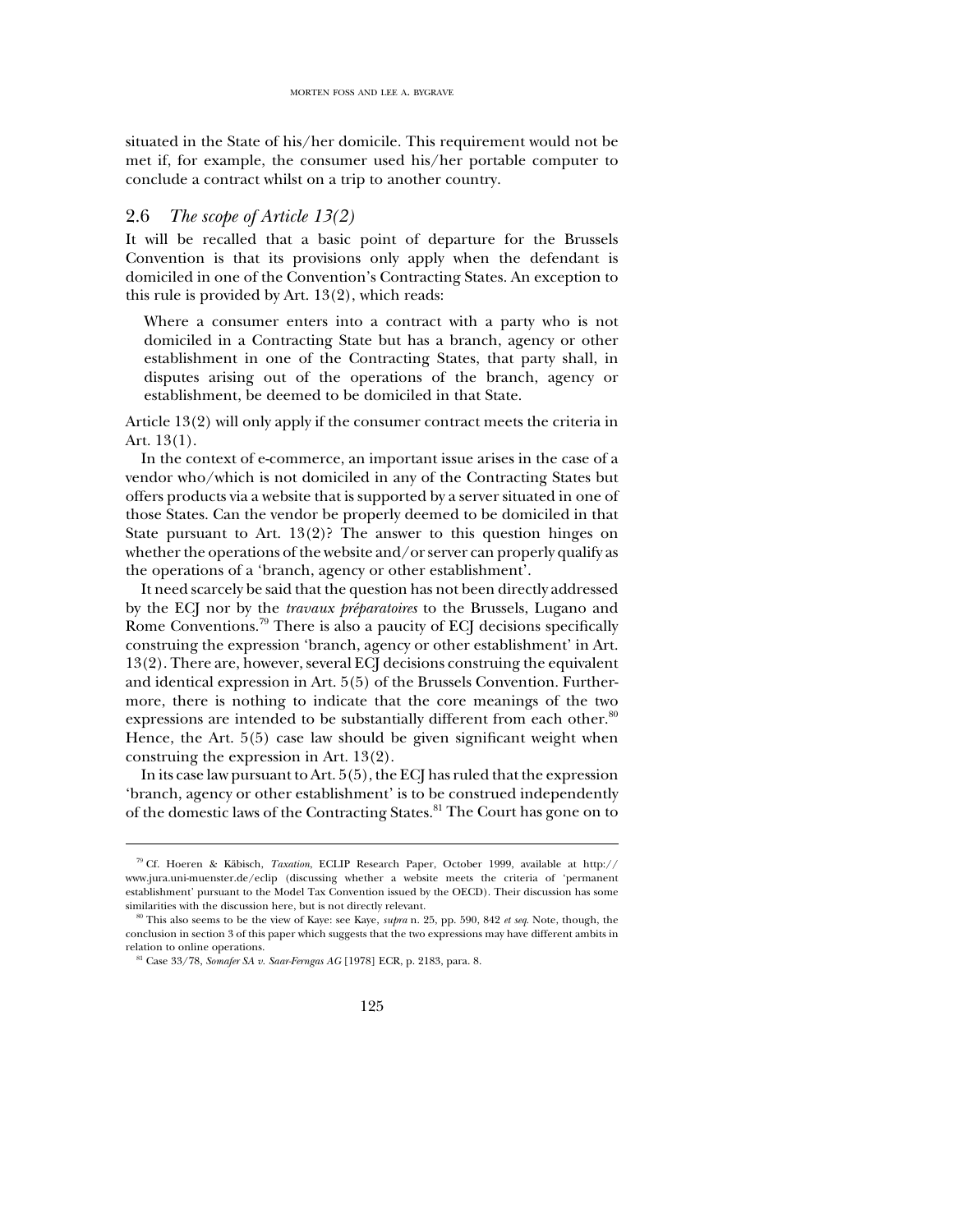situated in the State of his/her domicile. This requirement would not be met if, for example, the consumer used his/her portable computer to conclude a contract whilst on a trip to another country.

## 2.6 *The scope of Article 13(2)*

It will be recalled that a basic point of departure for the Brussels Convention is that its provisions only apply when the defendant is domiciled in one of the Convention's Contracting States. An exception to this rule is provided by Art. 13(2), which reads:

> Where a consumer enters into a contract with a party who is not domiciled in a Contracting State but has a branch, agency or other establishment in one of the Contracting States, that party shall, in disputes arising out of the operations of the branch, agency or establishment, be deemed to be domiciled in that State.

Article 13(2) will only apply if the consumer contract meets the criteria in Art. 13(1).

In the context of e-commerce, an important issue arises in the case of a vendor who/which is not domiciled in any of the Contracting States but offers products via a website that is supported by a server situated in one of those States. Can the vendor be properly deemed to be domiciled in that State pursuant to Art. 13(2)? The answer to this question hinges on whether the operations of the website and/or server can properly qualify as the operations of a 'branch, agency or other establishment'.

It need scarcely be said that the question has not been directly addressed by the ECJ nor by the *travaux préparatoires* to the Brussels, Lugano and Rome Conventions.[79] There is also a paucity of ECJ decisions specifically construing the expression 'branch, agency or other establishment' in Art. 13(2). There are, however, several ECJ decisions construing the equivalent and identical expression in Art. 5(5) of the Brussels Convention. Furthermore, there is nothing to indicate that the core meanings of the two expressions are intended to be substantially different from each other.[80] Hence, the Art. 5(5) case law should be given significant weight when construing the expression in Art. 13(2).

In its case law pursuant to Art. 5(5), the ECJ has ruled that the expression 'branch, agency or other establishment' is to be construed independently of the domestic laws of the Contracting States.[81] The Court has gone on to

---

[79] Cf. Hoeren & Käbisch, *Taxation*, ECLIP Research Paper, October 1999, available at http://www.jura.uni-muenster.de/eclip (discussing whether a website meets the criteria of 'permanent establishment' pursuant to the Model Tax Convention issued by the OECD). Their discussion has some similarities with the discussion here, but is not directly relevant.

[80] This also seems to be the view of Kaye: see Kaye, *supra* n. 25, pp. 590, 842 *et seq*. Note, though, the conclusion in section 3 of this paper which suggests that the two expressions may have different ambits in relation to online operations.

[81] Case 33/78, *Somafer SA v. Saar-Ferngas AG* [1978] ECR, p. 2183, para. 8.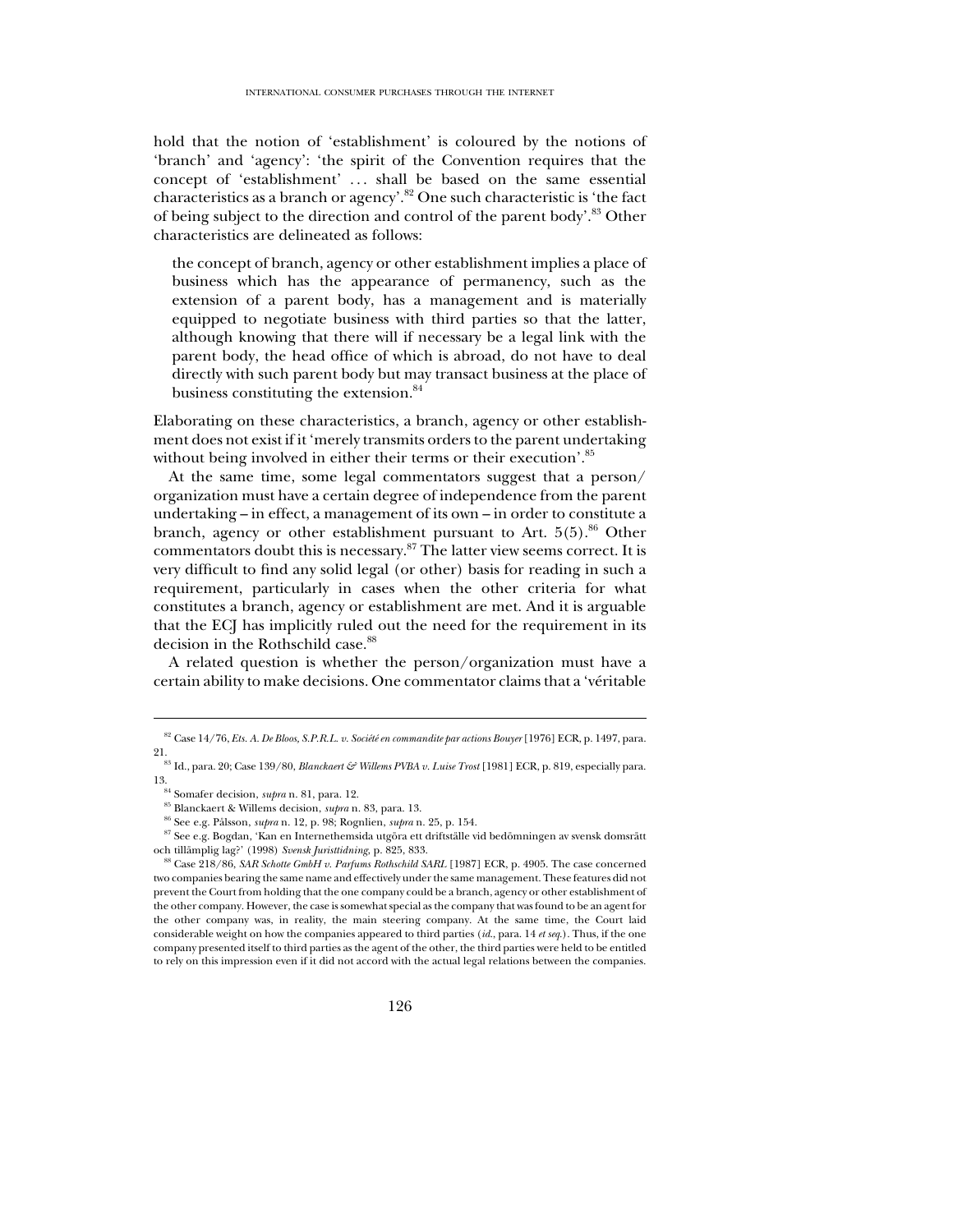hold that the notion of 'establishment' is coloured by the notions of 'branch' and 'agency': 'the spirit of the Convention requires that the concept of 'establishment' ... shall be based on the same essential characteristics as a branch or agency'.[82] One such characteristic is 'the fact of being subject to the direction and control of the parent body'.[83] Other characteristics are delineated as follows:

> the concept of branch, agency or other establishment implies a place of business which has the appearance of permanency, such as the extension of a parent body, has a management and is materially equipped to negotiate business with third parties so that the latter, although knowing that there will if necessary be a legal link with the parent body, the head office of which is abroad, do not have to deal directly with such parent body but may transact business at the place of business constituting the extension.[84]

Elaborating on these characteristics, a branch, agency or other establishment does not exist if it 'merely transmits orders to the parent undertaking without being involved in either their terms or their execution'.[85]

At the same time, some legal commentators suggest that a person/organization must have a certain degree of independence from the parent undertaking – in effect, a management of its own – in order to constitute a branch, agency or other establishment pursuant to Art. 5(5).[86] Other commentators doubt this is necessary.[87] The latter view seems correct. It is very difficult to find any solid legal (or other) basis for reading in such a requirement, particularly in cases when the other criteria for what constitutes a branch, agency or establishment are met. And it is arguable that the ECJ has implicitly ruled out the need for the requirement in its decision in the Rothschild case.[88]

A related question is whether the person/organization must have a certain ability to make decisions. One commentator claims that a 'véritable

---

[82] Case 14/76, *Ets. A. De Bloos, S.P.R.L. v. Société en commandite par actions Bouyer* [1976] ECR, p. 1497, para. 21.

[83] Id., para. 20; Case 139/80, *Blanckaert & Willems PVBA v. Luise Trost* [1981] ECR, p. 819, especially para. 13.

[84] Somafer decision, *supra* n. 81, para. 12.

[85] Blanckaert & Willems decision, *supra* n. 83, para. 13.

[86] See e.g. Pålsson, *supra* n. 12, p. 98; Rognlien, *supra* n. 25, p. 154.

[87] See e.g. Bogdan, 'Kan en Internethemsida utgöra ett driftställe vid bedömningen av svensk domsrätt och tillämplig lag?' (1998) *Svensk Juristtidning*, p. 825, 833.

[88] Case 218/86, *SAR Schotte GmbH v. Parfums Rothschild SARL* [1987] ECR, p. 4905. The case concerned two companies bearing the same name and effectively under the same management. These features did not prevent the Court from holding that the one company could be a branch, agency or other establishment of the other company. However, the case is somewhat special as the company that was found to be an agent for the other company was, in reality, the main steering company. At the same time, the Court laid considerable weight on how the companies appeared to third parties (*id.*, para. 14 *et seq.*). Thus, if the one company presented itself to third parties as the agent of the other, the third parties were held to be entitled to rely on this impression even if it did not accord with the actual legal relations between the companies.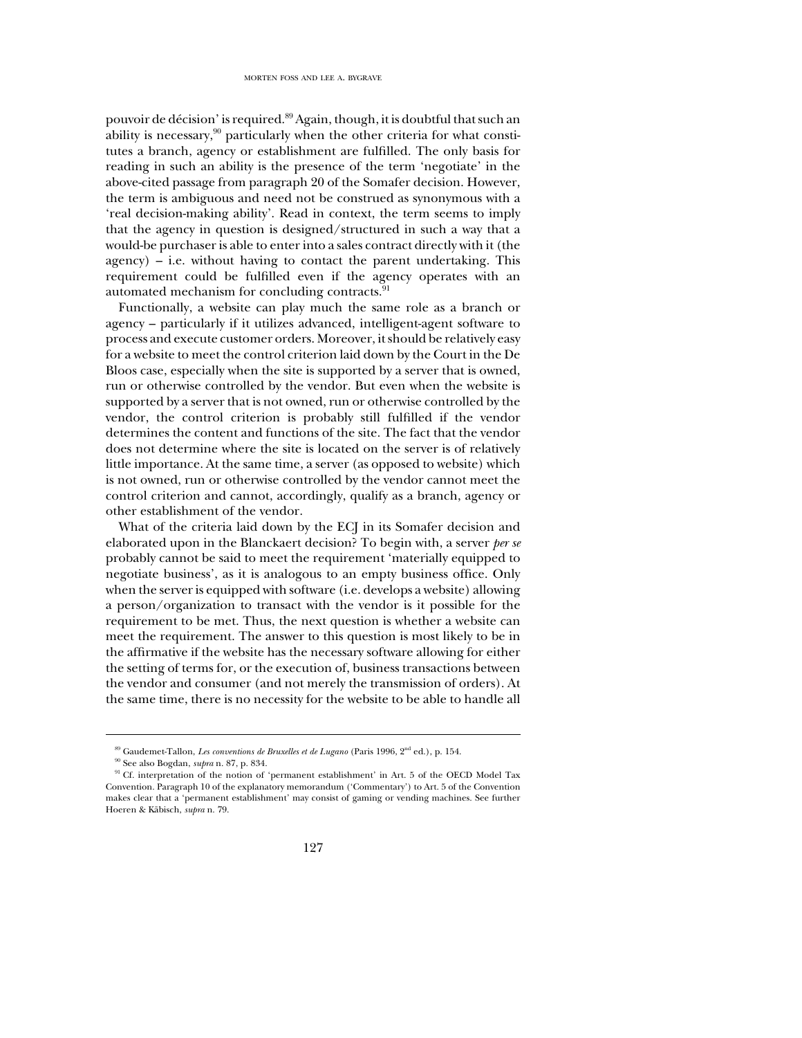pouvoir de décision' is required.[89] Again, though, it is doubtful that such an ability is necessary,[90] particularly when the other criteria for what constitutes a branch, agency or establishment are fulfilled. The only basis for reading in such an ability is the presence of the term 'negotiate' in the above-cited passage from paragraph 20 of the Somafer decision. However, the term is ambiguous and need not be construed as synonymous with a 'real decision-making ability'. Read in context, the term seems to imply that the agency in question is designed/structured in such a way that a would-be purchaser is able to enter into a sales contract directly with it (the agency) – i.e. without having to contact the parent undertaking. This requirement could be fulfilled even if the agency operates with an automated mechanism for concluding contracts.[91]

Functionally, a website can play much the same role as a branch or agency – particularly if it utilizes advanced, intelligent-agent software to process and execute customer orders. Moreover, it should be relatively easy for a website to meet the control criterion laid down by the Court in the De Bloos case, especially when the site is supported by a server that is owned, run or otherwise controlled by the vendor. But even when the website is supported by a server that is not owned, run or otherwise controlled by the vendor, the control criterion is probably still fulfilled if the vendor determines the content and functions of the site. The fact that the vendor does not determine where the site is located on the server is of relatively little importance. At the same time, a server (as opposed to website) which is not owned, run or otherwise controlled by the vendor cannot meet the control criterion and cannot, accordingly, qualify as a branch, agency or other establishment of the vendor.

What of the criteria laid down by the ECJ in its Somafer decision and elaborated upon in the Blanckaert decision? To begin with, a server *per se* probably cannot be said to meet the requirement 'materially equipped to negotiate business', as it is analogous to an empty business office. Only when the server is equipped with software (i.e. develops a website) allowing a person/organization to transact with the vendor is it possible for the requirement to be met. Thus, the next question is whether a website can meet the requirement. The answer to this question is most likely to be in the affirmative if the website has the necessary software allowing for either the setting of terms for, or the execution of, business transactions between the vendor and consumer (and not merely the transmission of orders). At the same time, there is no necessity for the website to be able to handle all

---

[89] Gaudemet-Tallon, *Les conventions de Bruxelles et de Lugano* (Paris 1996, 2nd ed.), p. 154.

[90] See also Bogdan, *supra* n. 87, p. 834.

[91] Cf. interpretation of the notion of 'permanent establishment' in Art. 5 of the OECD Model Tax Convention. Paragraph 10 of the explanatory memorandum ('Commentary') to Art. 5 of the Convention makes clear that a 'permanent establishment' may consist of gaming or vending machines. See further Hoeren & Käbisch, *supra* n. 79.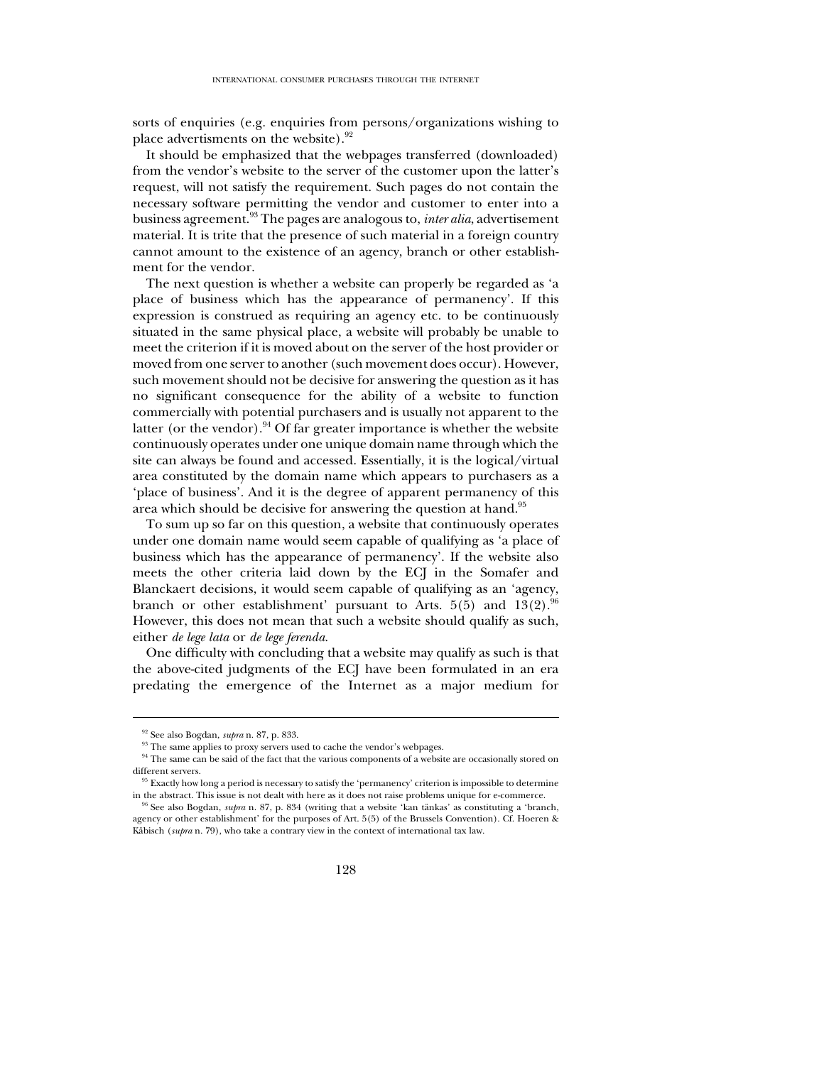sorts of enquiries (e.g. enquiries from persons/organizations wishing to place advertisments on the website).[92]

It should be emphasized that the webpages transferred (downloaded) from the vendor's website to the server of the customer upon the latter's request, will not satisfy the requirement. Such pages do not contain the necessary software permitting the vendor and customer to enter into a business agreement.[93] The pages are analogous to, *inter alia*, advertisement material. It is trite that the presence of such material in a foreign country cannot amount to the existence of an agency, branch or other establishment for the vendor.

The next question is whether a website can properly be regarded as 'a place of business which has the appearance of permanency'. If this expression is construed as requiring an agency etc. to be continuously situated in the same physical place, a website will probably be unable to meet the criterion if it is moved about on the server of the host provider or moved from one server to another (such movement does occur). However, such movement should not be decisive for answering the question as it has no significant consequence for the ability of a website to function commercially with potential purchasers and is usually not apparent to the latter (or the vendor).[94] Of far greater importance is whether the website continuously operates under one unique domain name through which the site can always be found and accessed. Essentially, it is the logical/virtual area constituted by the domain name which appears to purchasers as a 'place of business'. And it is the degree of apparent permanency of this area which should be decisive for answering the question at hand.[95]

To sum up so far on this question, a website that continuously operates under one domain name would seem capable of qualifying as 'a place of business which has the appearance of permanency'. If the website also meets the other criteria laid down by the ECJ in the Somafer and Blanckaert decisions, it would seem capable of qualifying as an 'agency, branch or other establishment' pursuant to Arts. 5(5) and 13(2).[96] However, this does not mean that such a website should qualify as such, either *de lege lata* or *de lege ferenda*.

One difficulty with concluding that a website may qualify as such is that the above-cited judgments of the ECJ have been formulated in an era predating the emergence of the Internet as a major medium for

---

[92] See also Bogdan, *supra* n. 87, p. 833.

[93] The same applies to proxy servers used to cache the vendor's webpages.

[94] The same can be said of the fact that the various components of a website are occasionally stored on different servers.

[95] Exactly how long a period is necessary to satisfy the 'permanency' criterion is impossible to determine in the abstract. This issue is not dealt with here as it does not raise problems unique for e-commerce.

[96] See also Bogdan, *supra* n. 87, p. 834 (writing that a website 'kan tänkas' as constituting a 'branch, agency or other establishment' for the purposes of Art. 5(5) of the Brussels Convention). Cf. Hoeren & Käbisch (*supra* n. 79), who take a contrary view in the context of international tax law.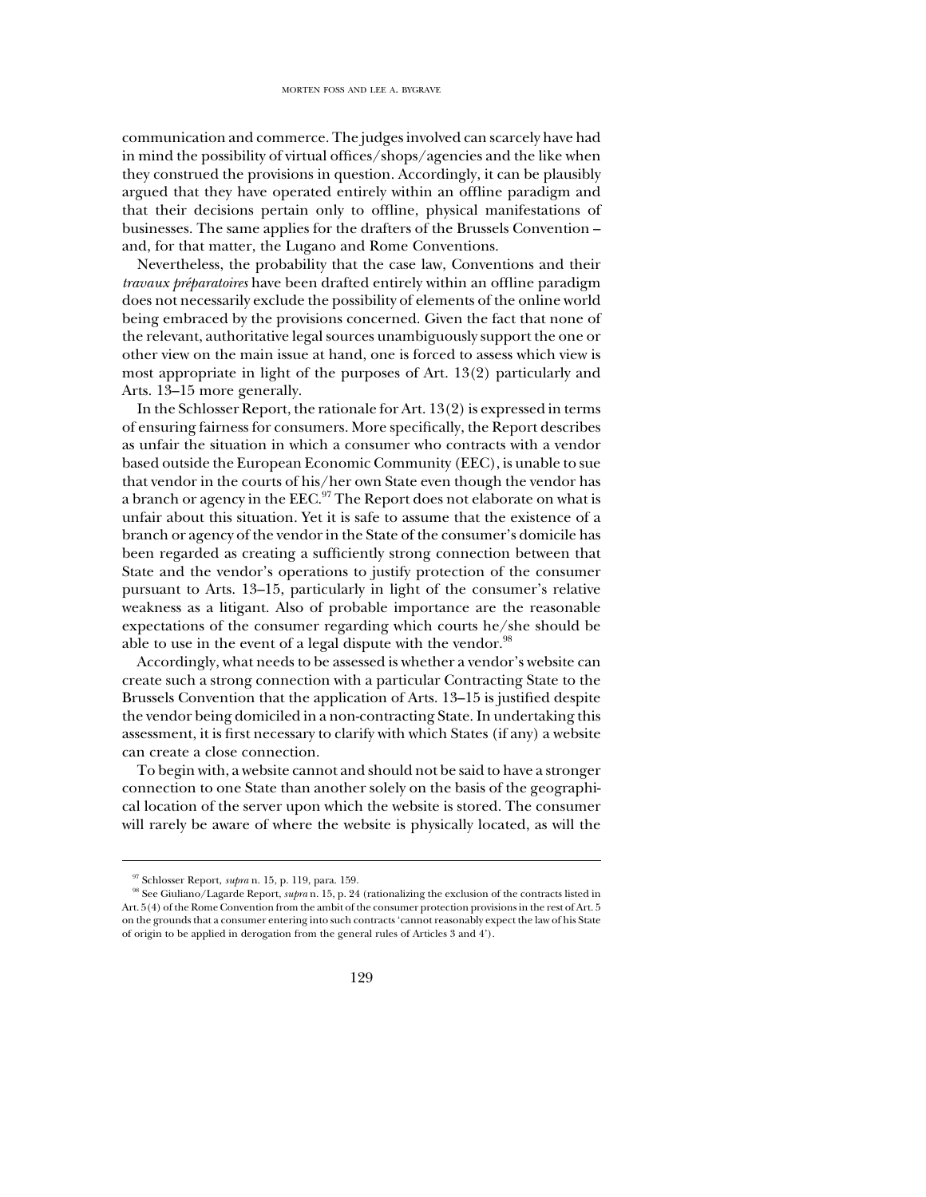communication and commerce. The judges involved can scarcely have had in mind the possibility of virtual offices/shops/agencies and the like when they construed the provisions in question. Accordingly, it can be plausibly argued that they have operated entirely within an offline paradigm and that their decisions pertain only to offline, physical manifestations of businesses. The same applies for the drafters of the Brussels Convention – and, for that matter, the Lugano and Rome Conventions.

Nevertheless, the probability that the case law, Conventions and their *travaux préparatoires* have been drafted entirely within an offline paradigm does not necessarily exclude the possibility of elements of the online world being embraced by the provisions concerned. Given the fact that none of the relevant, authoritative legal sources unambiguously support the one or other view on the main issue at hand, one is forced to assess which view is most appropriate in light of the purposes of Art. 13(2) particularly and Arts. 13–15 more generally.

In the Schlosser Report, the rationale for Art. 13(2) is expressed in terms of ensuring fairness for consumers. More specifically, the Report describes as unfair the situation in which a consumer who contracts with a vendor based outside the European Economic Community (EEC), is unable to sue that vendor in the courts of his/her own State even though the vendor has a branch or agency in the EEC.[97] The Report does not elaborate on what is unfair about this situation. Yet it is safe to assume that the existence of a branch or agency of the vendor in the State of the consumer's domicile has been regarded as creating a sufficiently strong connection between that State and the vendor's operations to justify protection of the consumer pursuant to Arts. 13–15, particularly in light of the consumer's relative weakness as a litigant. Also of probable importance are the reasonable expectations of the consumer regarding which courts he/she should be able to use in the event of a legal dispute with the vendor.[98]

Accordingly, what needs to be assessed is whether a vendor's website can create such a strong connection with a particular Contracting State to the Brussels Convention that the application of Arts. 13–15 is justified despite the vendor being domiciled in a non-contracting State. In undertaking this assessment, it is first necessary to clarify with which States (if any) a website can create a close connection.

To begin with, a website cannot and should not be said to have a stronger connection to one State than another solely on the basis of the geographical location of the server upon which the website is stored. The consumer will rarely be aware of where the website is physically located, as will the

---

[97] Schlosser Report, *supra* n. 15, p. 119, para. 159.

[98] See Giuliano/Lagarde Report, *supra* n. 15, p. 24 (rationalizing the exclusion of the contracts listed in Art. 5(4) of the Rome Convention from the ambit of the consumer protection provisions in the rest of Art. 5 on the grounds that a consumer entering into such contracts 'cannot reasonably expect the law of his State of origin to be applied in derogation from the general rules of Articles 3 and 4').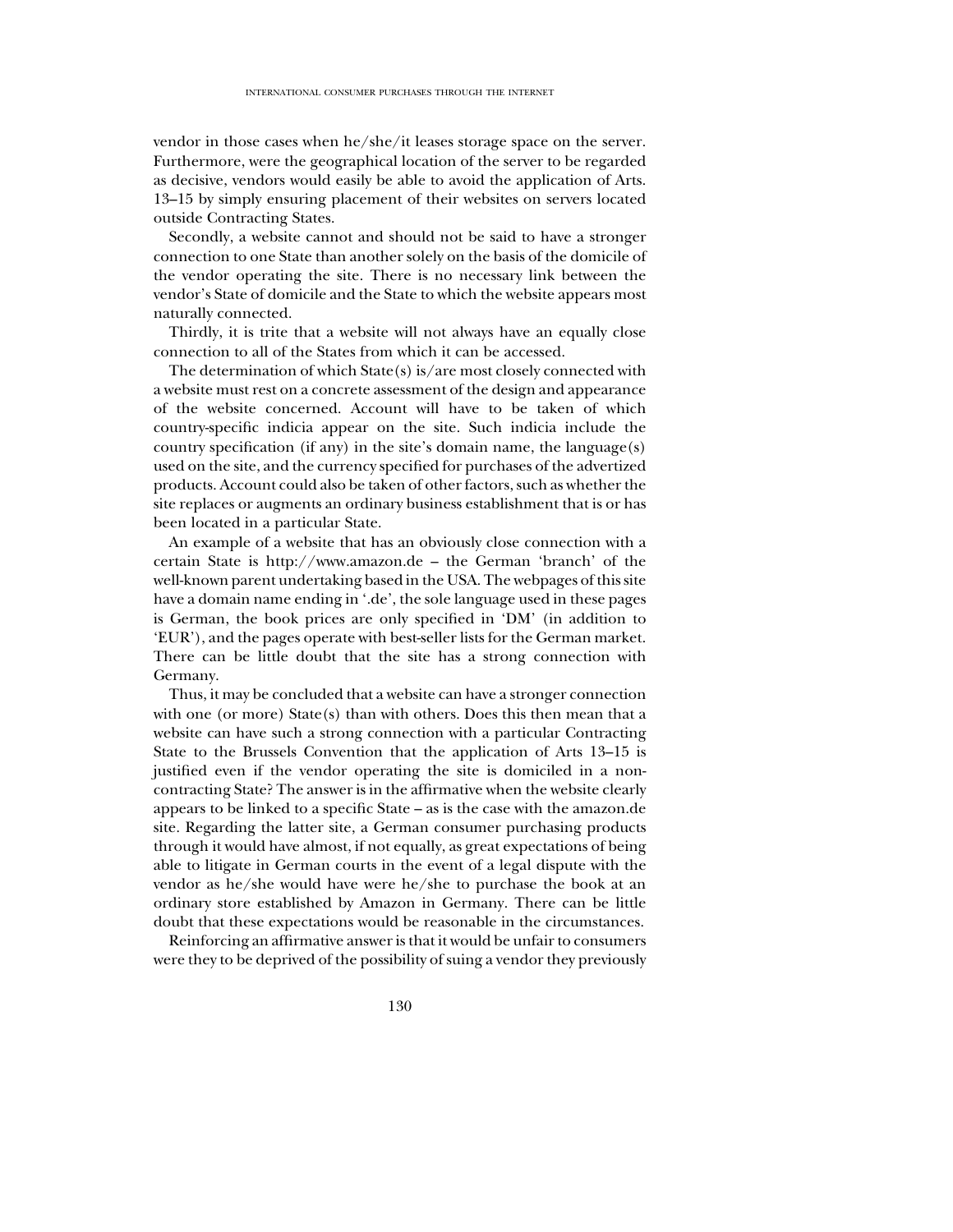vendor in those cases when he/she/it leases storage space on the server. Furthermore, were the geographical location of the server to be regarded as decisive, vendors would easily be able to avoid the application of Arts. 13–15 by simply ensuring placement of their websites on servers located outside Contracting States.

Secondly, a website cannot and should not be said to have a stronger connection to one State than another solely on the basis of the domicile of the vendor operating the site. There is no necessary link between the vendor's State of domicile and the State to which the website appears most naturally connected.

Thirdly, it is trite that a website will not always have an equally close connection to all of the States from which it can be accessed.

The determination of which State(s) is/are most closely connected with a website must rest on a concrete assessment of the design and appearance of the website concerned. Account will have to be taken of which country-specific indicia appear on the site. Such indicia include the country specification (if any) in the site's domain name, the language(s) used on the site, and the currency specified for purchases of the advertized products. Account could also be taken of other factors, such as whether the site replaces or augments an ordinary business establishment that is or has been located in a particular State.

An example of a website that has an obviously close connection with a certain State is http://www.amazon.de – the German 'branch' of the well-known parent undertaking based in the USA. The webpages of this site have a domain name ending in '.de', the sole language used in these pages is German, the book prices are only specified in 'DM' (in addition to 'EUR'), and the pages operate with best-seller lists for the German market. There can be little doubt that the site has a strong connection with Germany.

Thus, it may be concluded that a website can have a stronger connection with one (or more) State(s) than with others. Does this then mean that a website can have such a strong connection with a particular Contracting State to the Brussels Convention that the application of Arts 13–15 is justified even if the vendor operating the site is domiciled in a non-contracting State? The answer is in the affirmative when the website clearly appears to be linked to a specific State – as is the case with the amazon.de site. Regarding the latter site, a German consumer purchasing products through it would have almost, if not equally, as great expectations of being able to litigate in German courts in the event of a legal dispute with the vendor as he/she would have were he/she to purchase the book at an ordinary store established by Amazon in Germany. There can be little doubt that these expectations would be reasonable in the circumstances.

Reinforcing an affirmative answer is that it would be unfair to consumers were they to be deprived of the possibility of suing a vendor they previously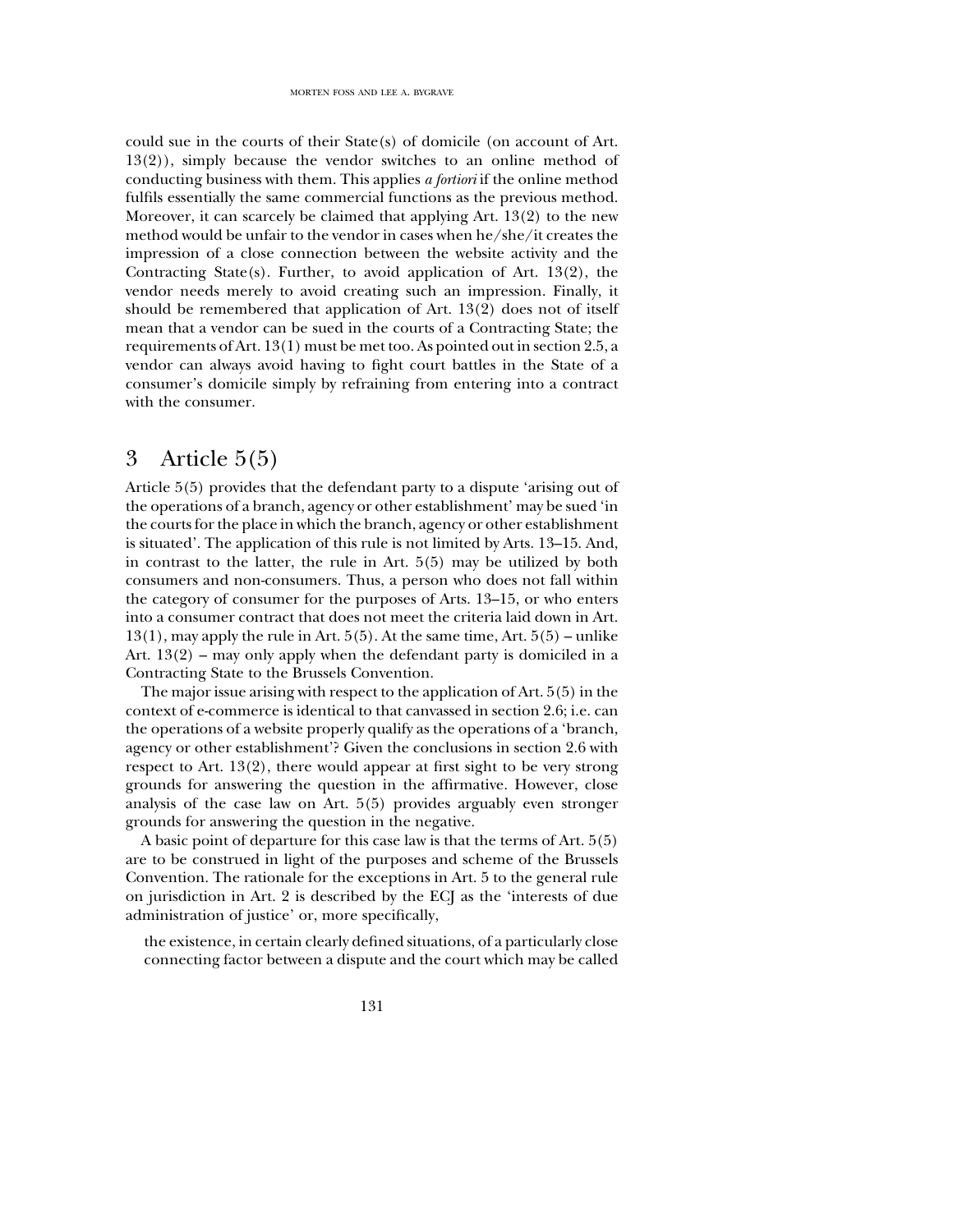could sue in the courts of their State(s) of domicile (on account of Art. 13(2)), simply because the vendor switches to an online method of conducting business with them. This applies *a fortiori* if the online method fulfils essentially the same commercial functions as the previous method. Moreover, it can scarcely be claimed that applying Art. 13(2) to the new method would be unfair to the vendor in cases when he/she/it creates the impression of a close connection between the website activity and the Contracting State(s). Further, to avoid application of Art. 13(2), the vendor needs merely to avoid creating such an impression. Finally, it should be remembered that application of Art. 13(2) does not of itself mean that a vendor can be sued in the courts of a Contracting State; the requirements of Art. 13(1) must be met too. As pointed out in section 2.5, a vendor can always avoid having to fight court battles in the State of a consumer's domicile simply by refraining from entering into a contract with the consumer.

## 3 Article 5(5)

Article 5(5) provides that the defendant party to a dispute 'arising out of the operations of a branch, agency or other establishment' may be sued 'in the courts for the place in which the branch, agency or other establishment is situated'. The application of this rule is not limited by Arts. 13–15. And, in contrast to the latter, the rule in Art. 5(5) may be utilized by both consumers and non-consumers. Thus, a person who does not fall within the category of consumer for the purposes of Arts. 13–15, or who enters into a consumer contract that does not meet the criteria laid down in Art. 13(1), may apply the rule in Art. 5(5). At the same time, Art. 5(5) – unlike Art. 13(2) – may only apply when the defendant party is domiciled in a Contracting State to the Brussels Convention.

The major issue arising with respect to the application of Art. 5(5) in the context of e-commerce is identical to that canvassed in section 2.6; i.e. can the operations of a website properly qualify as the operations of a 'branch, agency or other establishment'? Given the conclusions in section 2.6 with respect to Art. 13(2), there would appear at first sight to be very strong grounds for answering the question in the affirmative. However, close analysis of the case law on Art. 5(5) provides arguably even stronger grounds for answering the question in the negative.

A basic point of departure for this case law is that the terms of Art. 5(5) are to be construed in light of the purposes and scheme of the Brussels Convention. The rationale for the exceptions in Art. 5 to the general rule on jurisdiction in Art. 2 is described by the ECJ as the 'interests of due administration of justice' or, more specifically,

> the existence, in certain clearly defined situations, of a particularly close connecting factor between a dispute and the court which may be called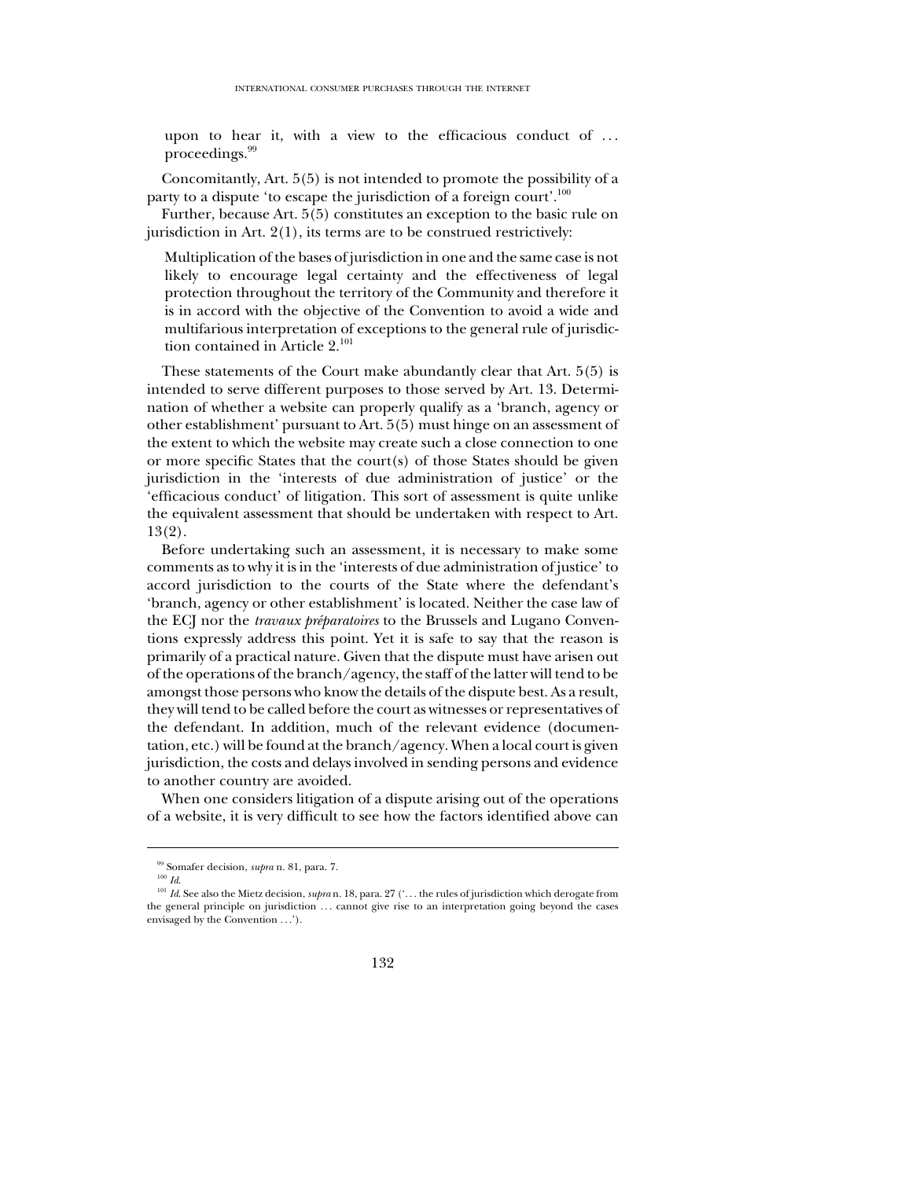upon to hear it, with a view to the efficacious conduct of … proceedings.[99]

Concomitantly, Art. 5(5) is not intended to promote the possibility of a party to a dispute 'to escape the jurisdiction of a foreign court'.[100]

Further, because Art. 5(5) constitutes an exception to the basic rule on jurisdiction in Art. 2(1), its terms are to be construed restrictively:

> Multiplication of the bases of jurisdiction in one and the same case is not likely to encourage legal certainty and the effectiveness of legal protection throughout the territory of the Community and therefore it is in accord with the objective of the Convention to avoid a wide and multifarious interpretation of exceptions to the general rule of jurisdiction contained in Article 2.[101]

These statements of the Court make abundantly clear that Art. 5(5) is intended to serve different purposes to those served by Art. 13. Determination of whether a website can properly qualify as a 'branch, agency or other establishment' pursuant to Art. 5(5) must hinge on an assessment of the extent to which the website may create such a close connection to one or more specific States that the court(s) of those States should be given jurisdiction in the 'interests of due administration of justice' or the 'efficacious conduct' of litigation. This sort of assessment is quite unlike the equivalent assessment that should be undertaken with respect to Art. 13(2).

Before undertaking such an assessment, it is necessary to make some comments as to why it is in the 'interests of due administration of justice' to accord jurisdiction to the courts of the State where the defendant's 'branch, agency or other establishment' is located. Neither the case law of the ECJ nor the *travaux préparatoires* to the Brussels and Lugano Conventions expressly address this point. Yet it is safe to say that the reason is primarily of a practical nature. Given that the dispute must have arisen out of the operations of the branch/agency, the staff of the latter will tend to be amongst those persons who know the details of the dispute best. As a result, they will tend to be called before the court as witnesses or representatives of the defendant. In addition, much of the relevant evidence (documentation, etc.) will be found at the branch/agency. When a local court is given jurisdiction, the costs and delays involved in sending persons and evidence to another country are avoided.

When one considers litigation of a dispute arising out of the operations of a website, it is very difficult to see how the factors identified above can

---

[99] Somafer decision, *supra* n. 81, para. 7.

[100] *Id.*

[101] *Id.* See also the Mietz decision, *supra* n. 18, para. 27 ('… the rules of jurisdiction which derogate from the general principle on jurisdiction … cannot give rise to an interpretation going beyond the cases envisaged by the Convention …').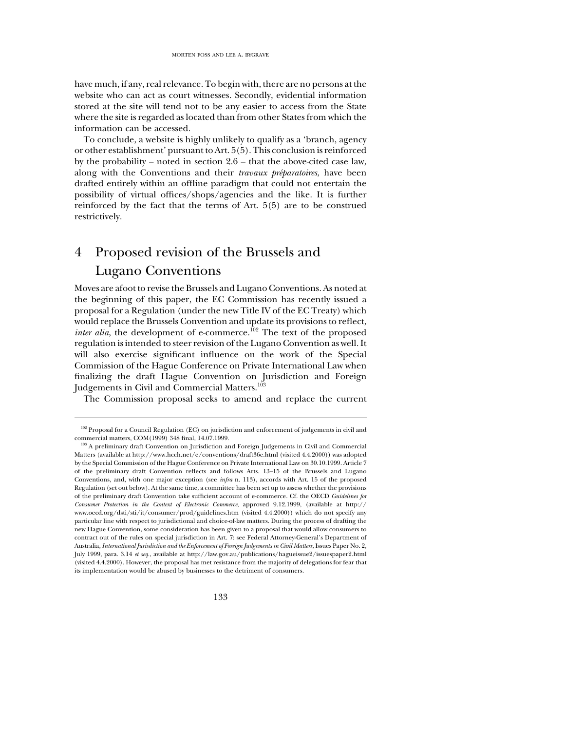have much, if any, real relevance. To begin with, there are no persons at the website who can act as court witnesses. Secondly, evidential information stored at the site will tend not to be any easier to access from the State where the site is regarded as located than from other States from which the information can be accessed.

To conclude, a website is highly unlikely to qualify as a 'branch, agency or other establishment' pursuant to Art. 5(5). This conclusion is reinforced by the probability – noted in section 2.6 – that the above-cited case law, along with the Conventions and their *travaux préparatoires*, have been drafted entirely within an offline paradigm that could not entertain the possibility of virtual offices/shops/agencies and the like. It is further reinforced by the fact that the terms of Art. 5(5) are to be construed restrictively.

# 4 Proposed revision of the Brussels and Lugano Conventions

Moves are afoot to revise the Brussels and Lugano Conventions. As noted at the beginning of this paper, the EC Commission has recently issued a proposal for a Regulation (under the new Title IV of the EC Treaty) which would replace the Brussels Convention and update its provisions to reflect, *inter alia*, the development of e-commerce.[102] The text of the proposed regulation is intended to steer revision of the Lugano Convention as well. It will also exercise significant influence on the work of the Special Commission of the Hague Conference on Private International Law when finalizing the draft Hague Convention on Jurisdiction and Foreign Judgements in Civil and Commercial Matters.[103]

The Commission proposal seeks to amend and replace the current

---

[102] Proposal for a Council Regulation (EC) on jurisdiction and enforcement of judgements in civil and commercial matters, COM(1999) 348 final, 14.07.1999.

[103] A preliminary draft Convention on Jurisdiction and Foreign Judgements in Civil and Commercial Matters (available at http://www.hcch.net/e/conventions/draft36e.html (visited 4.4.2000)) was adopted by the Special Commission of the Hague Conference on Private International Law on 30.10.1999. Article 7 of the preliminary draft Convention reflects and follows Arts. 13–15 of the Brussels and Lugano Conventions, and, with one major exception (see *infra* n. 113), accords with Art. 15 of the proposed Regulation (set out below). At the same time, a committee has been set up to assess whether the provisions of the preliminary draft Convention take sufficient account of e-commerce. Cf. the OECD *Guidelines for Consumer Protection in the Context of Electronic Commerce*, approved 9.12.1999, (available at http://www.oecd.org/dsti/sti/it/consumer/prod/guidelines.htm (visited 4.4.2000)) which do not specify any particular line with respect to jurisdictional and choice-of-law matters. During the process of drafting the new Hague Convention, some consideration has been given to a proposal that would allow consumers to contract out of the rules on special jurisdiction in Art. 7: see Federal Attorney-General's Department of Australia, *International Jurisdiction and the Enforcement of Foreign Judgements in Civil Matters*, Issues Paper No. 2, July 1999, para. 3.14 *et seq.*, available at http://law.gov.au/publications/hagueissue2/issuespaper2.html (visited 4.4.2000). However, the proposal has met resistance from the majority of delegations for fear that its implementation would be abused by businesses to the detriment of consumers.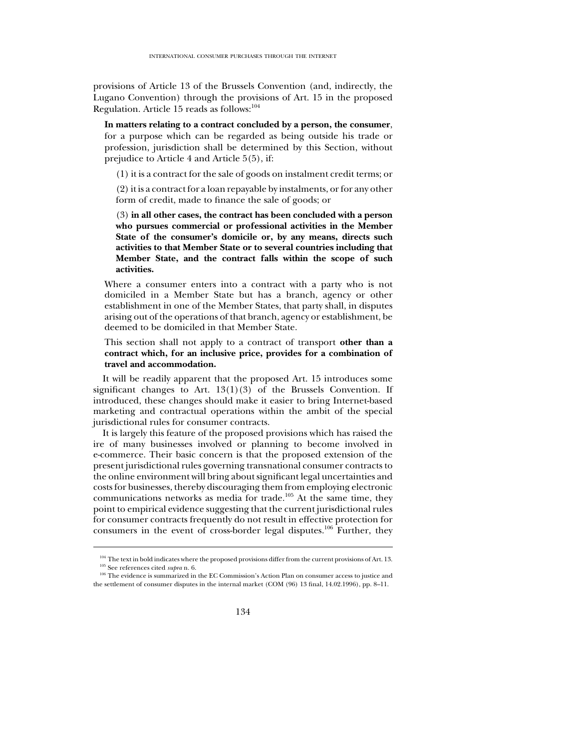provisions of Article 13 of the Brussels Convention (and, indirectly, the Lugano Convention) through the provisions of Art. 15 in the proposed Regulation. Article 15 reads as follows:[104]

> **In matters relating to a contract concluded by a person, the consumer**, for a purpose which can be regarded as being outside his trade or profession, jurisdiction shall be determined by this Section, without prejudice to Article 4 and Article 5(5), if:
>
> (1) it is a contract for the sale of goods on instalment credit terms; or
>
> (2) it is a contract for a loan repayable by instalments, or for any other form of credit, made to finance the sale of goods; or
>
> (3) **in all other cases, the contract has been concluded with a person who pursues commercial or professional activities in the Member State of the consumer's domicile or, by any means, directs such activities to that Member State or to several countries including that Member State, and the contract falls within the scope of such activities.**
>
> Where a consumer enters into a contract with a party who is not domiciled in a Member State but has a branch, agency or other establishment in one of the Member States, that party shall, in disputes arising out of the operations of that branch, agency or establishment, be deemed to be domiciled in that Member State.
>
> This section shall not apply to a contract of transport **other than a contract which, for an inclusive price, provides for a combination of travel and accommodation.**

It will be readily apparent that the proposed Art. 15 introduces some significant changes to Art. 13(1)(3) of the Brussels Convention. If introduced, these changes should make it easier to bring Internet-based marketing and contractual operations within the ambit of the special jurisdictional rules for consumer contracts.

It is largely this feature of the proposed provisions which has raised the ire of many businesses involved or planning to become involved in e-commerce. Their basic concern is that the proposed extension of the present jurisdictional rules governing transnational consumer contracts to the online environment will bring about significant legal uncertainties and costs for businesses, thereby discouraging them from employing electronic communications networks as media for trade.[105] At the same time, they point to empirical evidence suggesting that the current jurisdictional rules for consumer contracts frequently do not result in effective protection for consumers in the event of cross-border legal disputes.[106] Further, they

---

[104] The text in bold indicates where the proposed provisions differ from the current provisions of Art. 13.

[105] See references cited *supra* n. 6.

[106] The evidence is summarized in the EC Commission's Action Plan on consumer access to justice and the settlement of consumer disputes in the internal market (COM (96) 13 final, 14.02.1996), pp. 8–11.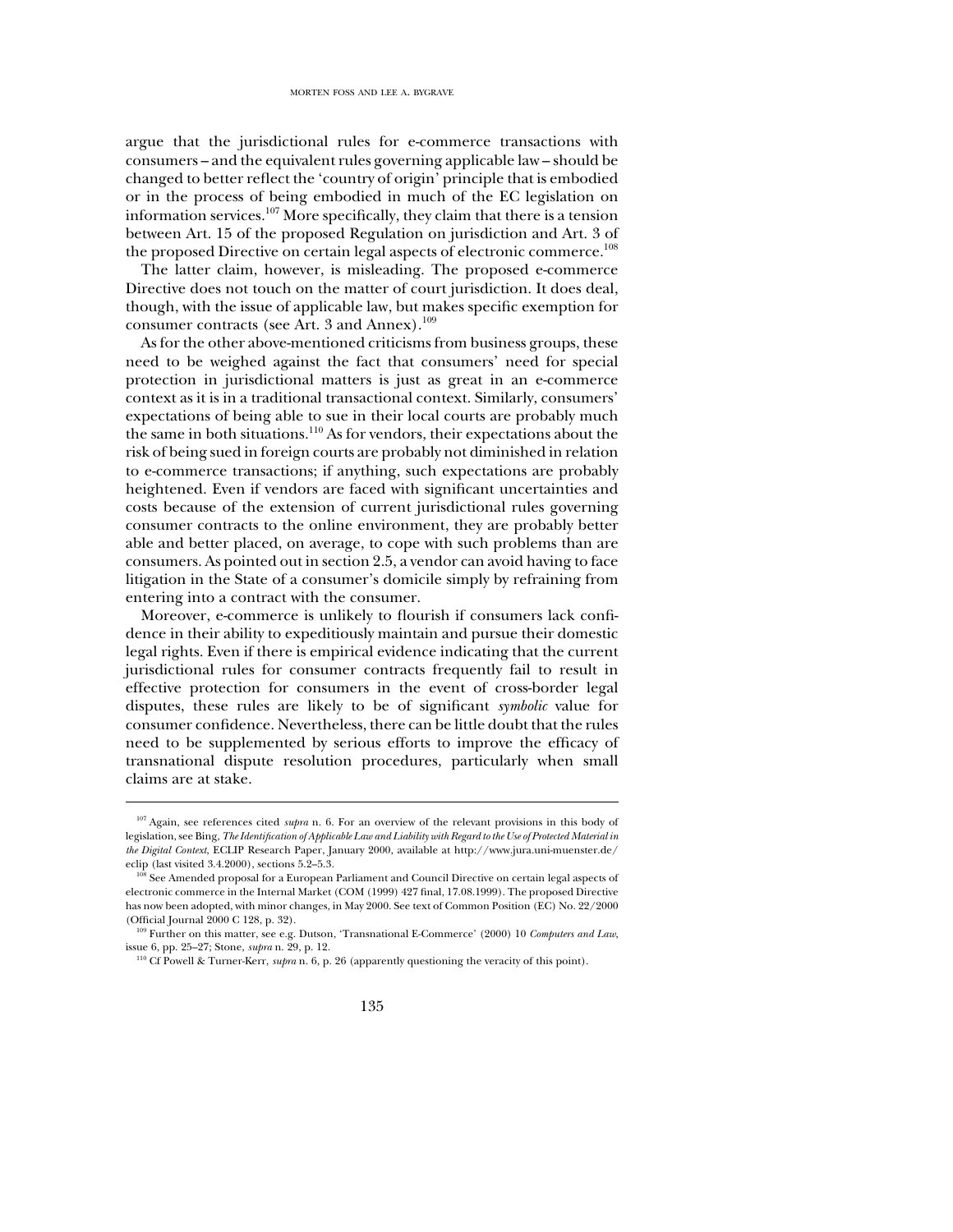argue that the jurisdictional rules for e-commerce transactions with consumers – and the equivalent rules governing applicable law – should be changed to better reflect the 'country of origin' principle that is embodied or in the process of being embodied in much of the EC legislation on information services.[107] More specifically, they claim that there is a tension between Art. 15 of the proposed Regulation on jurisdiction and Art. 3 of the proposed Directive on certain legal aspects of electronic commerce.[108]

The latter claim, however, is misleading. The proposed e-commerce Directive does not touch on the matter of court jurisdiction. It does deal, though, with the issue of applicable law, but makes specific exemption for consumer contracts (see Art. 3 and Annex).[109]

As for the other above-mentioned criticisms from business groups, these need to be weighed against the fact that consumers' need for special protection in jurisdictional matters is just as great in an e-commerce context as it is in a traditional transactional context. Similarly, consumers' expectations of being able to sue in their local courts are probably much the same in both situations.[110] As for vendors, their expectations about the risk of being sued in foreign courts are probably not diminished in relation to e-commerce transactions; if anything, such expectations are probably heightened. Even if vendors are faced with significant uncertainties and costs because of the extension of current jurisdictional rules governing consumer contracts to the online environment, they are probably better able and better placed, on average, to cope with such problems than are consumers. As pointed out in section 2.5, a vendor can avoid having to face litigation in the State of a consumer's domicile simply by refraining from entering into a contract with the consumer.

Moreover, e-commerce is unlikely to flourish if consumers lack confidence in their ability to expeditiously maintain and pursue their domestic legal rights. Even if there is empirical evidence indicating that the current jurisdictional rules for consumer contracts frequently fail to result in effective protection for consumers in the event of cross-border legal disputes, these rules are likely to be of significant *symbolic* value for consumer confidence. Nevertheless, there can be little doubt that the rules need to be supplemented by serious efforts to improve the efficacy of transnational dispute resolution procedures, particularly when small claims are at stake.

---

[107] Again, see references cited *supra* n. 6. For an overview of the relevant provisions in this body of legislation, see Bing, *The Identification of Applicable Law and Liability with Regard to the Use of Protected Material in the Digital Context*, ECLIP Research Paper, January 2000, available at http://www.jura.uni-muenster.de/eclip (last visited 3.4.2000), sections 5.2–5.3.

[108] See Amended proposal for a European Parliament and Council Directive on certain legal aspects of electronic commerce in the Internal Market (COM (1999) 427 final, 17.08.1999). The proposed Directive has now been adopted, with minor changes, in May 2000. See text of Common Position (EC) No. 22/2000 (Official Journal 2000 C 128, p. 32).

[109] Further on this matter, see e.g. Dutson, 'Transnational E-Commerce' (2000) 10 *Computers and Law*, issue 6, pp. 25–27; Stone, *supra* n. 29, p. 12.

[110] Cf Powell & Turner-Kerr, *supra* n. 6, p. 26 (apparently questioning the veracity of this point).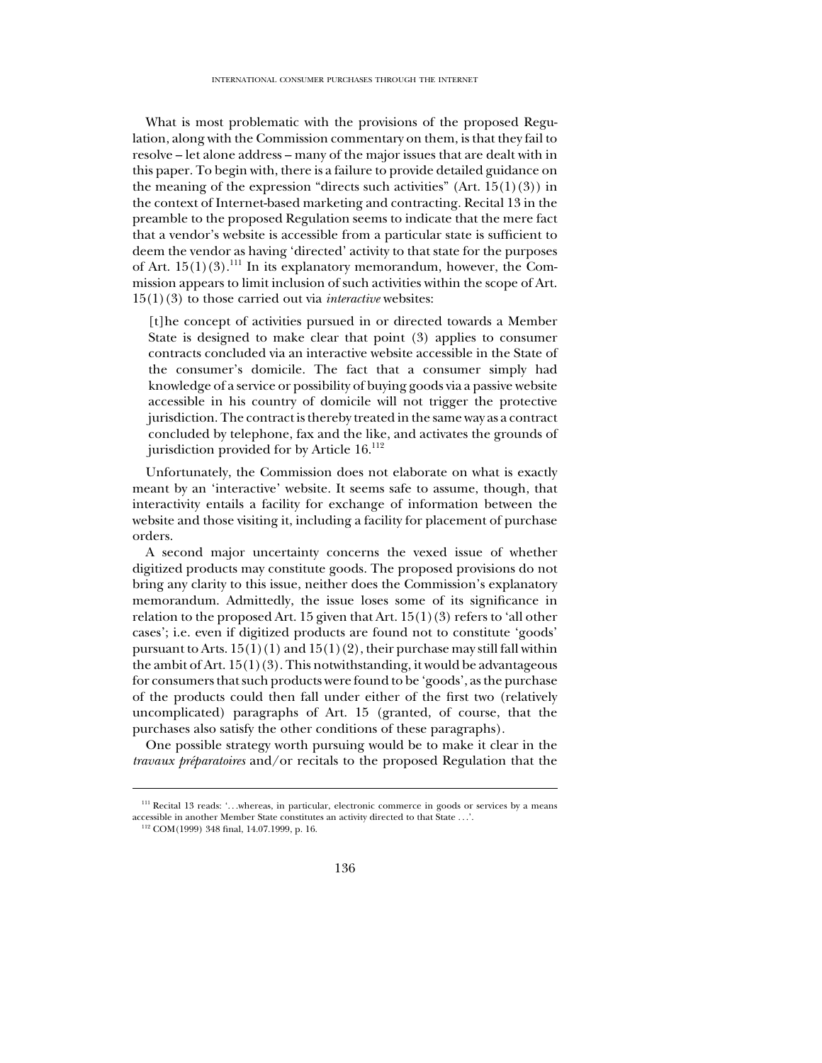What is most problematic with the provisions of the proposed Regulation, along with the Commission commentary on them, is that they fail to resolve – let alone address – many of the major issues that are dealt with in this paper. To begin with, there is a failure to provide detailed guidance on the meaning of the expression "directs such activities" (Art. 15(1)(3)) in the context of Internet-based marketing and contracting. Recital 13 in the preamble to the proposed Regulation seems to indicate that the mere fact that a vendor's website is accessible from a particular state is sufficient to deem the vendor as having 'directed' activity to that state for the purposes of Art. 15(1)(3).[111] In its explanatory memorandum, however, the Commission appears to limit inclusion of such activities within the scope of Art. 15(1)(3) to those carried out via *interactive* websites:

> [t]he concept of activities pursued in or directed towards a Member State is designed to make clear that point (3) applies to consumer contracts concluded via an interactive website accessible in the State of the consumer's domicile. The fact that a consumer simply had knowledge of a service or possibility of buying goods via a passive website accessible in his country of domicile will not trigger the protective jurisdiction. The contract is thereby treated in the same way as a contract concluded by telephone, fax and the like, and activates the grounds of jurisdiction provided for by Article 16.[112]

Unfortunately, the Commission does not elaborate on what is exactly meant by an 'interactive' website. It seems safe to assume, though, that interactivity entails a facility for exchange of information between the website and those visiting it, including a facility for placement of purchase orders.

A second major uncertainty concerns the vexed issue of whether digitized products may constitute goods. The proposed provisions do not bring any clarity to this issue, neither does the Commission's explanatory memorandum. Admittedly, the issue loses some of its significance in relation to the proposed Art. 15 given that Art. 15(1)(3) refers to 'all other cases'; i.e. even if digitized products are found not to constitute 'goods' pursuant to Arts. 15(1)(1) and 15(1)(2), their purchase may still fall within the ambit of Art. 15(1)(3). This notwithstanding, it would be advantageous for consumers that such products were found to be 'goods', as the purchase of the products could then fall under either of the first two (relatively uncomplicated) paragraphs of Art. 15 (granted, of course, that the purchases also satisfy the other conditions of these paragraphs).

One possible strategy worth pursuing would be to make it clear in the *travaux préparatoires* and/or recitals to the proposed Regulation that the

---

[111] Recital 13 reads: '…whereas, in particular, electronic commerce in goods or services by a means accessible in another Member State constitutes an activity directed to that State …'.

[112] COM(1999) 348 final, 14.07.1999, p. 16.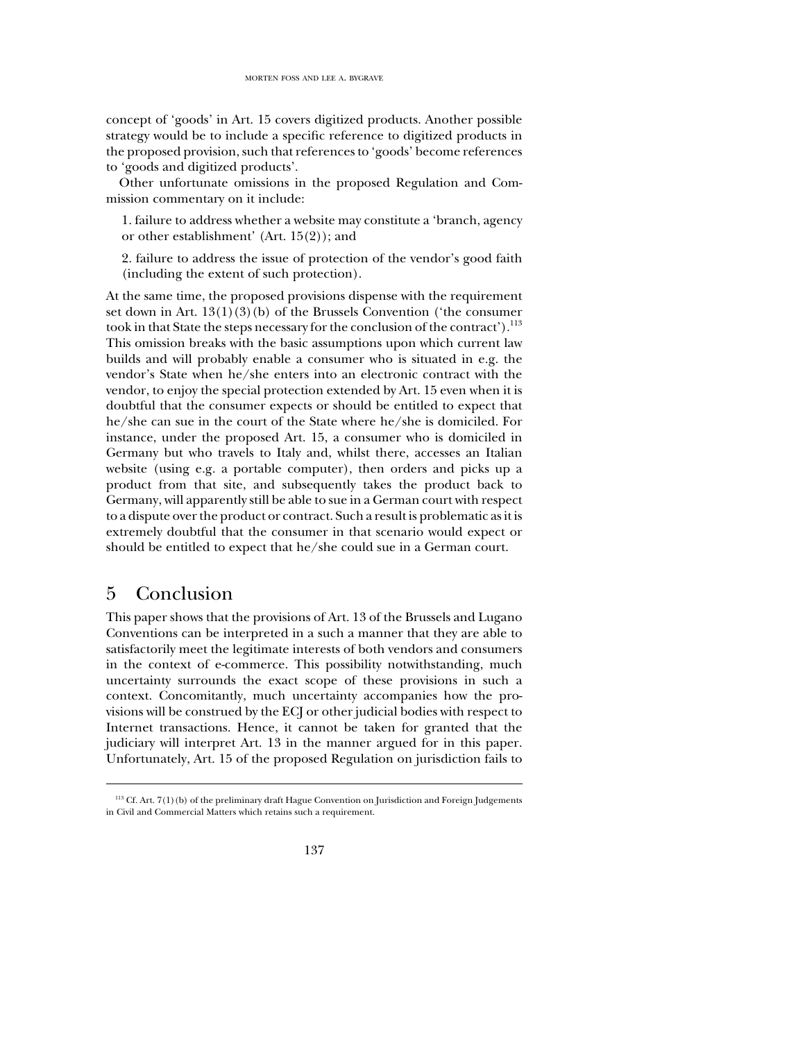concept of 'goods' in Art. 15 covers digitized products. Another possible strategy would be to include a specific reference to digitized products in the proposed provision, such that references to 'goods' become references to 'goods and digitized products'.

Other unfortunate omissions in the proposed Regulation and Commission commentary on it include:

1. failure to address whether a website may constitute a 'branch, agency or other establishment' (Art. 15(2)); and

2. failure to address the issue of protection of the vendor's good faith (including the extent of such protection).

At the same time, the proposed provisions dispense with the requirement set down in Art. 13(1)(3)(b) of the Brussels Convention ('the consumer took in that State the steps necessary for the conclusion of the contract').[113] This omission breaks with the basic assumptions upon which current law builds and will probably enable a consumer who is situated in e.g. the vendor's State when he/she enters into an electronic contract with the vendor, to enjoy the special protection extended by Art. 15 even when it is doubtful that the consumer expects or should be entitled to expect that he/she can sue in the court of the State where he/she is domiciled. For instance, under the proposed Art. 15, a consumer who is domiciled in Germany but who travels to Italy and, whilst there, accesses an Italian website (using e.g. a portable computer), then orders and picks up a product from that site, and subsequently takes the product back to Germany, will apparently still be able to sue in a German court with respect to a dispute over the product or contract. Such a result is problematic as it is extremely doubtful that the consumer in that scenario would expect or should be entitled to expect that he/she could sue in a German court.

## 5 Conclusion

This paper shows that the provisions of Art. 13 of the Brussels and Lugano Conventions can be interpreted in a such a manner that they are able to satisfactorily meet the legitimate interests of both vendors and consumers in the context of e-commerce. This possibility notwithstanding, much uncertainty surrounds the exact scope of these provisions in such a context. Concomitantly, much uncertainty accompanies how the provisions will be construed by the ECJ or other judicial bodies with respect to Internet transactions. Hence, it cannot be taken for granted that the judiciary will interpret Art. 13 in the manner argued for in this paper. Unfortunately, Art. 15 of the proposed Regulation on jurisdiction fails to

[113] Cf. Art. 7(1)(b) of the preliminary draft Hague Convention on Jurisdiction and Foreign Judgements in Civil and Commercial Matters which retains such a requirement.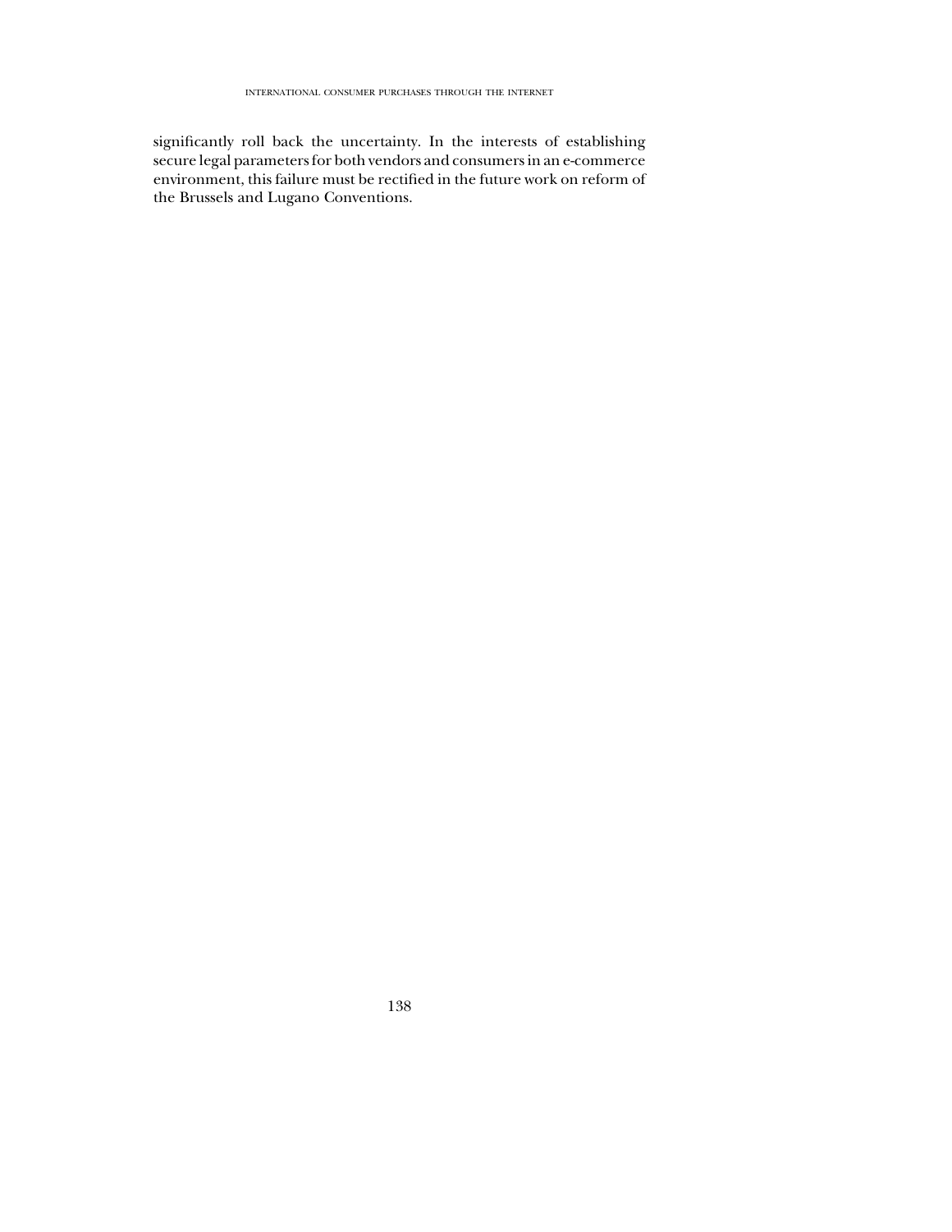significantly roll back the uncertainty. In the interests of establishing secure legal parameters for both vendors and consumers in an e-commerce environment, this failure must be rectified in the future work on reform of the Brussels and Lugano Conventions.